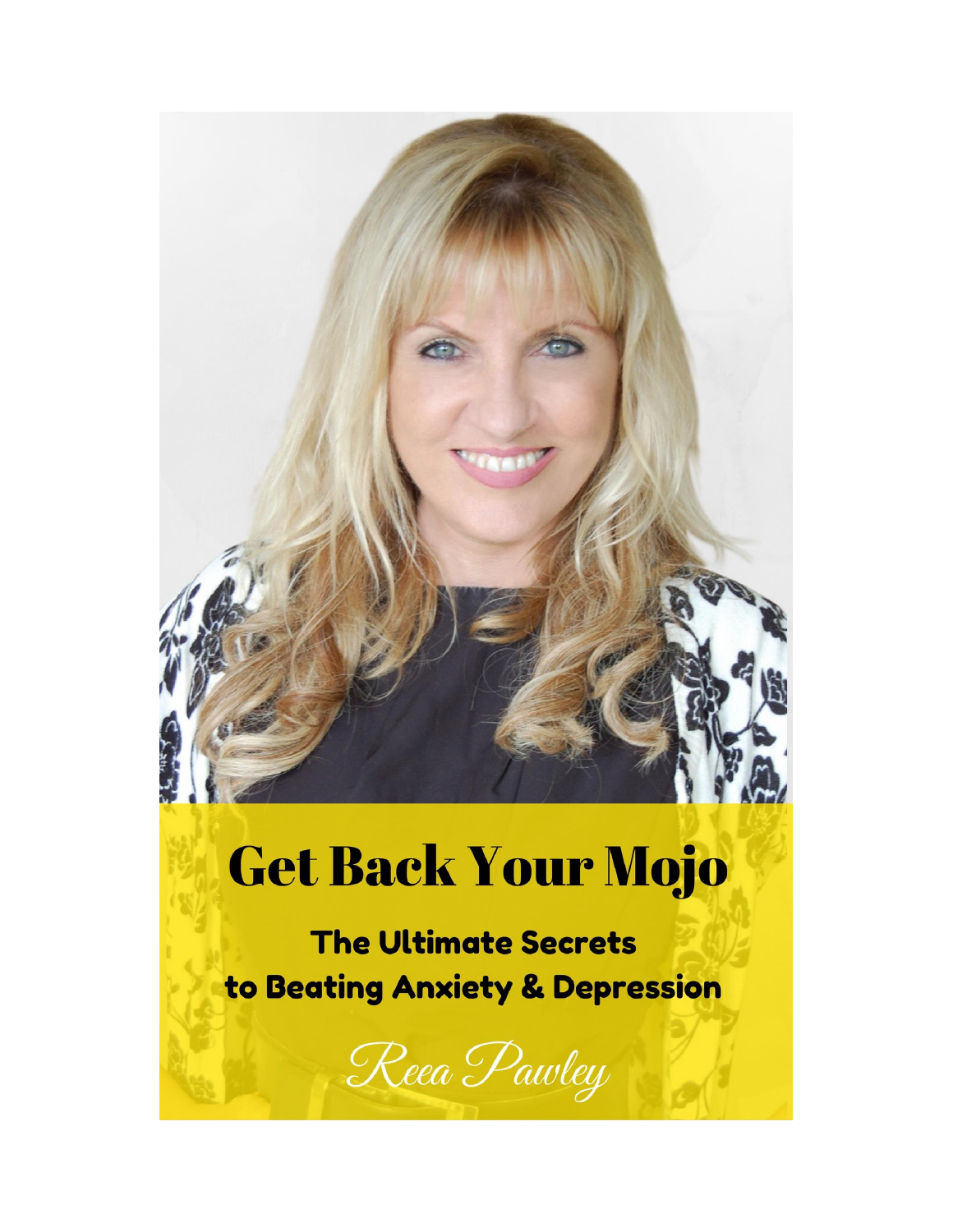# Get Back Your Mojo

## The Ultimate Secrets to Beating Anxiety & Depression

*Reea Pawley*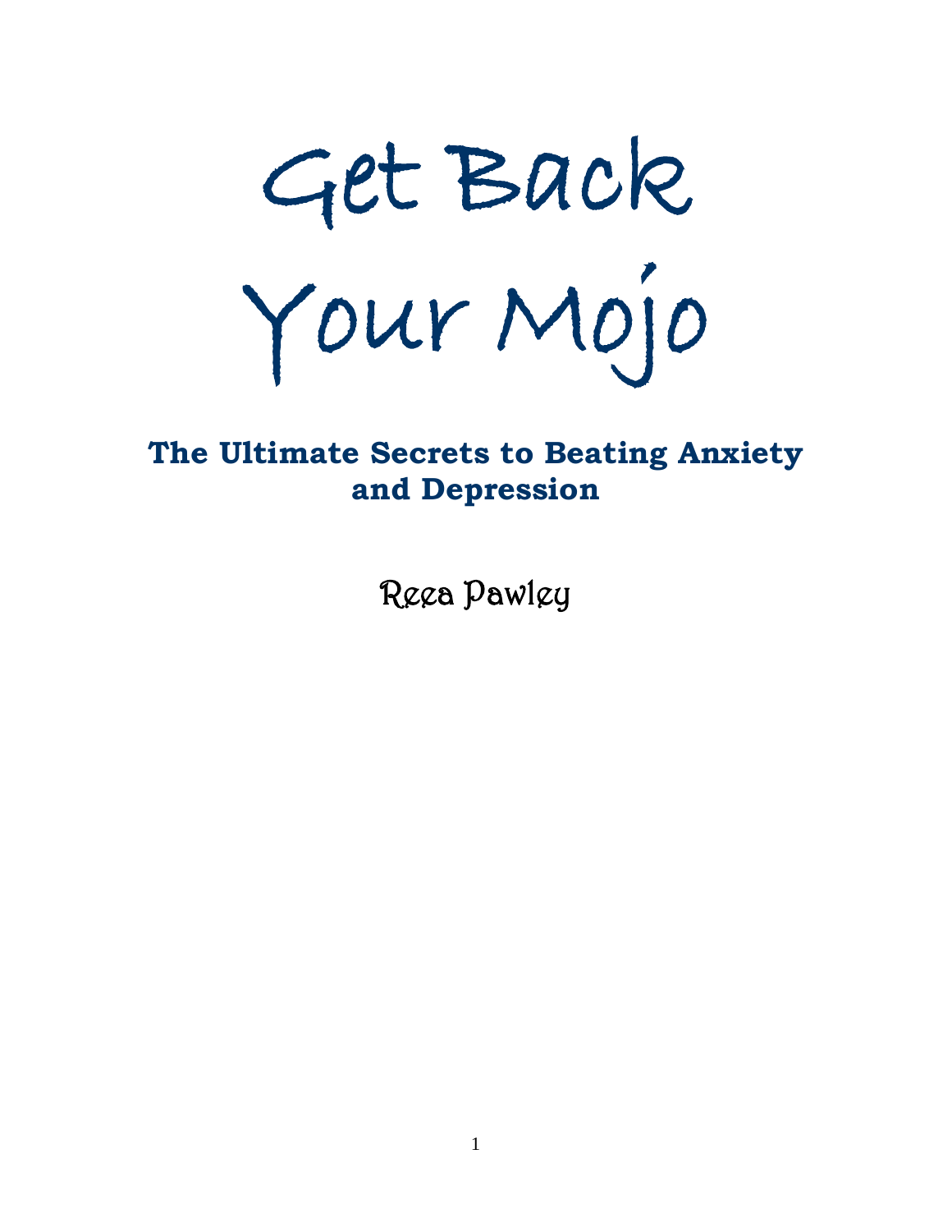# Get Back Your Mojo

## The Ultimate Secrets to Beating Anxiety and Depression

Reea Pawley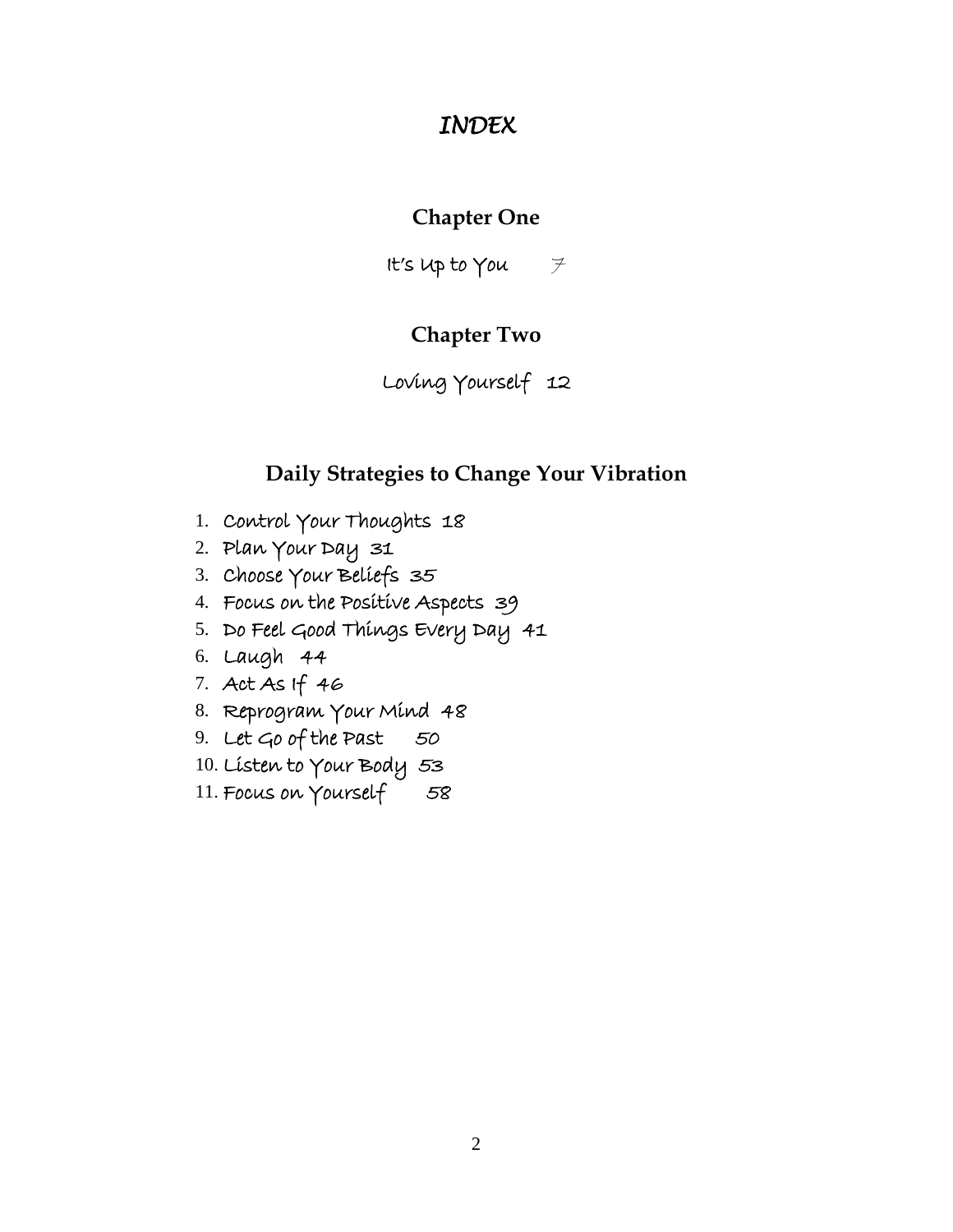# *INDEX*

## Chapter One

It's Up to You 7

## Chapter Two

Loving Yourself 12

## Daily Strategies to Change Your Vibration

1. Control Your Thoughts 18
2. Plan Your Day 31
3. Choose Your Beliefs 35
4. Focus on the Positive Aspects 39
5. Do Feel Good Things Every Day 41
6. Laugh 44
7. Act As If 46
8. Reprogram Your Mind 48
9. Let Go of the Past 50
10. Listen to Your Body 53
11. Focus on Yourself 58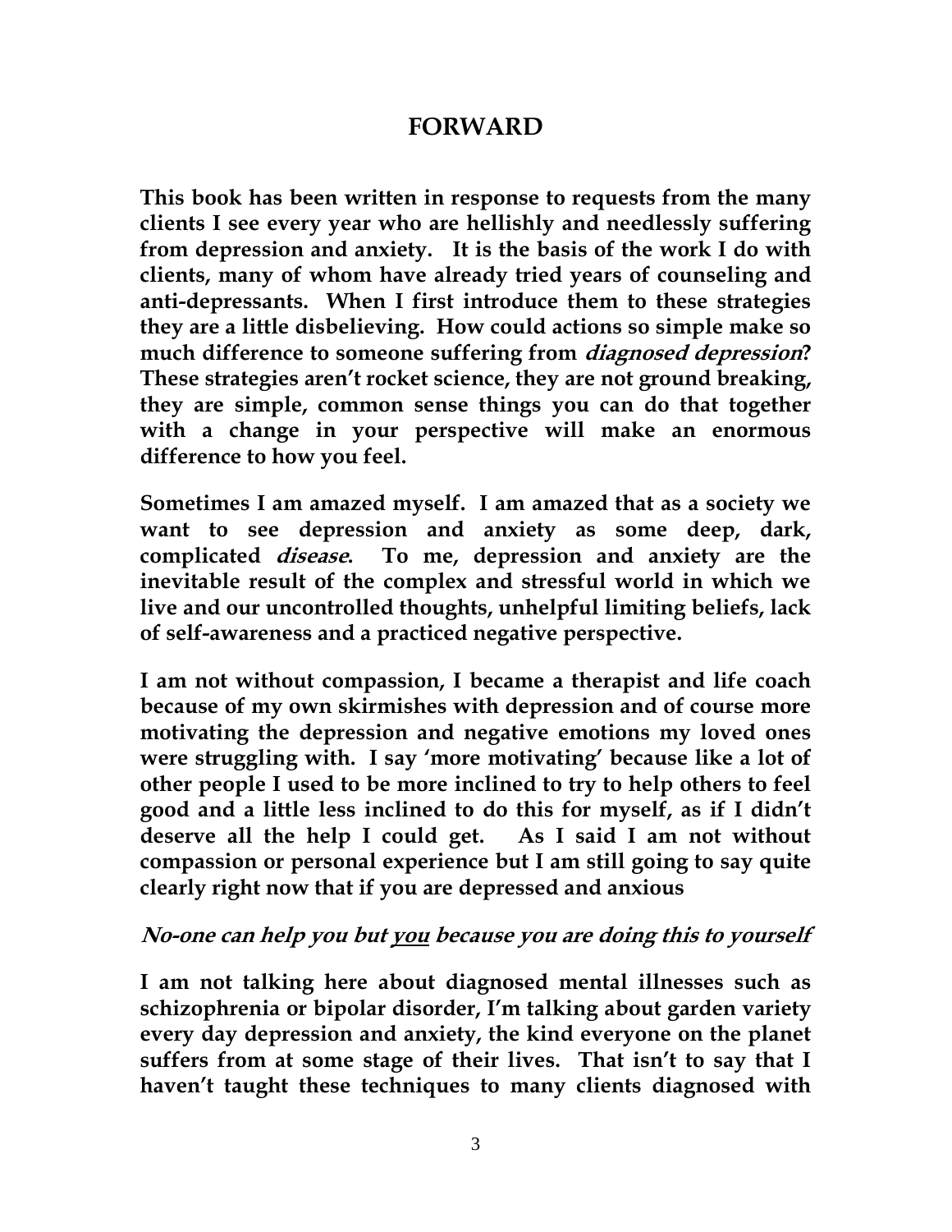# FORWARD

**This book has been written in response to requests from the many clients I see every year who are hellishly and needlessly suffering from depression and anxiety. It is the basis of the work I do with clients, many of whom have already tried years of counseling and anti-depressants. When I first introduce them to these strategies they are a little disbelieving. How could actions so simple make so much difference to someone suffering from *diagnosed depression*? These strategies aren't rocket science, they are not ground breaking, they are simple, common sense things you can do that together with a change in your perspective will make an enormous difference to how you feel.**

**Sometimes I am amazed myself. I am amazed that as a society we want to see depression and anxiety as some deep, dark, complicated *disease*. To me, depression and anxiety are the inevitable result of the complex and stressful world in which we live and our uncontrolled thoughts, unhelpful limiting beliefs, lack of self-awareness and a practiced negative perspective.**

**I am not without compassion, I became a therapist and life coach because of my own skirmishes with depression and of course more motivating the depression and negative emotions my loved ones were struggling with. I say 'more motivating' because like a lot of other people I used to be more inclined to try to help others to feel good and a little less inclined to do this for myself, as if I didn't deserve all the help I could get. As I said I am not without compassion or personal experience but I am still going to say quite clearly right now that if you are depressed and anxious**

***No-one can help you but <u>you</u> because you are doing this to yourself***

**I am not talking here about diagnosed mental illnesses such as schizophrenia or bipolar disorder, I'm talking about garden variety every day depression and anxiety, the kind everyone on the planet suffers from at some stage of their lives. That isn't to say that I haven't taught these techniques to many clients diagnosed with**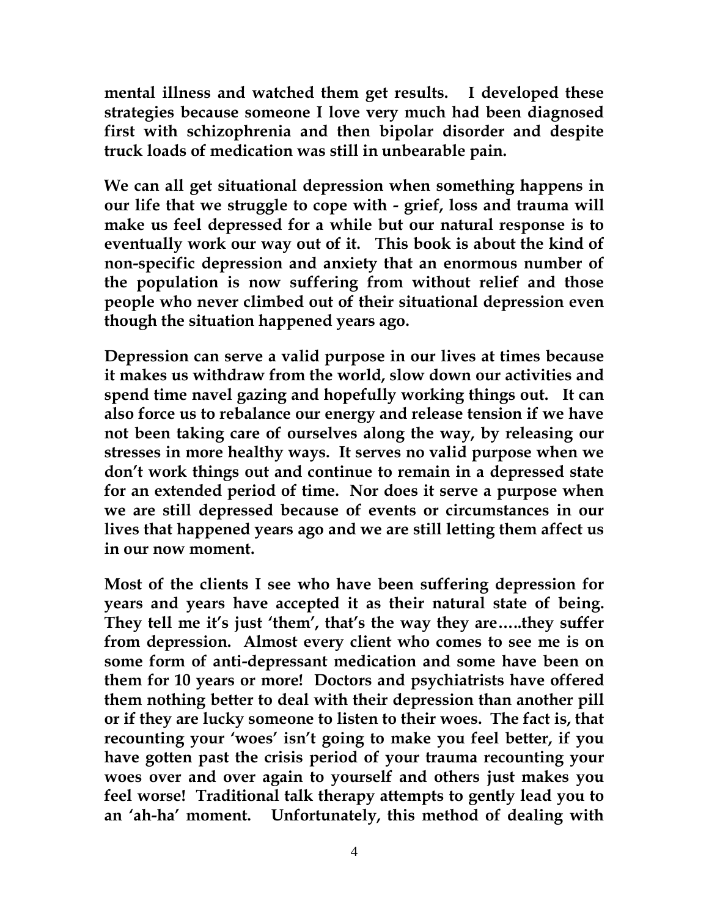**mental illness and watched them get results. I developed these strategies because someone I love very much had been diagnosed first with schizophrenia and then bipolar disorder and despite truck loads of medication was still in unbearable pain.**

**We can all get situational depression when something happens in our life that we struggle to cope with - grief, loss and trauma will make us feel depressed for a while but our natural response is to eventually work our way out of it. This book is about the kind of non-specific depression and anxiety that an enormous number of the population is now suffering from without relief and those people who never climbed out of their situational depression even though the situation happened years ago.**

**Depression can serve a valid purpose in our lives at times because it makes us withdraw from the world, slow down our activities and spend time navel gazing and hopefully working things out. It can also force us to rebalance our energy and release tension if we have not been taking care of ourselves along the way, by releasing our stresses in more healthy ways. It serves no valid purpose when we don't work things out and continue to remain in a depressed state for an extended period of time. Nor does it serve a purpose when we are still depressed because of events or circumstances in our lives that happened years ago and we are still letting them affect us in our now moment.**

**Most of the clients I see who have been suffering depression for years and years have accepted it as their natural state of being. They tell me it's just 'them', that's the way they are…..they suffer from depression. Almost every client who comes to see me is on some form of anti-depressant medication and some have been on them for 10 years or more! Doctors and psychiatrists have offered them nothing better to deal with their depression than another pill or if they are lucky someone to listen to their woes. The fact is, that recounting your 'woes' isn't going to make you feel better, if you have gotten past the crisis period of your trauma recounting your woes over and over again to yourself and others just makes you feel worse! Traditional talk therapy attempts to gently lead you to an 'ah-ha' moment. Unfortunately, this method of dealing with**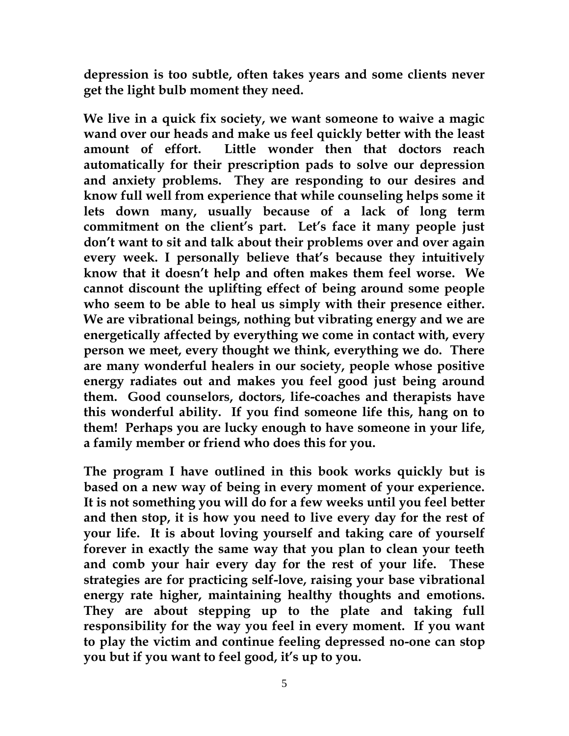**depression is too subtle, often takes years and some clients never get the light bulb moment they need.**

**We live in a quick fix society, we want someone to waive a magic wand over our heads and make us feel quickly better with the least amount of effort. Little wonder then that doctors reach automatically for their prescription pads to solve our depression and anxiety problems. They are responding to our desires and know full well from experience that while counseling helps some it lets down many, usually because of a lack of long term commitment on the client's part. Let's face it many people just don't want to sit and talk about their problems over and over again every week. I personally believe that's because they intuitively know that it doesn't help and often makes them feel worse. We cannot discount the uplifting effect of being around some people who seem to be able to heal us simply with their presence either. We are vibrational beings, nothing but vibrating energy and we are energetically affected by everything we come in contact with, every person we meet, every thought we think, everything we do. There are many wonderful healers in our society, people whose positive energy radiates out and makes you feel good just being around them. Good counselors, doctors, life-coaches and therapists have this wonderful ability. If you find someone life this, hang on to them! Perhaps you are lucky enough to have someone in your life, a family member or friend who does this for you.**

**The program I have outlined in this book works quickly but is based on a new way of being in every moment of your experience. It is not something you will do for a few weeks until you feel better and then stop, it is how you need to live every day for the rest of your life. It is about loving yourself and taking care of yourself forever in exactly the same way that you plan to clean your teeth and comb your hair every day for the rest of your life. These strategies are for practicing self-love, raising your base vibrational energy rate higher, maintaining healthy thoughts and emotions. They are about stepping up to the plate and taking full responsibility for the way you feel in every moment. If you want to play the victim and continue feeling depressed no-one can stop you but if you want to feel good, it's up to you.**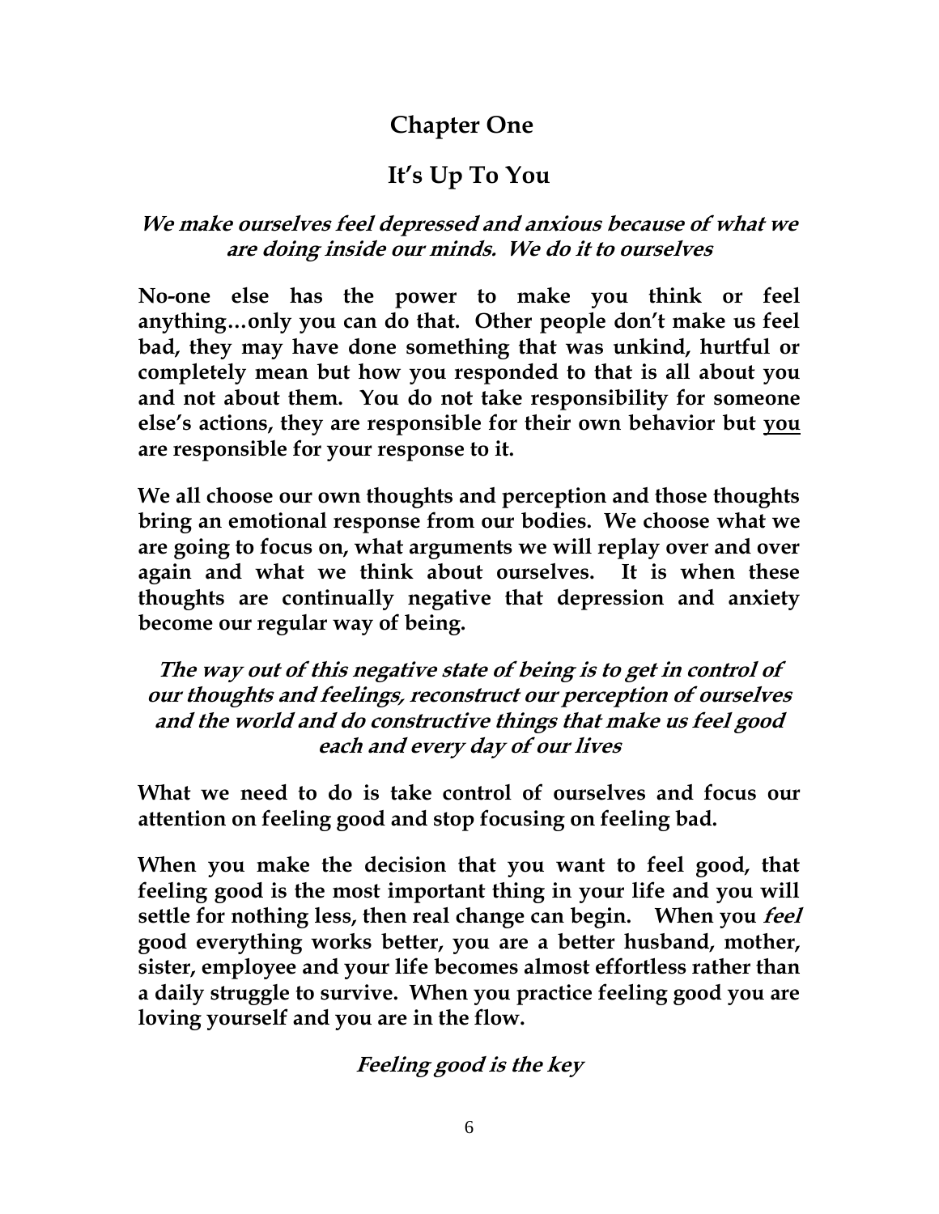# Chapter One

## It's Up To You

***We make ourselves feel depressed and anxious because of what we are doing inside our minds. We do it to ourselves***

**No-one else has the power to make you think or feel anything…only you can do that. Other people don't make us feel bad, they may have done something that was unkind, hurtful or completely mean but how you responded to that is all about you and not about them. You do not take responsibility for someone else's actions, they are responsible for their own behavior but <u>you</u> are responsible for your response to it.**

**We all choose our own thoughts and perception and those thoughts bring an emotional response from our bodies. We choose what we are going to focus on, what arguments we will replay over and over again and what we think about ourselves. It is when these thoughts are continually negative that depression and anxiety become our regular way of being.**

***The way out of this negative state of being is to get in control of our thoughts and feelings, reconstruct our perception of ourselves and the world and do constructive things that make us feel good each and every day of our lives***

**What we need to do is take control of ourselves and focus our attention on feeling good and stop focusing on feeling bad.**

**When you make the decision that you want to feel good, that feeling good is the most important thing in your life and you will settle for nothing less, then real change can begin. When you *feel* good everything works better, you are a better husband, mother, sister, employee and your life becomes almost effortless rather than a daily struggle to survive. When you practice feeling good you are loving yourself and you are in the flow.**

***Feeling good is the key***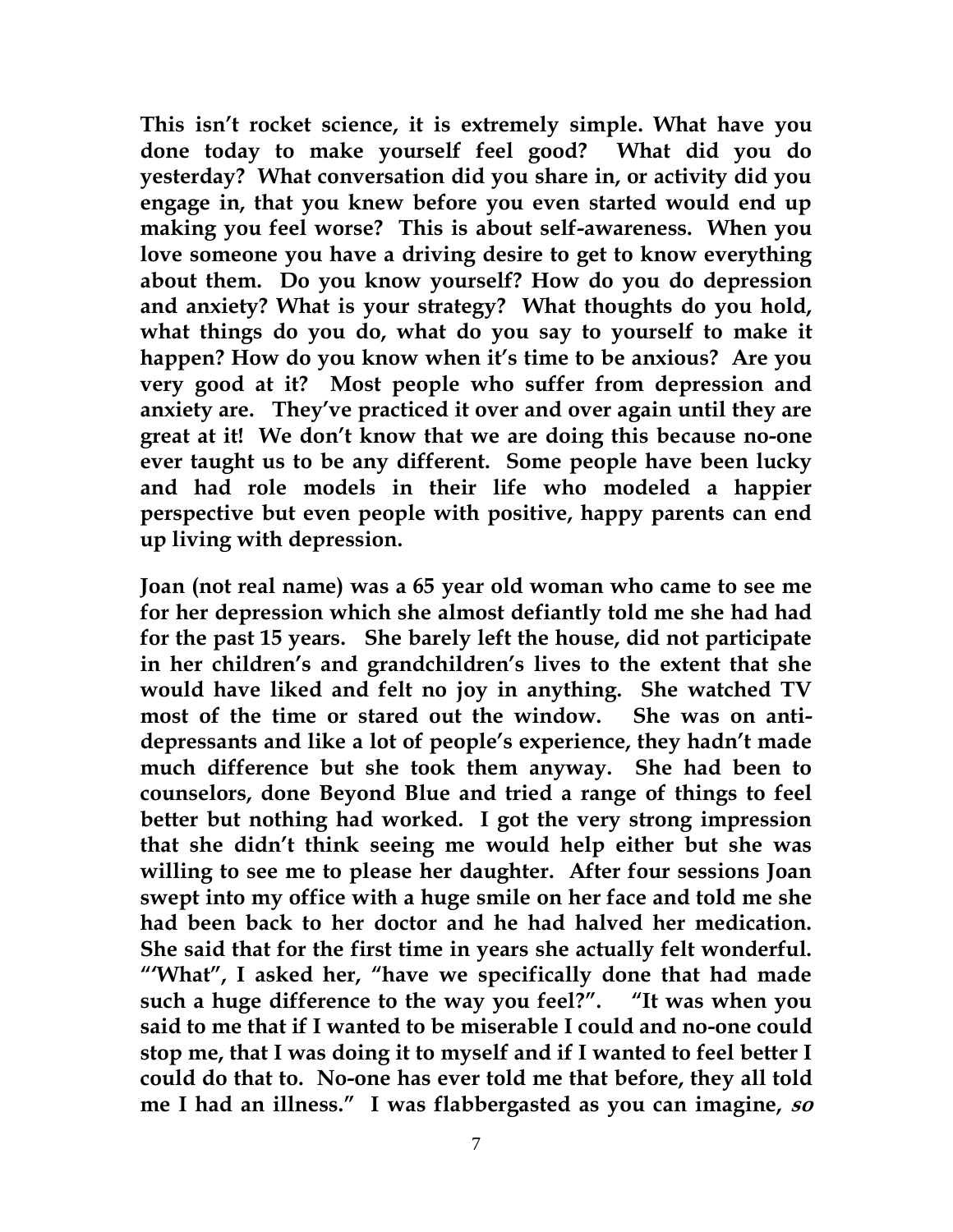**This isn't rocket science, it is extremely simple. What have you done today to make yourself feel good? What did you do yesterday? What conversation did you share in, or activity did you engage in, that you knew before you even started would end up making you feel worse? This is about self-awareness. When you love someone you have a driving desire to get to know everything about them. Do you know yourself? How do you do depression and anxiety? What is your strategy? What thoughts do you hold, what things do you do, what do you say to yourself to make it happen? How do you know when it's time to be anxious? Are you very good at it? Most people who suffer from depression and anxiety are. They've practiced it over and over again until they are great at it! We don't know that we are doing this because no-one ever taught us to be any different. Some people have been lucky and had role models in their life who modeled a happier perspective but even people with positive, happy parents can end up living with depression.**

**Joan (not real name) was a 65 year old woman who came to see me for her depression which she almost defiantly told me she had had for the past 15 years. She barely left the house, did not participate in her children's and grandchildren's lives to the extent that she would have liked and felt no joy in anything. She watched TV most of the time or stared out the window. She was on anti-depressants and like a lot of people's experience, they hadn't made much difference but she took them anyway. She had been to counselors, done Beyond Blue and tried a range of things to feel better but nothing had worked. I got the very strong impression that she didn't think seeing me would help either but she was willing to see me to please her daughter. After four sessions Joan swept into my office with a huge smile on her face and told me she had been back to her doctor and he had halved her medication. She said that for the first time in years she actually felt wonderful. "'What", I asked her, "have we specifically done that had made such a huge difference to the way you feel?". "It was when you said to me that if I wanted to be miserable I could and no-one could stop me, that I was doing it to myself and if I wanted to feel better I could do that to. No-one has ever told me that before, they all told me I had an illness." I was flabbergasted as you can imagine, *so***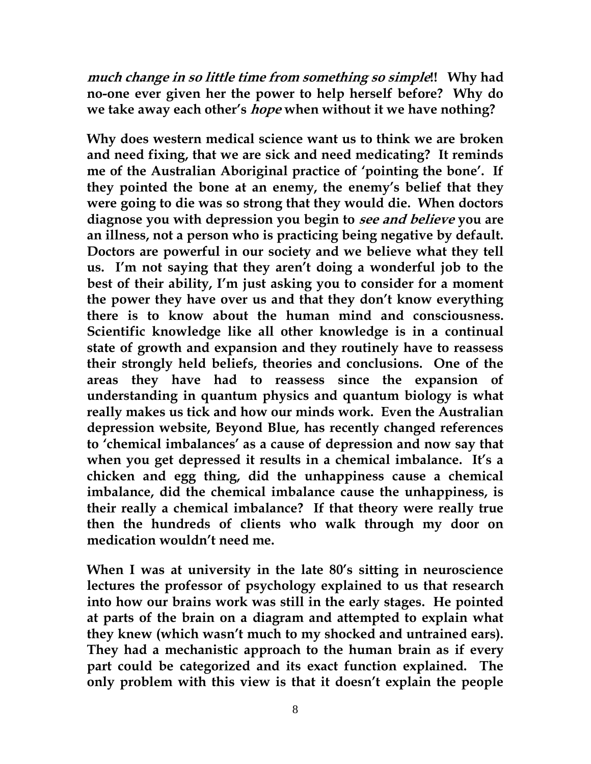***much change in so little time from something so simple*!! Why had no-one ever given her the power to help herself before? Why do we take away each other's *hope* when without it we have nothing?**

**Why does western medical science want us to think we are broken and need fixing, that we are sick and need medicating? It reminds me of the Australian Aboriginal practice of 'pointing the bone'. If they pointed the bone at an enemy, the enemy's belief that they were going to die was so strong that they would die. When doctors diagnose you with depression you begin to *see and believe* you are an illness, not a person who is practicing being negative by default. Doctors are powerful in our society and we believe what they tell us. I'm not saying that they aren't doing a wonderful job to the best of their ability, I'm just asking you to consider for a moment the power they have over us and that they don't know everything there is to know about the human mind and consciousness. Scientific knowledge like all other knowledge is in a continual state of growth and expansion and they routinely have to reassess their strongly held beliefs, theories and conclusions. One of the areas they have had to reassess since the expansion of understanding in quantum physics and quantum biology is what really makes us tick and how our minds work. Even the Australian depression website, Beyond Blue, has recently changed references to 'chemical imbalances' as a cause of depression and now say that when you get depressed it results in a chemical imbalance. It's a chicken and egg thing, did the unhappiness cause a chemical imbalance, did the chemical imbalance cause the unhappiness, is their really a chemical imbalance? If that theory were really true then the hundreds of clients who walk through my door on medication wouldn't need me.**

**When I was at university in the late 80's sitting in neuroscience lectures the professor of psychology explained to us that research into how our brains work was still in the early stages. He pointed at parts of the brain on a diagram and attempted to explain what they knew (which wasn't much to my shocked and untrained ears). They had a mechanistic approach to the human brain as if every part could be categorized and its exact function explained. The only problem with this view is that it doesn't explain the people**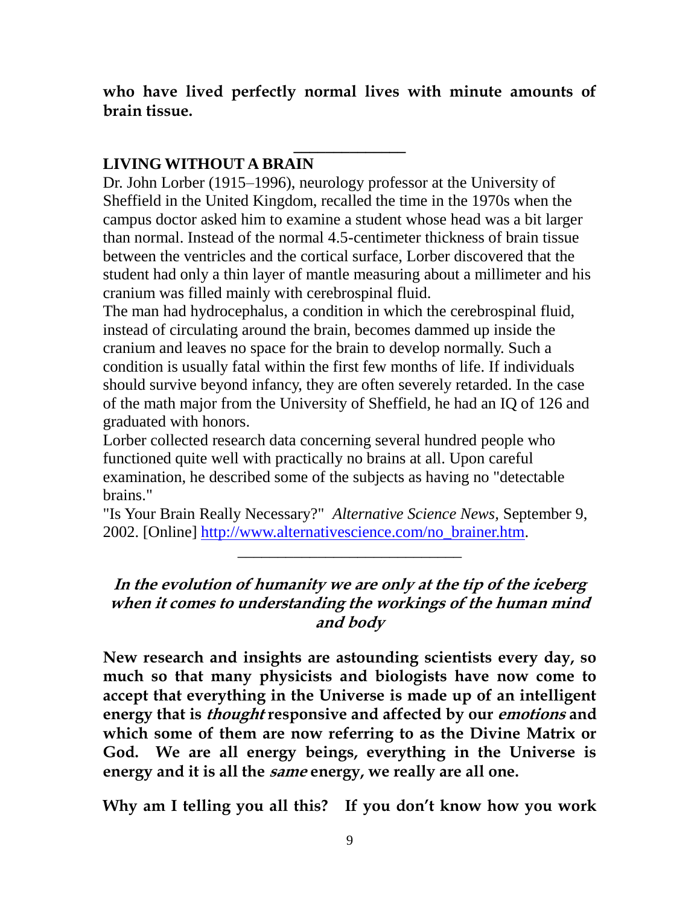**who have lived perfectly normal lives with minute amounts of brain tissue.**

---

## LIVING WITHOUT A BRAIN

Dr. John Lorber (1915–1996), neurology professor at the University of Sheffield in the United Kingdom, recalled the time in the 1970s when the campus doctor asked him to examine a student whose head was a bit larger than normal. Instead of the normal 4.5-centimeter thickness of brain tissue between the ventricles and the cortical surface, Lorber discovered that the student had only a thin layer of mantle measuring about a millimeter and his cranium was filled mainly with cerebrospinal fluid.

The man had hydrocephalus, a condition in which the cerebrospinal fluid, instead of circulating around the brain, becomes dammed up inside the cranium and leaves no space for the brain to develop normally. Such a condition is usually fatal within the first few months of life. If individuals should survive beyond infancy, they are often severely retarded. In the case of the math major from the University of Sheffield, he had an IQ of 126 and graduated with honors.

Lorber collected research data concerning several hundred people who functioned quite well with practically no brains at all. Upon careful examination, he described some of the subjects as having no "detectable brains."

"Is Your Brain Really Necessary?" *Alternative Science News,* September 9, 2002. [Online] [http://www.alternativescience.com/no_brainer.htm](http://www.alternativescience.com/no_brainer.htm).

---

***In the evolution of humanity we are only at the tip of the iceberg when it comes to understanding the workings of the human mind and body***

**New research and insights are astounding scientists every day, so much so that many physicists and biologists have now come to accept that everything in the Universe is made up of an intelligent energy that is *thought* responsive and affected by our *emotions* and which some of them are now referring to as the Divine Matrix or God. We are all energy beings, everything in the Universe is energy and it is all the *same* energy, we really are all one.**

**Why am I telling you all this? If you don't know how you work**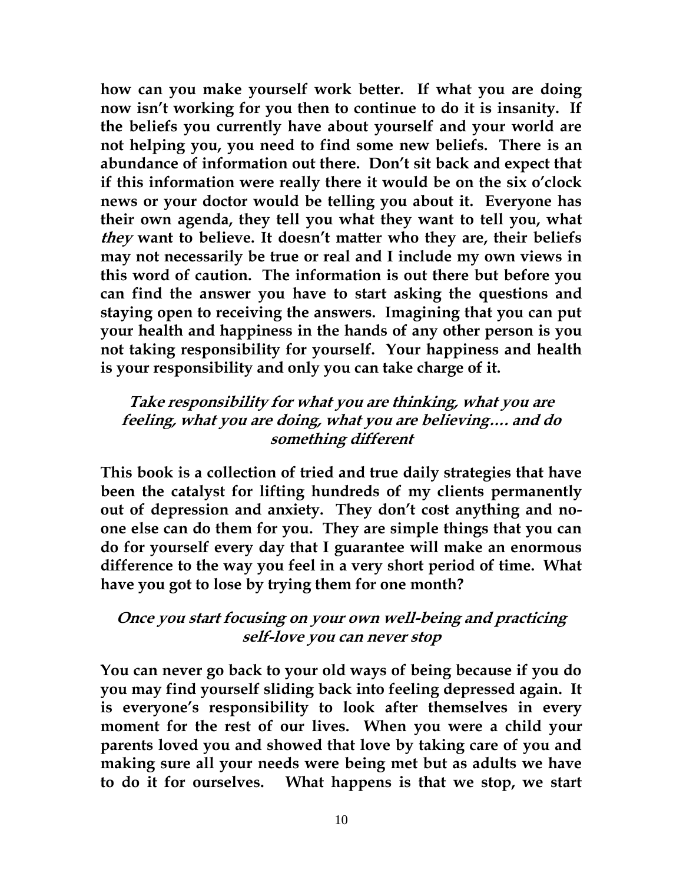**how can you make yourself work better. If what you are doing now isn't working for you then to continue to do it is insanity. If the beliefs you currently have about yourself and your world are not helping you, you need to find some new beliefs. There is an abundance of information out there. Don't sit back and expect that if this information were really there it would be on the six o'clock news or your doctor would be telling you about it. Everyone has their own agenda, they tell you what they want to tell you, what *they* want to believe. It doesn't matter who they are, their beliefs may not necessarily be true or real and I include my own views in this word of caution. The information is out there but before you can find the answer you have to start asking the questions and staying open to receiving the answers. Imagining that you can put your health and happiness in the hands of any other person is you not taking responsibility for yourself. Your happiness and health is your responsibility and only you can take charge of it.**

***Take responsibility for what you are thinking, what you are feeling, what you are doing, what you are believing…. and do something different***

**This book is a collection of tried and true daily strategies that have been the catalyst for lifting hundreds of my clients permanently out of depression and anxiety. They don't cost anything and no-one else can do them for you. They are simple things that you can do for yourself every day that I guarantee will make an enormous difference to the way you feel in a very short period of time. What have you got to lose by trying them for one month?**

***Once you start focusing on your own well-being and practicing self-love you can never stop***

**You can never go back to your old ways of being because if you do you may find yourself sliding back into feeling depressed again. It is everyone's responsibility to look after themselves in every moment for the rest of our lives. When you were a child your parents loved you and showed that love by taking care of you and making sure all your needs were being met but as adults we have to do it for ourselves. What happens is that we stop, we start**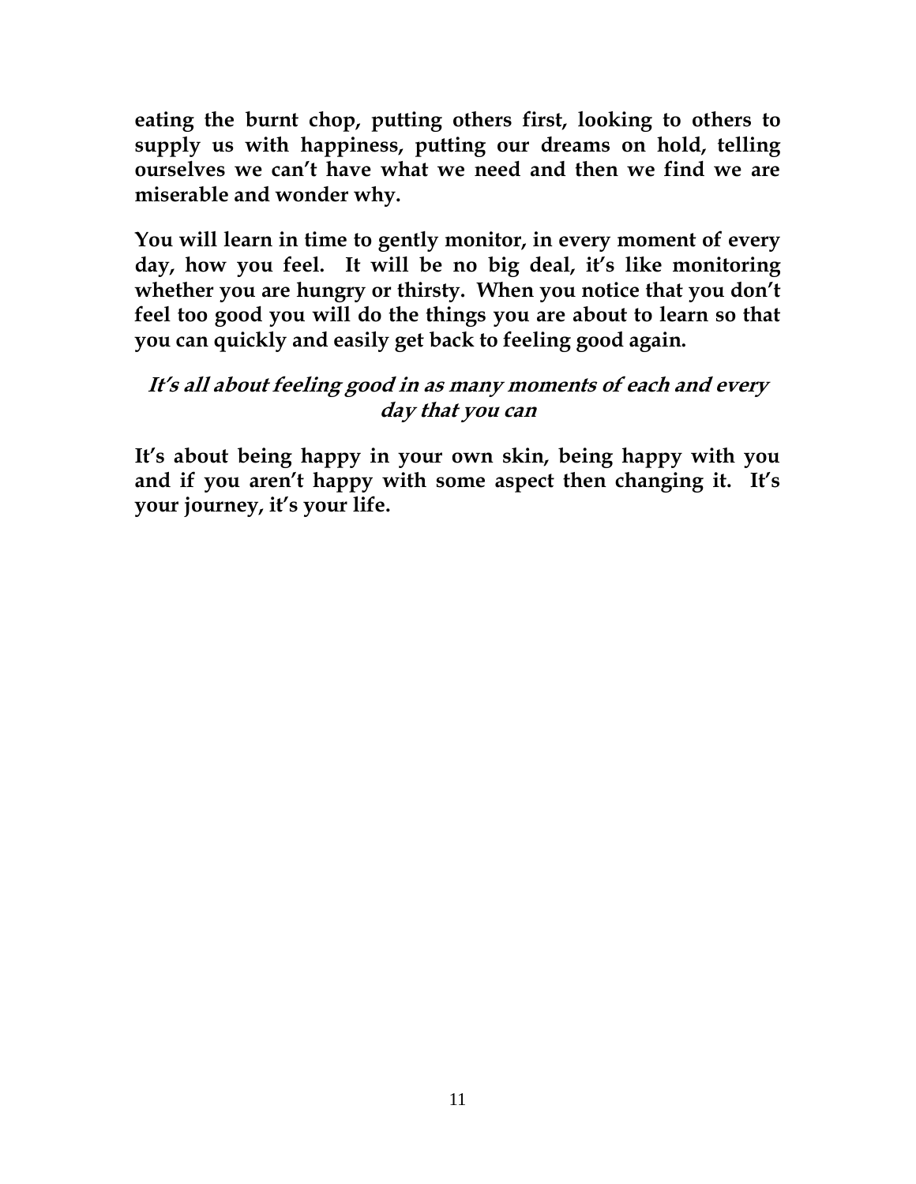**eating the burnt chop, putting others first, looking to others to supply us with happiness, putting our dreams on hold, telling ourselves we can't have what we need and then we find we are miserable and wonder why.**

**You will learn in time to gently monitor, in every moment of every day, how you feel. It will be no big deal, it's like monitoring whether you are hungry or thirsty. When you notice that you don't feel too good you will do the things you are about to learn so that you can quickly and easily get back to feeling good again.**

***It's all about feeling good in as many moments of each and every day that you can***

**It's about being happy in your own skin, being happy with you and if you aren't happy with some aspect then changing it. It's your journey, it's your life.**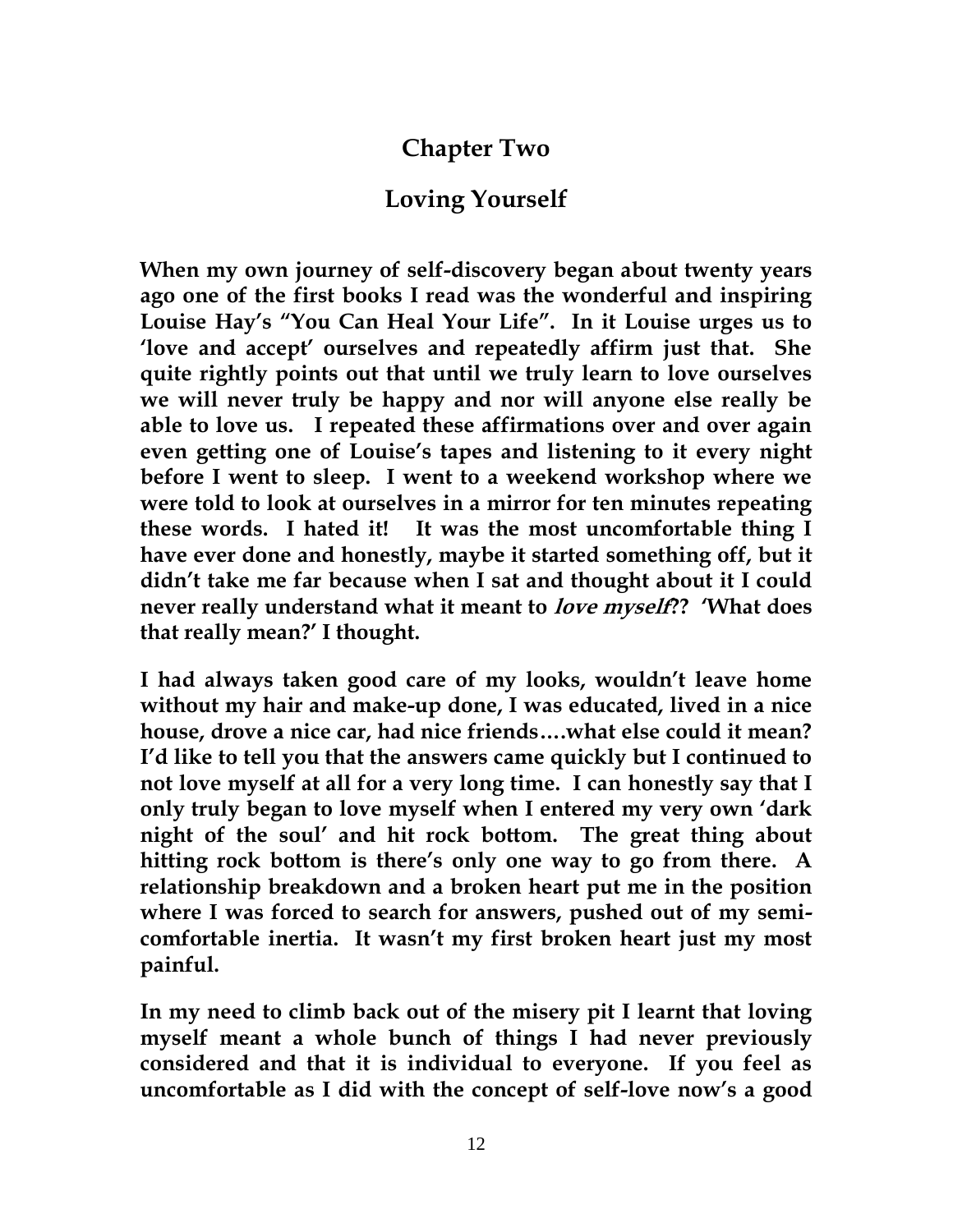## Chapter Two

## Loving Yourself

**When my own journey of self-discovery began about twenty years ago one of the first books I read was the wonderful and inspiring Louise Hay's "You Can Heal Your Life". In it Louise urges us to 'love and accept' ourselves and repeatedly affirm just that. She quite rightly points out that until we truly learn to love ourselves we will never truly be happy and nor will anyone else really be able to love us. I repeated these affirmations over and over again even getting one of Louise's tapes and listening to it every night before I went to sleep. I went to a weekend workshop where we were told to look at ourselves in a mirror for ten minutes repeating these words. I hated it! It was the most uncomfortable thing I have ever done and honestly, maybe it started something off, but it didn't take me far because when I sat and thought about it I could never really understand what it meant to *love myself*?? 'What does that really mean?' I thought.**

**I had always taken good care of my looks, wouldn't leave home without my hair and make-up done, I was educated, lived in a nice house, drove a nice car, had nice friends….what else could it mean? I'd like to tell you that the answers came quickly but I continued to not love myself at all for a very long time. I can honestly say that I only truly began to love myself when I entered my very own 'dark night of the soul' and hit rock bottom. The great thing about hitting rock bottom is there's only one way to go from there. A relationship breakdown and a broken heart put me in the position where I was forced to search for answers, pushed out of my semi-comfortable inertia. It wasn't my first broken heart just my most painful.**

**In my need to climb back out of the misery pit I learnt that loving myself meant a whole bunch of things I had never previously considered and that it is individual to everyone. If you feel as uncomfortable as I did with the concept of self-love now's a good**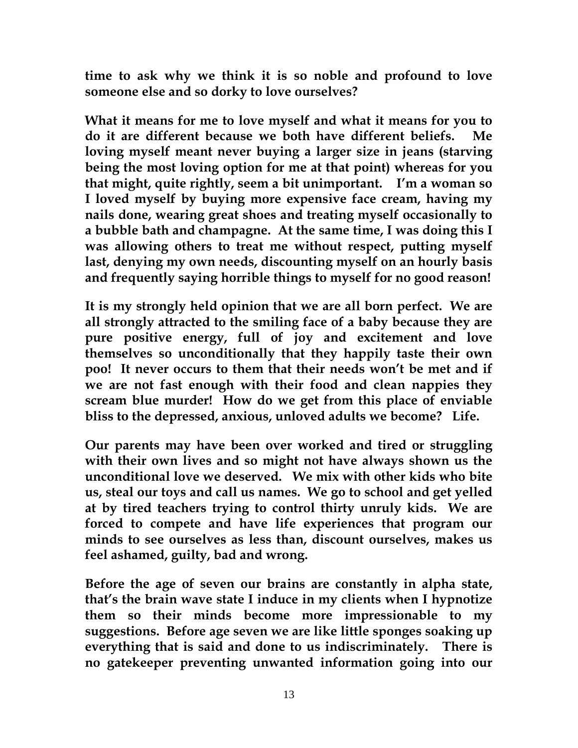**time to ask why we think it is so noble and profound to love someone else and so dorky to love ourselves?**

**What it means for me to love myself and what it means for you to do it are different because we both have different beliefs. Me loving myself meant never buying a larger size in jeans (starving being the most loving option for me at that point) whereas for you that might, quite rightly, seem a bit unimportant. I'm a woman so I loved myself by buying more expensive face cream, having my nails done, wearing great shoes and treating myself occasionally to a bubble bath and champagne. At the same time, I was doing this I was allowing others to treat me without respect, putting myself last, denying my own needs, discounting myself on an hourly basis and frequently saying horrible things to myself for no good reason!**

**It is my strongly held opinion that we are all born perfect. We are all strongly attracted to the smiling face of a baby because they are pure positive energy, full of joy and excitement and love themselves so unconditionally that they happily taste their own poo! It never occurs to them that their needs won't be met and if we are not fast enough with their food and clean nappies they scream blue murder! How do we get from this place of enviable bliss to the depressed, anxious, unloved adults we become? Life.**

**Our parents may have been over worked and tired or struggling with their own lives and so might not have always shown us the unconditional love we deserved. We mix with other kids who bite us, steal our toys and call us names. We go to school and get yelled at by tired teachers trying to control thirty unruly kids. We are forced to compete and have life experiences that program our minds to see ourselves as less than, discount ourselves, makes us feel ashamed, guilty, bad and wrong.**

**Before the age of seven our brains are constantly in alpha state, that's the brain wave state I induce in my clients when I hypnotize them so their minds become more impressionable to my suggestions. Before age seven we are like little sponges soaking up everything that is said and done to us indiscriminately. There is no gatekeeper preventing unwanted information going into our**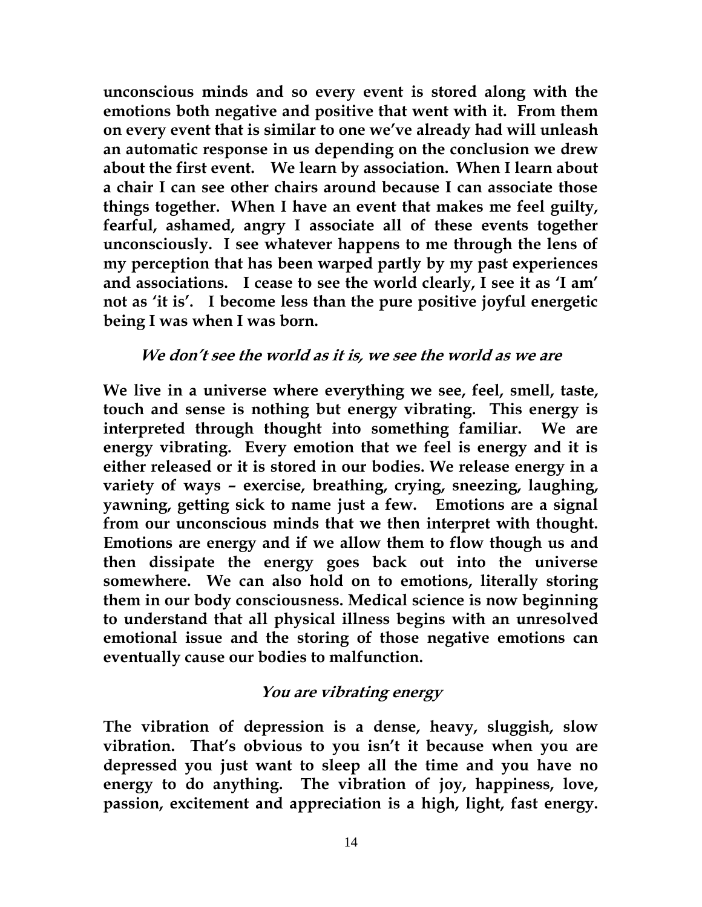**unconscious minds and so every event is stored along with the emotions both negative and positive that went with it. From them on every event that is similar to one we've already had will unleash an automatic response in us depending on the conclusion we drew about the first event. We learn by association. When I learn about a chair I can see other chairs around because I can associate those things together. When I have an event that makes me feel guilty, fearful, ashamed, angry I associate all of these events together unconsciously. I see whatever happens to me through the lens of my perception that has been warped partly by my past experiences and associations. I cease to see the world clearly, I see it as 'I am' not as 'it is'. I become less than the pure positive joyful energetic being I was when I was born.**

### *We don't see the world as it is, we see the world as we are*

**We live in a universe where everything we see, feel, smell, taste, touch and sense is nothing but energy vibrating. This energy is interpreted through thought into something familiar. We are energy vibrating. Every emotion that we feel is energy and it is either released or it is stored in our bodies. We release energy in a variety of ways – exercise, breathing, crying, sneezing, laughing, yawning, getting sick to name just a few. Emotions are a signal from our unconscious minds that we then interpret with thought. Emotions are energy and if we allow them to flow though us and then dissipate the energy goes back out into the universe somewhere. We can also hold on to emotions, literally storing them in our body consciousness. Medical science is now beginning to understand that all physical illness begins with an unresolved emotional issue and the storing of those negative emotions can eventually cause our bodies to malfunction.**

### *You are vibrating energy*

**The vibration of depression is a dense, heavy, sluggish, slow vibration. That's obvious to you isn't it because when you are depressed you just want to sleep all the time and you have no energy to do anything. The vibration of joy, happiness, love, passion, excitement and appreciation is a high, light, fast energy.**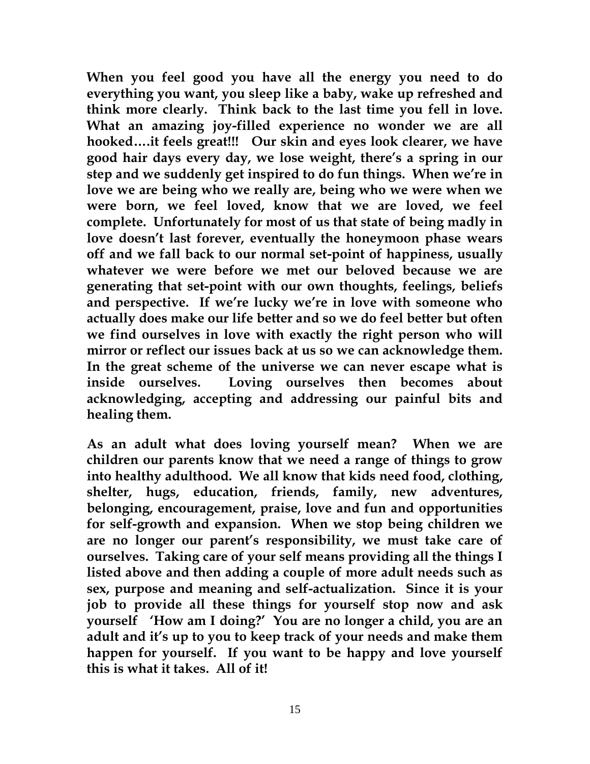**When you feel good you have all the energy you need to do everything you want, you sleep like a baby, wake up refreshed and think more clearly. Think back to the last time you fell in love. What an amazing joy-filled experience no wonder we are all hooked….it feels great!!! Our skin and eyes look clearer, we have good hair days every day, we lose weight, there's a spring in our step and we suddenly get inspired to do fun things. When we're in love we are being who we really are, being who we were when we were born, we feel loved, know that we are loved, we feel complete. Unfortunately for most of us that state of being madly in love doesn't last forever, eventually the honeymoon phase wears off and we fall back to our normal set-point of happiness, usually whatever we were before we met our beloved because we are generating that set-point with our own thoughts, feelings, beliefs and perspective. If we're lucky we're in love with someone who actually does make our life better and so we do feel better but often we find ourselves in love with exactly the right person who will mirror or reflect our issues back at us so we can acknowledge them. In the great scheme of the universe we can never escape what is inside ourselves. Loving ourselves then becomes about acknowledging, accepting and addressing our painful bits and healing them.**

**As an adult what does loving yourself mean? When we are children our parents know that we need a range of things to grow into healthy adulthood. We all know that kids need food, clothing, shelter, hugs, education, friends, family, new adventures, belonging, encouragement, praise, love and fun and opportunities for self-growth and expansion. When we stop being children we are no longer our parent's responsibility, we must take care of ourselves. Taking care of your self means providing all the things I listed above and then adding a couple of more adult needs such as sex, purpose and meaning and self-actualization. Since it is your job to provide all these things for yourself stop now and ask yourself 'How am I doing?' You are no longer a child, you are an adult and it's up to you to keep track of your needs and make them happen for yourself. If you want to be happy and love yourself this is what it takes. All of it!**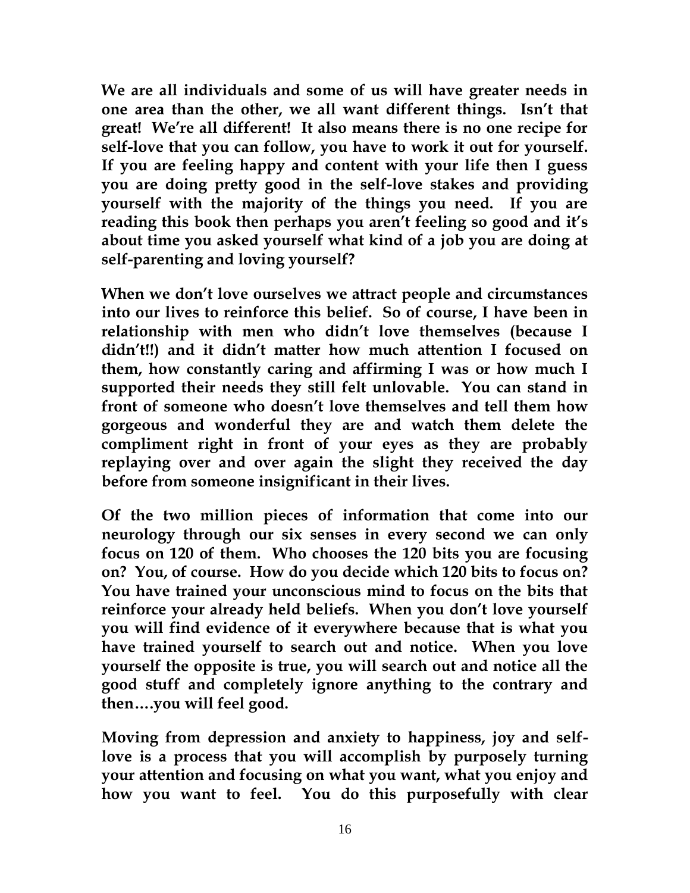**We are all individuals and some of us will have greater needs in one area than the other, we all want different things. Isn't that great! We're all different! It also means there is no one recipe for self-love that you can follow, you have to work it out for yourself. If you are feeling happy and content with your life then I guess you are doing pretty good in the self-love stakes and providing yourself with the majority of the things you need. If you are reading this book then perhaps you aren't feeling so good and it's about time you asked yourself what kind of a job you are doing at self-parenting and loving yourself?**

**When we don't love ourselves we attract people and circumstances into our lives to reinforce this belief. So of course, I have been in relationship with men who didn't love themselves (because I didn't!!) and it didn't matter how much attention I focused on them, how constantly caring and affirming I was or how much I supported their needs they still felt unlovable. You can stand in front of someone who doesn't love themselves and tell them how gorgeous and wonderful they are and watch them delete the compliment right in front of your eyes as they are probably replaying over and over again the slight they received the day before from someone insignificant in their lives.**

**Of the two million pieces of information that come into our neurology through our six senses in every second we can only focus on 120 of them. Who chooses the 120 bits you are focusing on? You, of course. How do you decide which 120 bits to focus on? You have trained your unconscious mind to focus on the bits that reinforce your already held beliefs. When you don't love yourself you will find evidence of it everywhere because that is what you have trained yourself to search out and notice. When you love yourself the opposite is true, you will search out and notice all the good stuff and completely ignore anything to the contrary and then….you will feel good.**

**Moving from depression and anxiety to happiness, joy and self-love is a process that you will accomplish by purposely turning your attention and focusing on what you want, what you enjoy and how you want to feel. You do this purposefully with clear**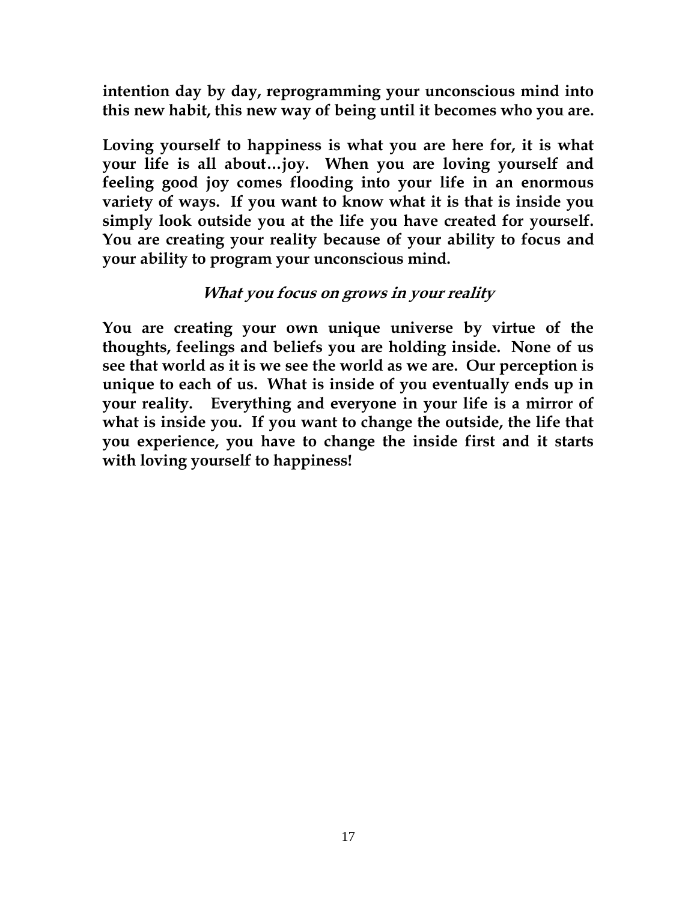**intention day by day, reprogramming your unconscious mind into this new habit, this new way of being until it becomes who you are.**

**Loving yourself to happiness is what you are here for, it is what your life is all about…joy. When you are loving yourself and feeling good joy comes flooding into your life in an enormous variety of ways. If you want to know what it is that is inside you simply look outside you at the life you have created for yourself. You are creating your reality because of your ability to focus and your ability to program your unconscious mind.**

### ***What you focus on grows in your reality***

**You are creating your own unique universe by virtue of the thoughts, feelings and beliefs you are holding inside. None of us see that world as it is we see the world as we are. Our perception is unique to each of us. What is inside of you eventually ends up in your reality. Everything and everyone in your life is a mirror of what is inside you. If you want to change the outside, the life that you experience, you have to change the inside first and it starts with loving yourself to happiness!**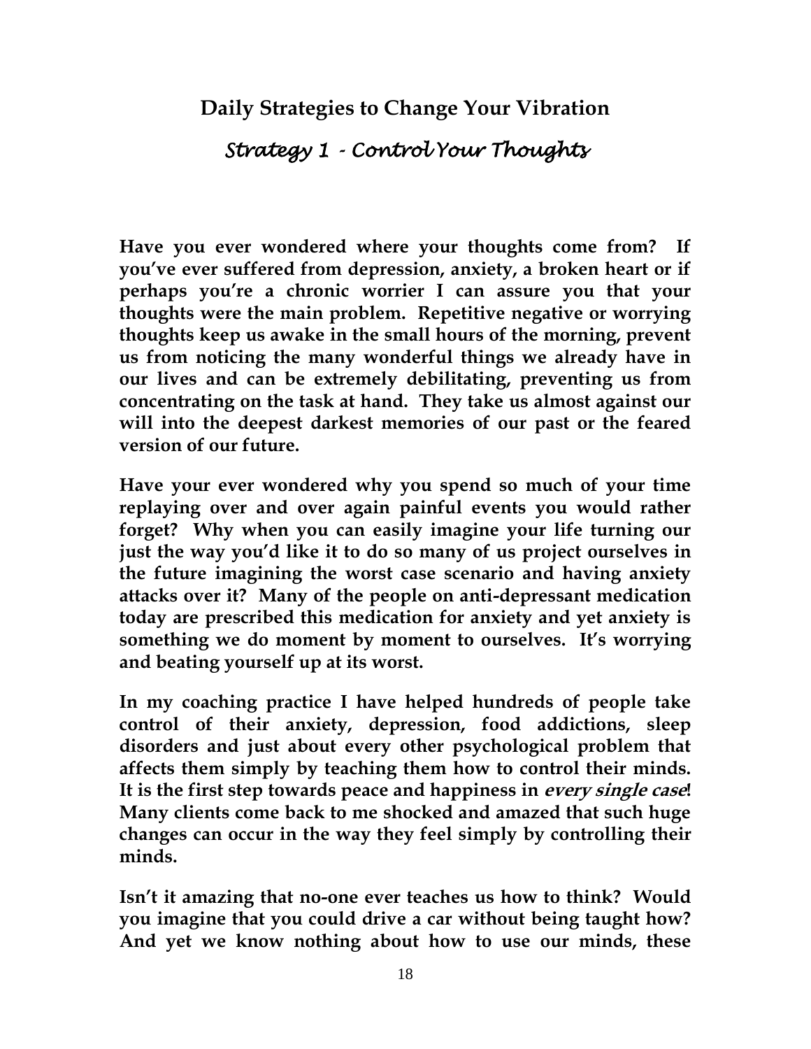## Daily Strategies to Change Your Vibration

### *Strategy 1 - Control Your Thoughts*

**Have you ever wondered where your thoughts come from? If you've ever suffered from depression, anxiety, a broken heart or if perhaps you're a chronic worrier I can assure you that your thoughts were the main problem. Repetitive negative or worrying thoughts keep us awake in the small hours of the morning, prevent us from noticing the many wonderful things we already have in our lives and can be extremely debilitating, preventing us from concentrating on the task at hand. They take us almost against our will into the deepest darkest memories of our past or the feared version of our future.**

**Have your ever wondered why you spend so much of your time replaying over and over again painful events you would rather forget? Why when you can easily imagine your life turning our just the way you'd like it to do so many of us project ourselves in the future imagining the worst case scenario and having anxiety attacks over it? Many of the people on anti-depressant medication today are prescribed this medication for anxiety and yet anxiety is something we do moment by moment to ourselves. It's worrying and beating yourself up at its worst.**

**In my coaching practice I have helped hundreds of people take control of their anxiety, depression, food addictions, sleep disorders and just about every other psychological problem that affects them simply by teaching them how to control their minds. It is the first step towards peace and happiness in *every single case*! Many clients come back to me shocked and amazed that such huge changes can occur in the way they feel simply by controlling their minds.**

**Isn't it amazing that no-one ever teaches us how to think? Would you imagine that you could drive a car without being taught how? And yet we know nothing about how to use our minds, these**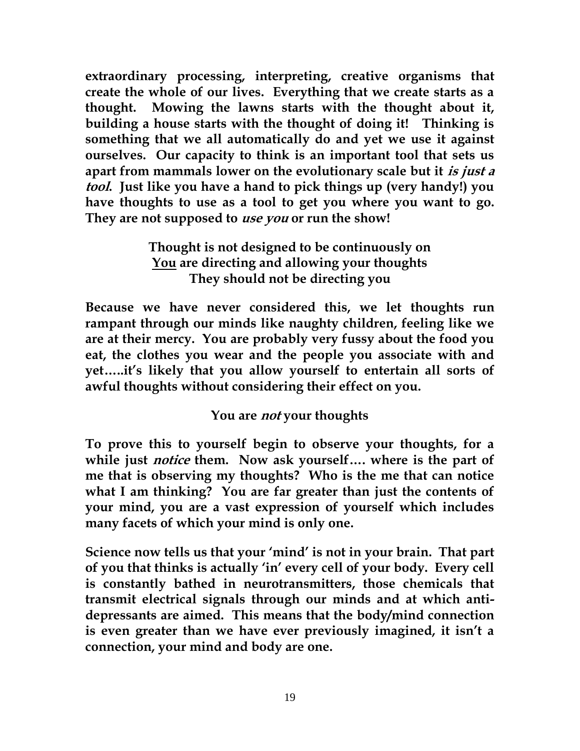**extraordinary processing, interpreting, creative organisms that create the whole of our lives. Everything that we create starts as a thought. Mowing the lawns starts with the thought about it, building a house starts with the thought of doing it! Thinking is something that we all automatically do and yet we use it against ourselves. Our capacity to think is an important tool that sets us apart from mammals lower on the evolutionary scale but it *is just a tool*. Just like you have a hand to pick things up (very handy!) you have thoughts to use as a tool to get you where you want to go. They are not supposed to *use you* or run the show!**

**Thought is not designed to be continuously on**
**<u>You</u> are directing and allowing your thoughts**
**They should not be directing you**

**Because we have never considered this, we let thoughts run rampant through our minds like naughty children, feeling like we are at their mercy. You are probably very fussy about the food you eat, the clothes you wear and the people you associate with and yet…..it's likely that you allow yourself to entertain all sorts of awful thoughts without considering their effect on you.**

**You are *not* your thoughts**

**To prove this to yourself begin to observe your thoughts, for a while just *notice* them. Now ask yourself…. where is the part of me that is observing my thoughts? Who is the me that can notice what I am thinking? You are far greater than just the contents of your mind, you are a vast expression of yourself which includes many facets of which your mind is only one.**

**Science now tells us that your 'mind' is not in your brain. That part of you that thinks is actually 'in' every cell of your body. Every cell is constantly bathed in neurotransmitters, those chemicals that transmit electrical signals through our minds and at which anti-depressants are aimed. This means that the body/mind connection is even greater than we have ever previously imagined, it isn't a connection, your mind and body are one.**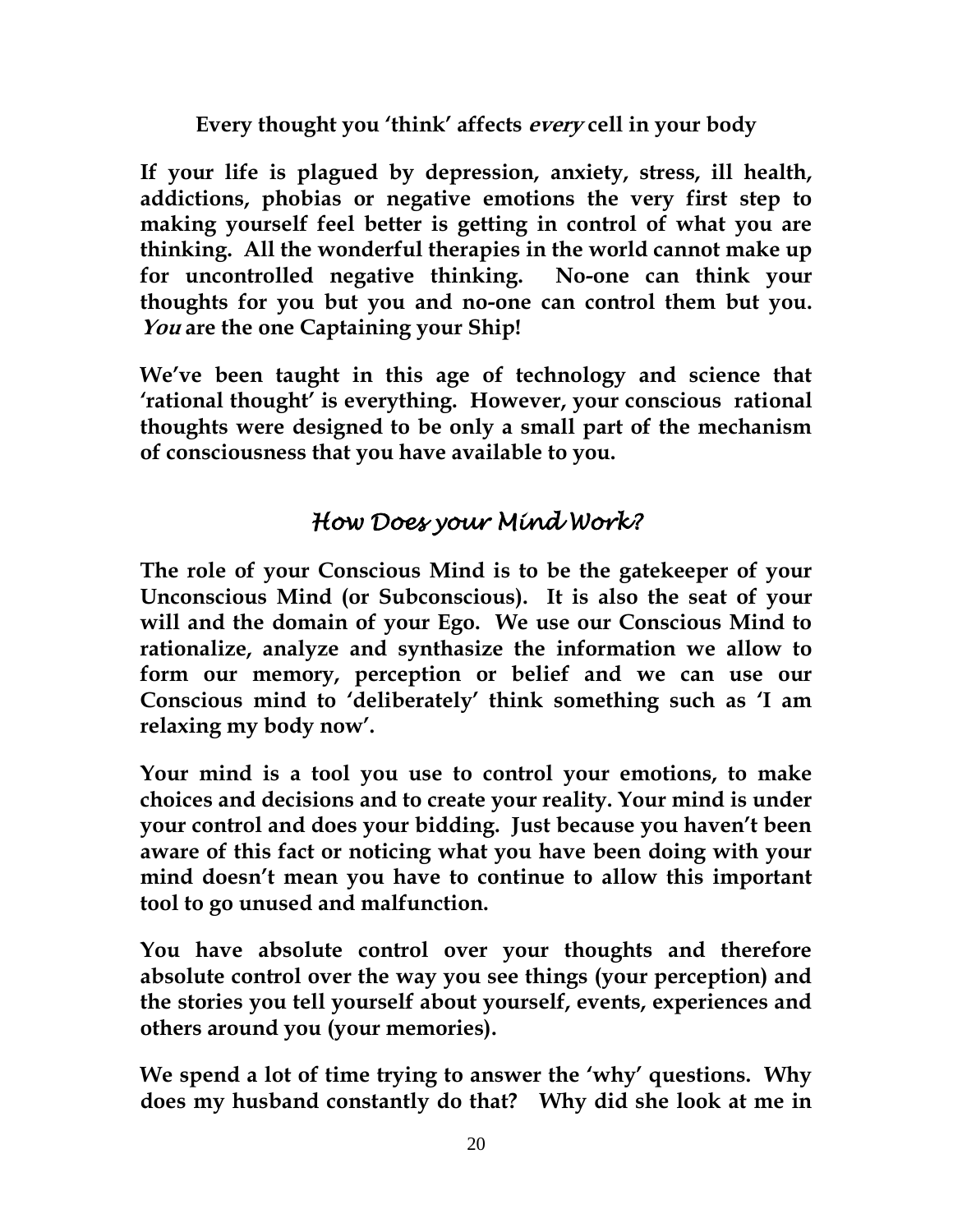**Every thought you 'think' affects *every* cell in your body**

**If your life is plagued by depression, anxiety, stress, ill health, addictions, phobias or negative emotions the very first step to making yourself feel better is getting in control of what you are thinking. All the wonderful therapies in the world cannot make up for uncontrolled negative thinking. No-one can think your thoughts for you but you and no-one can control them but you. *You* are the one Captaining your Ship!**

**We've been taught in this age of technology and science that 'rational thought' is everything. However, your conscious rational thoughts were designed to be only a small part of the mechanism of consciousness that you have available to you.**

## *How Does your Mind Work?*

**The role of your Conscious Mind is to be the gatekeeper of your Unconscious Mind (or Subconscious). It is also the seat of your will and the domain of your Ego. We use our Conscious Mind to rationalize, analyze and synthasize the information we allow to form our memory, perception or belief and we can use our Conscious mind to 'deliberately' think something such as 'I am relaxing my body now'.**

**Your mind is a tool you use to control your emotions, to make choices and decisions and to create your reality. Your mind is under your control and does your bidding. Just because you haven't been aware of this fact or noticing what you have been doing with your mind doesn't mean you have to continue to allow this important tool to go unused and malfunction.**

**You have absolute control over your thoughts and therefore absolute control over the way you see things (your perception) and the stories you tell yourself about yourself, events, experiences and others around you (your memories).**

**We spend a lot of time trying to answer the 'why' questions. Why does my husband constantly do that? Why did she look at me in**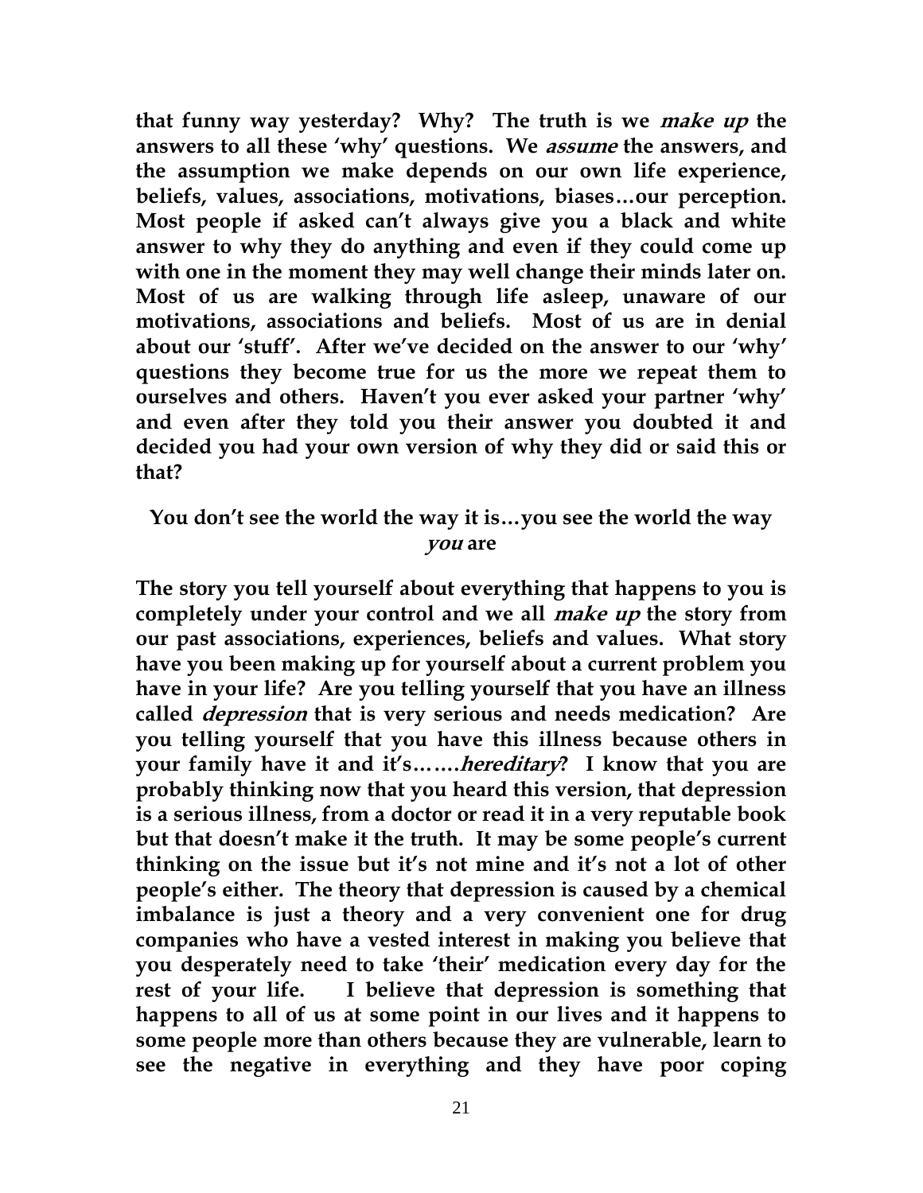**that funny way yesterday? Why? The truth is we *make up* the answers to all these 'why' questions. We *assume* the answers, and the assumption we make depends on our own life experience, beliefs, values, associations, motivations, biases…our perception. Most people if asked can't always give you a black and white answer to why they do anything and even if they could come up with one in the moment they may well change their minds later on. Most of us are walking through life asleep, unaware of our motivations, associations and beliefs. Most of us are in denial about our 'stuff'. After we've decided on the answer to our 'why' questions they become true for us the more we repeat them to ourselves and others. Haven't you ever asked your partner 'why' and even after they told you their answer you doubted it and decided you had your own version of why they did or said this or that?**

**You don't see the world the way it is…you see the world the way *you* are**

**The story you tell yourself about everything that happens to you is completely under your control and we all *make up* the story from our past associations, experiences, beliefs and values. What story have you been making up for yourself about a current problem you have in your life? Are you telling yourself that you have an illness called *depression* that is very serious and needs medication? Are you telling yourself that you have this illness because others in your family have it and it's…….*hereditary*? I know that you are probably thinking now that you heard this version, that depression is a serious illness, from a doctor or read it in a very reputable book but that doesn't make it the truth. It may be some people's current thinking on the issue but it's not mine and it's not a lot of other people's either. The theory that depression is caused by a chemical imbalance is just a theory and a very convenient one for drug companies who have a vested interest in making you believe that you desperately need to take 'their' medication every day for the rest of your life. I believe that depression is something that happens to all of us at some point in our lives and it happens to some people more than others because they are vulnerable, learn to see the negative in everything and they have poor coping**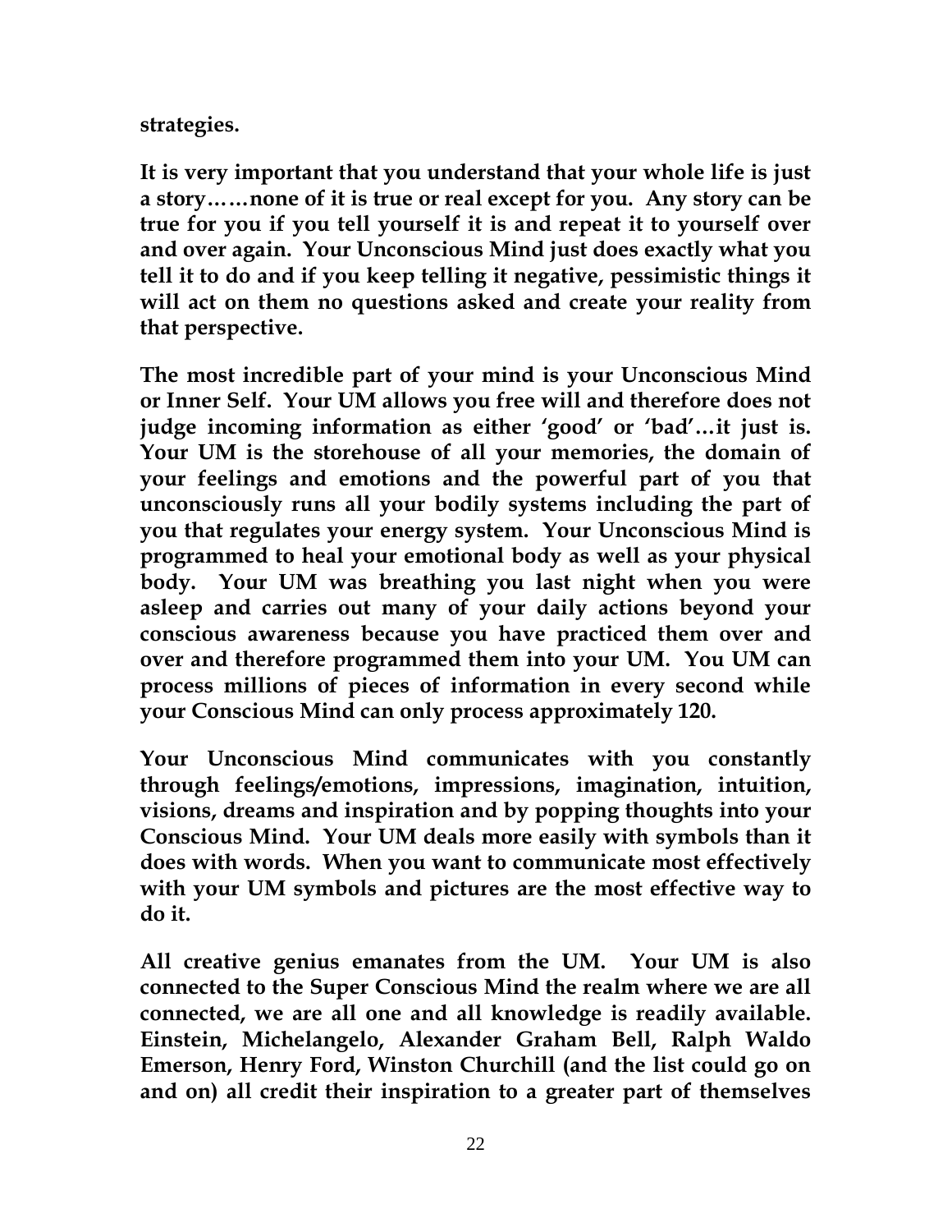**strategies.**

**It is very important that you understand that your whole life is just a story……none of it is true or real except for you. Any story can be true for you if you tell yourself it is and repeat it to yourself over and over again. Your Unconscious Mind just does exactly what you tell it to do and if you keep telling it negative, pessimistic things it will act on them no questions asked and create your reality from that perspective.**

**The most incredible part of your mind is your Unconscious Mind or Inner Self. Your UM allows you free will and therefore does not judge incoming information as either 'good' or 'bad'…it just is. Your UM is the storehouse of all your memories, the domain of your feelings and emotions and the powerful part of you that unconsciously runs all your bodily systems including the part of you that regulates your energy system. Your Unconscious Mind is programmed to heal your emotional body as well as your physical body. Your UM was breathing you last night when you were asleep and carries out many of your daily actions beyond your conscious awareness because you have practiced them over and over and therefore programmed them into your UM. You UM can process millions of pieces of information in every second while your Conscious Mind can only process approximately 120.**

**Your Unconscious Mind communicates with you constantly through feelings/emotions, impressions, imagination, intuition, visions, dreams and inspiration and by popping thoughts into your Conscious Mind. Your UM deals more easily with symbols than it does with words. When you want to communicate most effectively with your UM symbols and pictures are the most effective way to do it.**

**All creative genius emanates from the UM. Your UM is also connected to the Super Conscious Mind the realm where we are all connected, we are all one and all knowledge is readily available. Einstein, Michelangelo, Alexander Graham Bell, Ralph Waldo Emerson, Henry Ford, Winston Churchill (and the list could go on and on) all credit their inspiration to a greater part of themselves**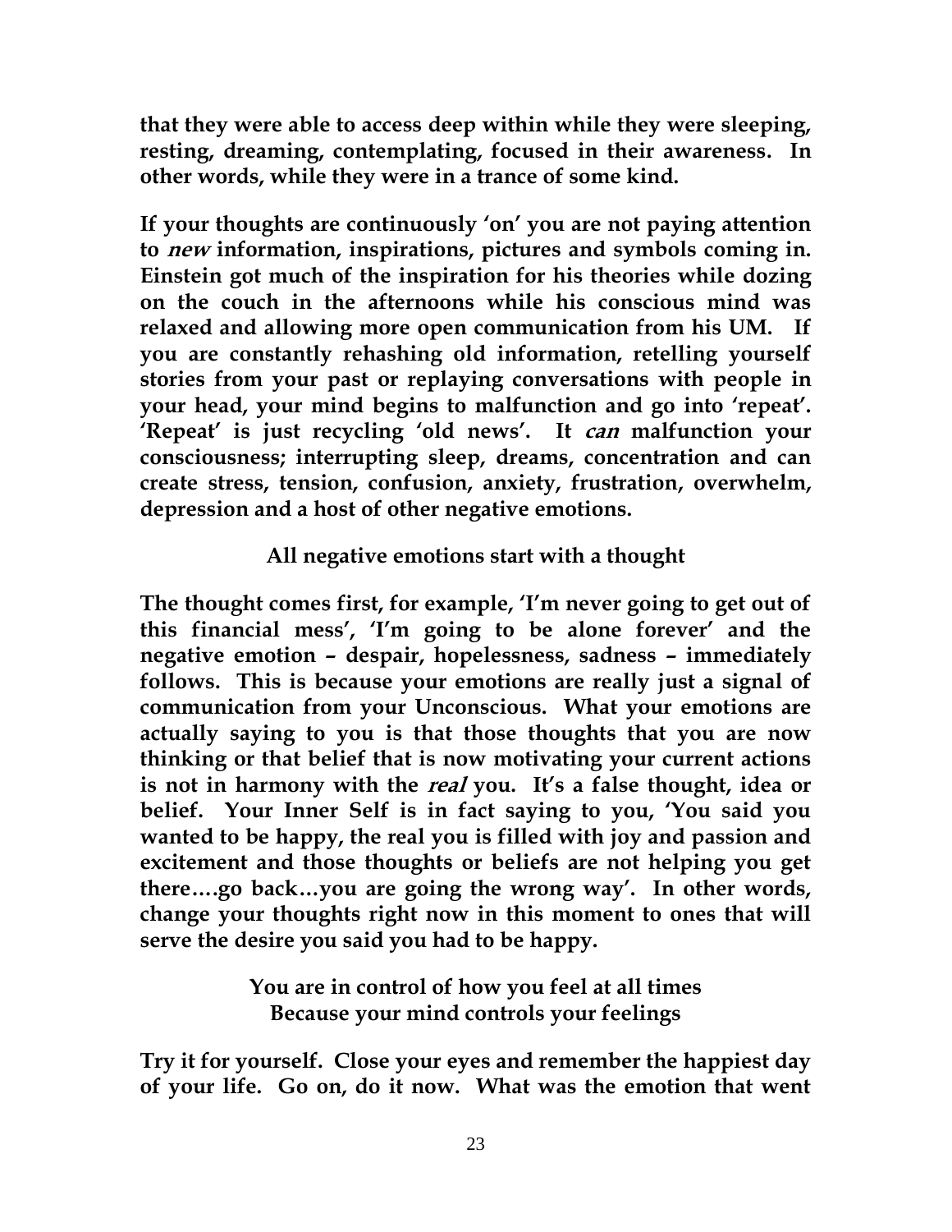**that they were able to access deep within while they were sleeping, resting, dreaming, contemplating, focused in their awareness. In other words, while they were in a trance of some kind.**

**If your thoughts are continuously 'on' you are not paying attention to *new* information, inspirations, pictures and symbols coming in. Einstein got much of the inspiration for his theories while dozing on the couch in the afternoons while his conscious mind was relaxed and allowing more open communication from his UM. If you are constantly rehashing old information, retelling yourself stories from your past or replaying conversations with people in your head, your mind begins to malfunction and go into 'repeat'. 'Repeat' is just recycling 'old news'. It *can* malfunction your consciousness; interrupting sleep, dreams, concentration and can create stress, tension, confusion, anxiety, frustration, overwhelm, depression and a host of other negative emotions.**

**All negative emotions start with a thought**

**The thought comes first, for example, 'I'm never going to get out of this financial mess', 'I'm going to be alone forever' and the negative emotion – despair, hopelessness, sadness – immediately follows. This is because your emotions are really just a signal of communication from your Unconscious. What your emotions are actually saying to you is that those thoughts that you are now thinking or that belief that is now motivating your current actions is not in harmony with the *real* you. It's a false thought, idea or belief. Your Inner Self is in fact saying to you, 'You said you wanted to be happy, the real you is filled with joy and passion and excitement and those thoughts or beliefs are not helping you get there….go back…you are going the wrong way'. In other words, change your thoughts right now in this moment to ones that will serve the desire you said you had to be happy.**

**You are in control of how you feel at all times
Because your mind controls your feelings**

**Try it for yourself. Close your eyes and remember the happiest day of your life. Go on, do it now. What was the emotion that went**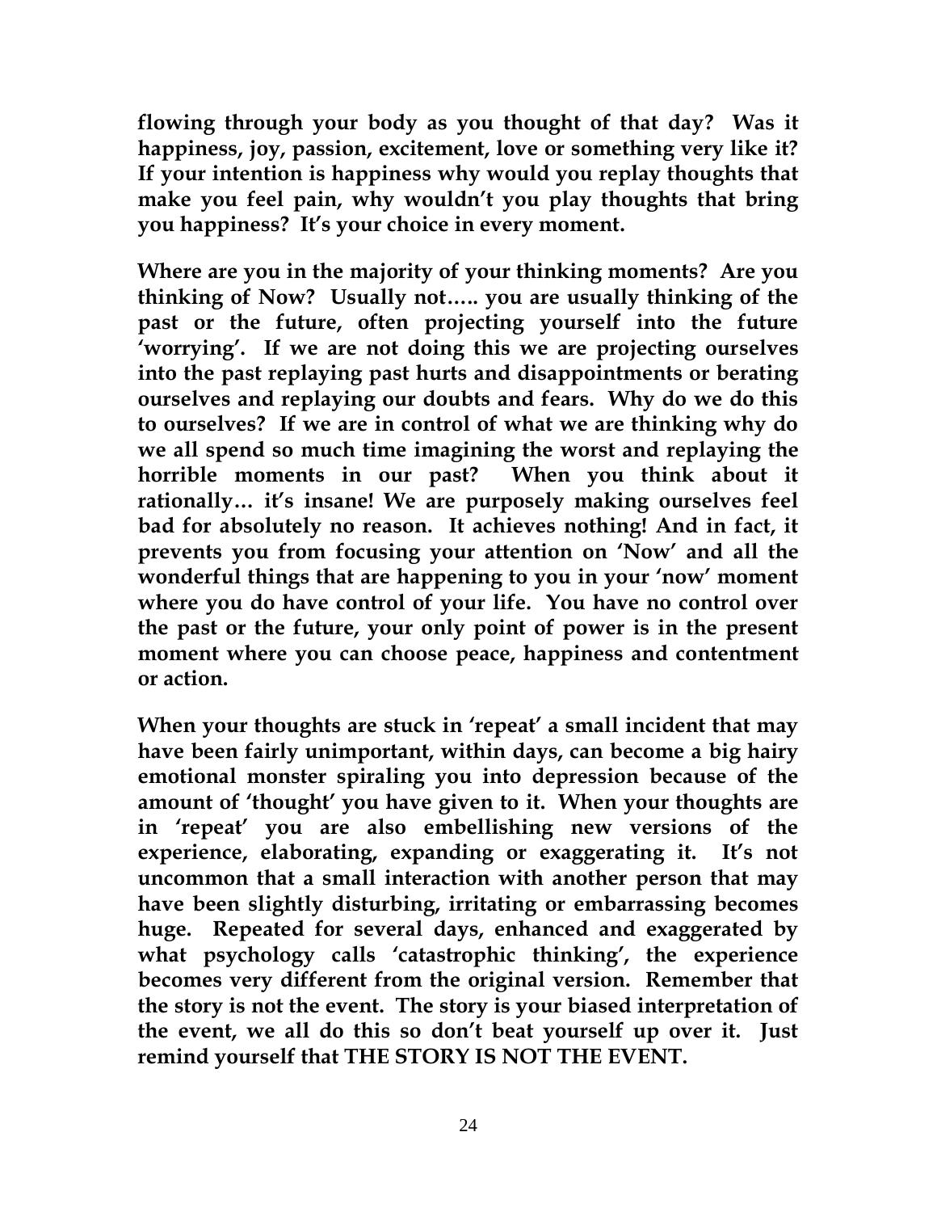**flowing through your body as you thought of that day? Was it happiness, joy, passion, excitement, love or something very like it? If your intention is happiness why would you replay thoughts that make you feel pain, why wouldn't you play thoughts that bring you happiness? It's your choice in every moment.**

**Where are you in the majority of your thinking moments? Are you thinking of Now? Usually not….. you are usually thinking of the past or the future, often projecting yourself into the future 'worrying'. If we are not doing this we are projecting ourselves into the past replaying past hurts and disappointments or berating ourselves and replaying our doubts and fears. Why do we do this to ourselves? If we are in control of what we are thinking why do we all spend so much time imagining the worst and replaying the horrible moments in our past? When you think about it rationally… it's insane! We are purposely making ourselves feel bad for absolutely no reason. It achieves nothing! And in fact, it prevents you from focusing your attention on 'Now' and all the wonderful things that are happening to you in your 'now' moment where you do have control of your life. You have no control over the past or the future, your only point of power is in the present moment where you can choose peace, happiness and contentment or action.**

**When your thoughts are stuck in 'repeat' a small incident that may have been fairly unimportant, within days, can become a big hairy emotional monster spiraling you into depression because of the amount of 'thought' you have given to it. When your thoughts are in 'repeat' you are also embellishing new versions of the experience, elaborating, expanding or exaggerating it. It's not uncommon that a small interaction with another person that may have been slightly disturbing, irritating or embarrassing becomes huge. Repeated for several days, enhanced and exaggerated by what psychology calls 'catastrophic thinking', the experience becomes very different from the original version. Remember that the story is not the event. The story is your biased interpretation of the event, we all do this so don't beat yourself up over it. Just remind yourself that THE STORY IS NOT THE EVENT.**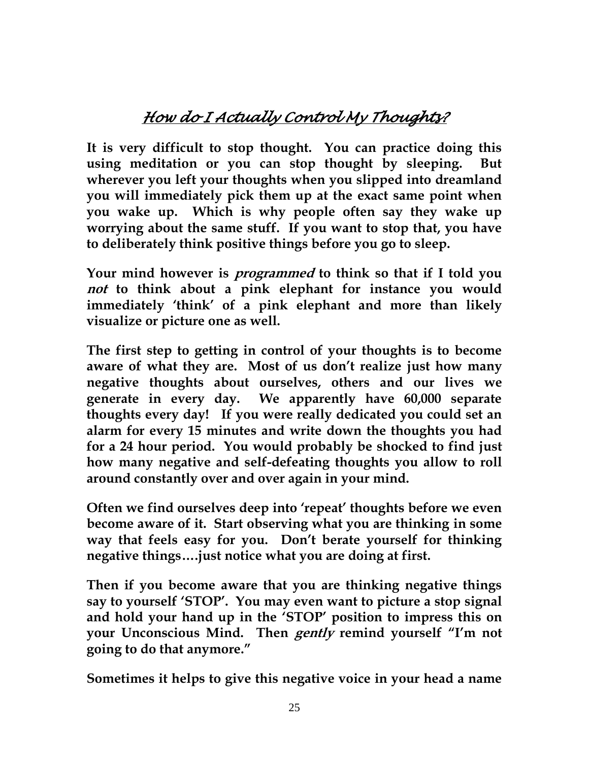## *How do I Actually Control My Thoughts?*

**It is very difficult to stop thought. You can practice doing this using meditation or you can stop thought by sleeping. But wherever you left your thoughts when you slipped into dreamland you will immediately pick them up at the exact same point when you wake up. Which is why people often say they wake up worrying about the same stuff. If you want to stop that, you have to deliberately think positive things before you go to sleep.**

**Your mind however is *programmed* to think so that if I told you *not* to think about a pink elephant for instance you would immediately 'think' of a pink elephant and more than likely visualize or picture one as well.**

**The first step to getting in control of your thoughts is to become aware of what they are. Most of us don't realize just how many negative thoughts about ourselves, others and our lives we generate in every day. We apparently have 60,000 separate thoughts every day! If you were really dedicated you could set an alarm for every 15 minutes and write down the thoughts you had for a 24 hour period. You would probably be shocked to find just how many negative and self-defeating thoughts you allow to roll around constantly over and over again in your mind.**

**Often we find ourselves deep into 'repeat' thoughts before we even become aware of it. Start observing what you are thinking in some way that feels easy for you. Don't berate yourself for thinking negative things….just notice what you are doing at first.**

**Then if you become aware that you are thinking negative things say to yourself 'STOP'. You may even want to picture a stop signal and hold your hand up in the 'STOP' position to impress this on your Unconscious Mind. Then *gently* remind yourself "I'm not going to do that anymore."**

**Sometimes it helps to give this negative voice in your head a name**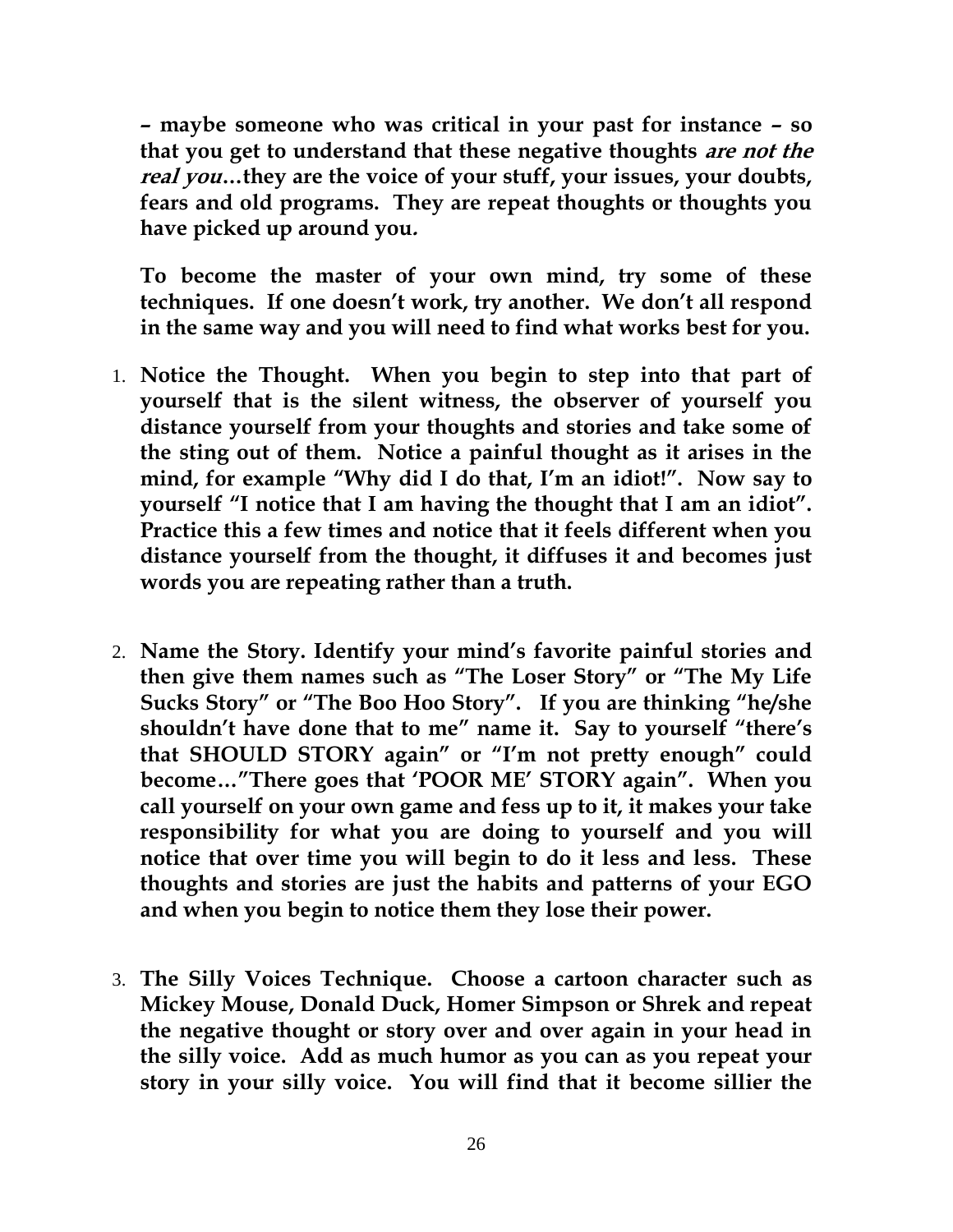**– maybe someone who was critical in your past for instance – so that you get to understand that these negative thoughts *are not the real you*…they are the voice of your stuff, your issues, your doubts, fears and old programs. They are repeat thoughts or thoughts you have picked up around you.**

**To become the master of your own mind, try some of these techniques. If one doesn't work, try another. We don't all respond in the same way and you will need to find what works best for you.**

1. **Notice the Thought. When you begin to step into that part of yourself that is the silent witness, the observer of yourself you distance yourself from your thoughts and stories and take some of the sting out of them. Notice a painful thought as it arises in the mind, for example "Why did I do that, I'm an idiot!". Now say to yourself "I notice that I am having the thought that I am an idiot". Practice this a few times and notice that it feels different when you distance yourself from the thought, it diffuses it and becomes just words you are repeating rather than a truth.**

2. **Name the Story. Identify your mind's favorite painful stories and then give them names such as "The Loser Story" or "The My Life Sucks Story" or "The Boo Hoo Story". If you are thinking "he/she shouldn't have done that to me" name it. Say to yourself "there's that SHOULD STORY again" or "I'm not pretty enough" could become…"There goes that 'POOR ME' STORY again". When you call yourself on your own game and fess up to it, it makes your take responsibility for what you are doing to yourself and you will notice that over time you will begin to do it less and less. These thoughts and stories are just the habits and patterns of your EGO and when you begin to notice them they lose their power.**

3. **The Silly Voices Technique. Choose a cartoon character such as Mickey Mouse, Donald Duck, Homer Simpson or Shrek and repeat the negative thought or story over and over again in your head in the silly voice. Add as much humor as you can as you repeat your story in your silly voice. You will find that it become sillier the**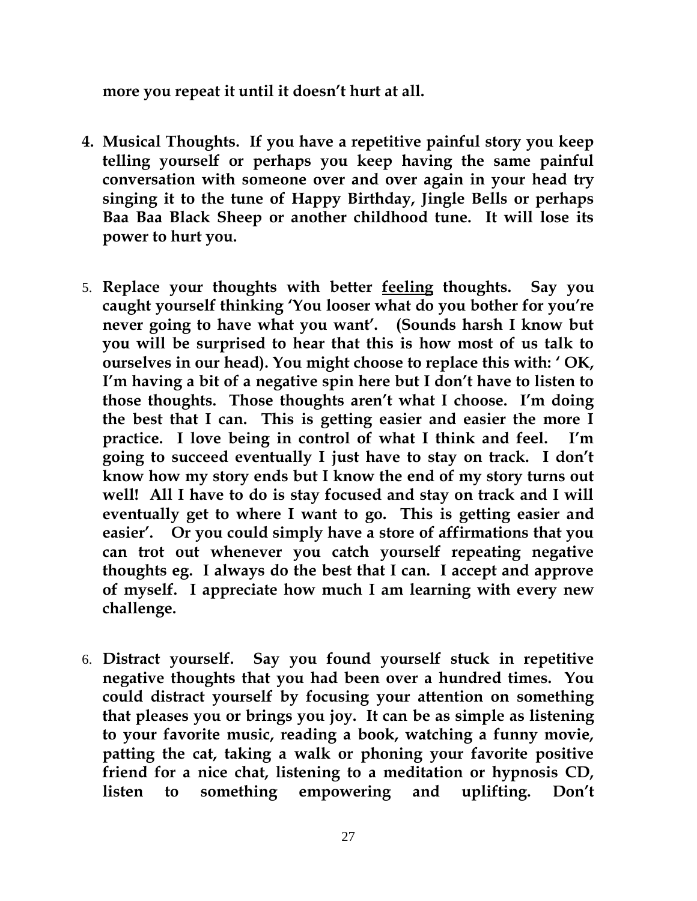**more you repeat it until it doesn't hurt at all.**

4. **Musical Thoughts. If you have a repetitive painful story you keep telling yourself or perhaps you keep having the same painful conversation with someone over and over again in your head try singing it to the tune of Happy Birthday, Jingle Bells or perhaps Baa Baa Black Sheep or another childhood tune. It will lose its power to hurt you.**

5. **Replace your thoughts with better <u>feeling</u> thoughts. Say you caught yourself thinking 'You looser what do you bother for you're never going to have what you want'. (Sounds harsh I know but you will be surprised to hear that this is how most of us talk to ourselves in our head). You might choose to replace this with: ' OK, I'm having a bit of a negative spin here but I don't have to listen to those thoughts. Those thoughts aren't what I choose. I'm doing the best that I can. This is getting easier and easier the more I practice. I love being in control of what I think and feel. I'm going to succeed eventually I just have to stay on track. I don't know how my story ends but I know the end of my story turns out well! All I have to do is stay focused and stay on track and I will eventually get to where I want to go. This is getting easier and easier'. Or you could simply have a store of affirmations that you can trot out whenever you catch yourself repeating negative thoughts eg. I always do the best that I can. I accept and approve of myself. I appreciate how much I am learning with every new challenge.**

6. **Distract yourself. Say you found yourself stuck in repetitive negative thoughts that you had been over a hundred times. You could distract yourself by focusing your attention on something that pleases you or brings you joy. It can be as simple as listening to your favorite music, reading a book, watching a funny movie, patting the cat, taking a walk or phoning your favorite positive friend for a nice chat, listening to a meditation or hypnosis CD, listen to something empowering and uplifting. Don't**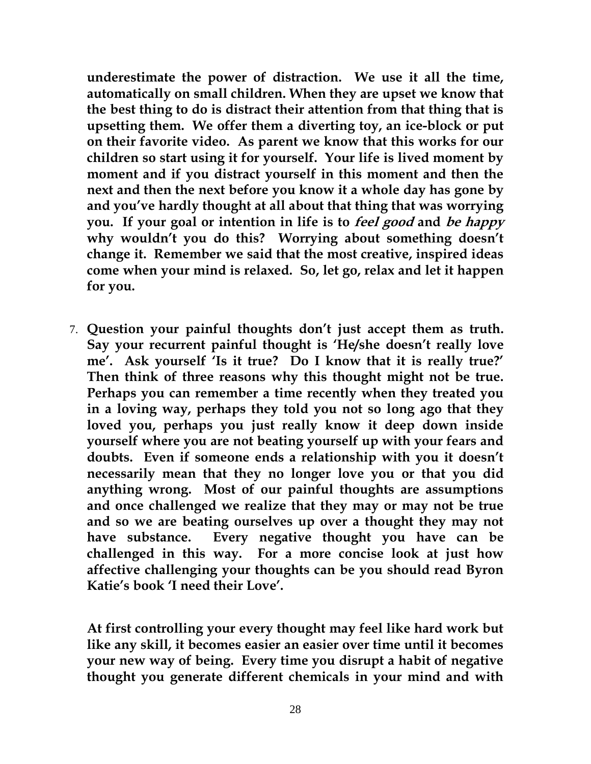**underestimate the power of distraction. We use it all the time, automatically on small children. When they are upset we know that the best thing to do is distract their attention from that thing that is upsetting them. We offer them a diverting toy, an ice-block or put on their favorite video. As parent we know that this works for our children so start using it for yourself. Your life is lived moment by moment and if you distract yourself in this moment and then the next and then the next before you know it a whole day has gone by and you've hardly thought at all about that thing that was worrying you. If your goal or intention in life is to *feel good* and *be happy* why wouldn't you do this? Worrying about something doesn't change it. Remember we said that the most creative, inspired ideas come when your mind is relaxed. So, let go, relax and let it happen for you.**

7. **Question your painful thoughts don't just accept them as truth. Say your recurrent painful thought is 'He/she doesn't really love me'. Ask yourself 'Is it true? Do I know that it is really true?' Then think of three reasons why this thought might not be true. Perhaps you can remember a time recently when they treated you in a loving way, perhaps they told you not so long ago that they loved you, perhaps you just really know it deep down inside yourself where you are not beating yourself up with your fears and doubts. Even if someone ends a relationship with you it doesn't necessarily mean that they no longer love you or that you did anything wrong. Most of our painful thoughts are assumptions and once challenged we realize that they may or may not be true and so we are beating ourselves up over a thought they may not have substance. Every negative thought you have can be challenged in this way. For a more concise look at just how affective challenging your thoughts can be you should read Byron Katie's book 'I need their Love'.**

   **At first controlling your every thought may feel like hard work but like any skill, it becomes easier an easier over time until it becomes your new way of being. Every time you disrupt a habit of negative thought you generate different chemicals in your mind and with**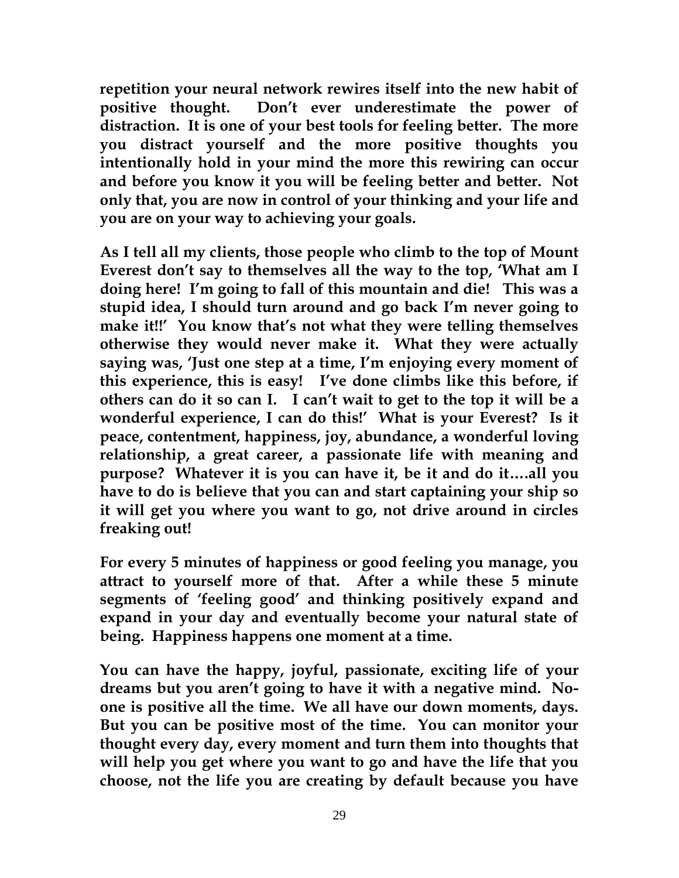**repetition your neural network rewires itself into the new habit of positive thought. Don't ever underestimate the power of distraction. It is one of your best tools for feeling better. The more you distract yourself and the more positive thoughts you intentionally hold in your mind the more this rewiring can occur and before you know it you will be feeling better and better. Not only that, you are now in control of your thinking and your life and you are on your way to achieving your goals.**

**As I tell all my clients, those people who climb to the top of Mount Everest don't say to themselves all the way to the top, 'What am I doing here! I'm going to fall of this mountain and die! This was a stupid idea, I should turn around and go back I'm never going to make it!!' You know that's not what they were telling themselves otherwise they would never make it. What they were actually saying was, 'Just one step at a time, I'm enjoying every moment of this experience, this is easy! I've done climbs like this before, if others can do it so can I. I can't wait to get to the top it will be a wonderful experience, I can do this!' What is your Everest? Is it peace, contentment, happiness, joy, abundance, a wonderful loving relationship, a great career, a passionate life with meaning and purpose? Whatever it is you can have it, be it and do it….all you have to do is believe that you can and start captaining your ship so it will get you where you want to go, not drive around in circles freaking out!**

**For every 5 minutes of happiness or good feeling you manage, you attract to yourself more of that. After a while these 5 minute segments of 'feeling good' and thinking positively expand and expand in your day and eventually become your natural state of being. Happiness happens one moment at a time.**

**You can have the happy, joyful, passionate, exciting life of your dreams but you aren't going to have it with a negative mind. No-one is positive all the time. We all have our down moments, days. But you can be positive most of the time. You can monitor your thought every day, every moment and turn them into thoughts that will help you get where you want to go and have the life that you choose, not the life you are creating by default because you have**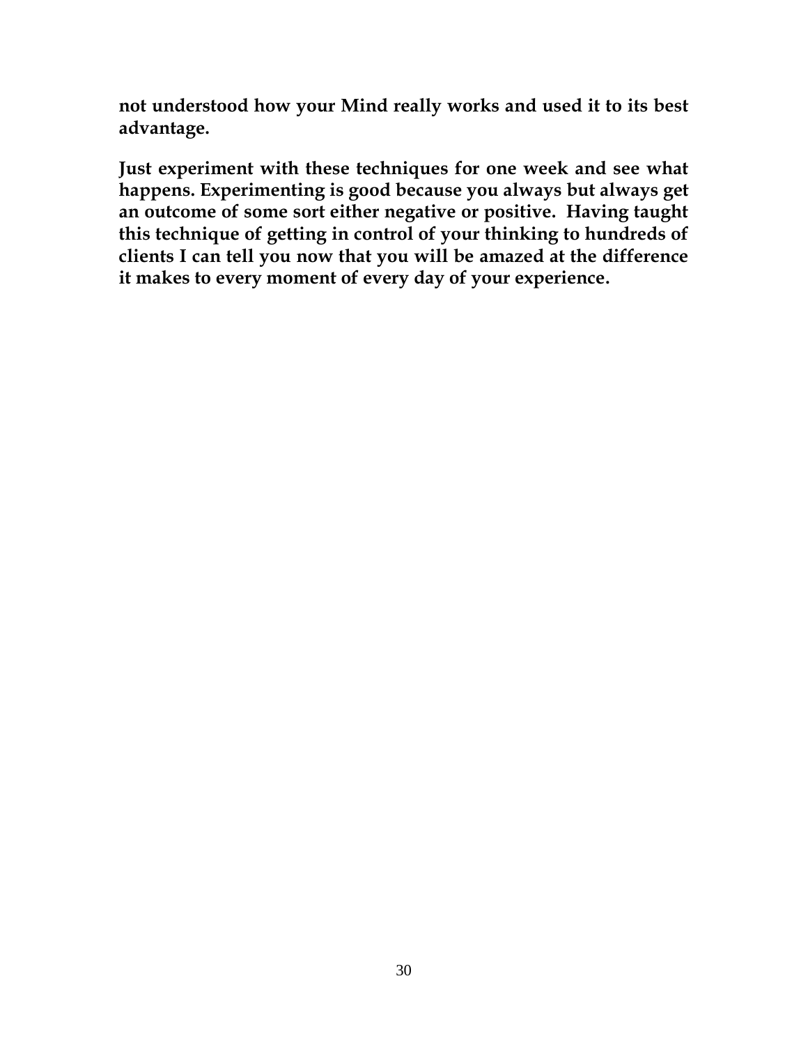**not understood how your Mind really works and used it to its best advantage.**

**Just experiment with these techniques for one week and see what happens. Experimenting is good because you always but always get an outcome of some sort either negative or positive. Having taught this technique of getting in control of your thinking to hundreds of clients I can tell you now that you will be amazed at the difference it makes to every moment of every day of your experience.**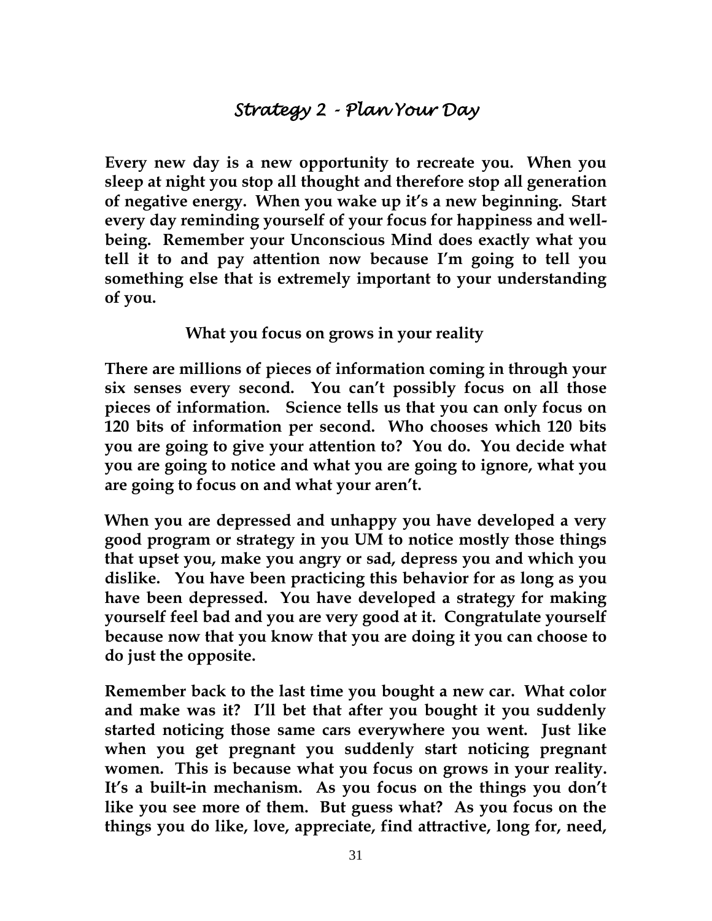# *Strategy 2 - Plan Your Day*

**Every new day is a new opportunity to recreate you. When you sleep at night you stop all thought and therefore stop all generation of negative energy. When you wake up it's a new beginning. Start every day reminding yourself of your focus for happiness and well-being. Remember your Unconscious Mind does exactly what you tell it to and pay attention now because I'm going to tell you something else that is extremely important to your understanding of you.**

**What you focus on grows in your reality**

**There are millions of pieces of information coming in through your six senses every second. You can't possibly focus on all those pieces of information. Science tells us that you can only focus on 120 bits of information per second. Who chooses which 120 bits you are going to give your attention to? You do. You decide what you are going to notice and what you are going to ignore, what you are going to focus on and what your aren't.**

**When you are depressed and unhappy you have developed a very good program or strategy in you UM to notice mostly those things that upset you, make you angry or sad, depress you and which you dislike. You have been practicing this behavior for as long as you have been depressed. You have developed a strategy for making yourself feel bad and you are very good at it. Congratulate yourself because now that you know that you are doing it you can choose to do just the opposite.**

**Remember back to the last time you bought a new car. What color and make was it? I'll bet that after you bought it you suddenly started noticing those same cars everywhere you went. Just like when you get pregnant you suddenly start noticing pregnant women. This is because what you focus on grows in your reality. It's a built-in mechanism. As you focus on the things you don't like you see more of them. But guess what? As you focus on the things you do like, love, appreciate, find attractive, long for, need,**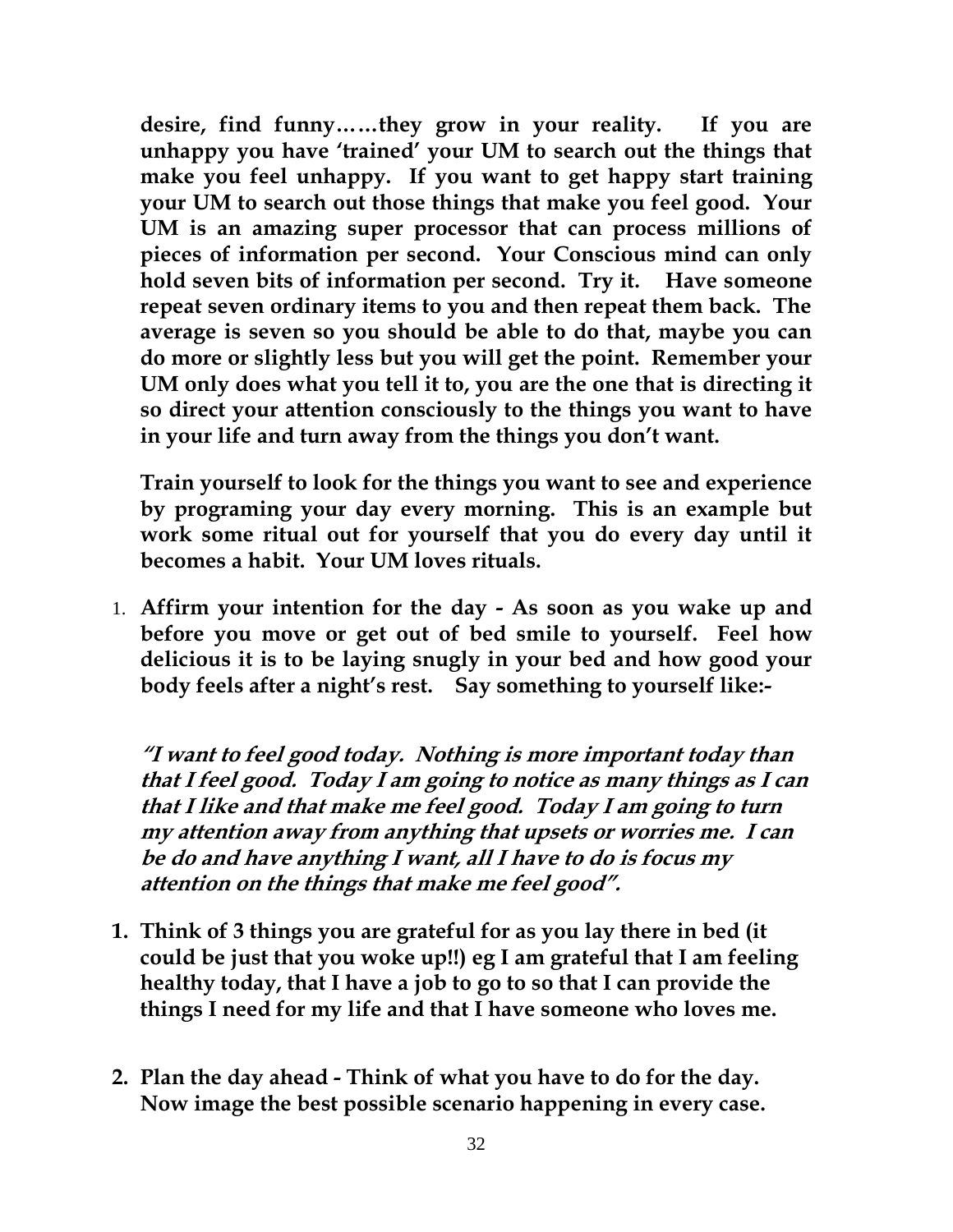**desire, find funny……they grow in your reality. If you are unhappy you have 'trained' your UM to search out the things that make you feel unhappy. If you want to get happy start training your UM to search out those things that make you feel good. Your UM is an amazing super processor that can process millions of pieces of information per second. Your Conscious mind can only hold seven bits of information per second. Try it. Have someone repeat seven ordinary items to you and then repeat them back. The average is seven so you should be able to do that, maybe you can do more or slightly less but you will get the point. Remember your UM only does what you tell it to, you are the one that is directing it so direct your attention consciously to the things you want to have in your life and turn away from the things you don't want.**

**Train yourself to look for the things you want to see and experience by programing your day every morning. This is an example but work some ritual out for yourself that you do every day until it becomes a habit. Your UM loves rituals.**

1. **Affirm your intention for the day - As soon as you wake up and before you move or get out of bed smile to yourself. Feel how delicious it is to be laying snugly in your bed and how good your body feels after a night's rest. Say something to yourself like:-**

***"I want to feel good today. Nothing is more important today than that I feel good. Today I am going to notice as many things as I can that I like and that make me feel good. Today I am going to turn my attention away from anything that upsets or worries me. I can be do and have anything I want, all I have to do is focus my attention on the things that make me feel good".***

1. **Think of 3 things you are grateful for as you lay there in bed (it could be just that you woke up!!) eg I am grateful that I am feeling healthy today, that I have a job to go to so that I can provide the things I need for my life and that I have someone who loves me.**

2. **Plan the day ahead - Think of what you have to do for the day. Now image the best possible scenario happening in every case.**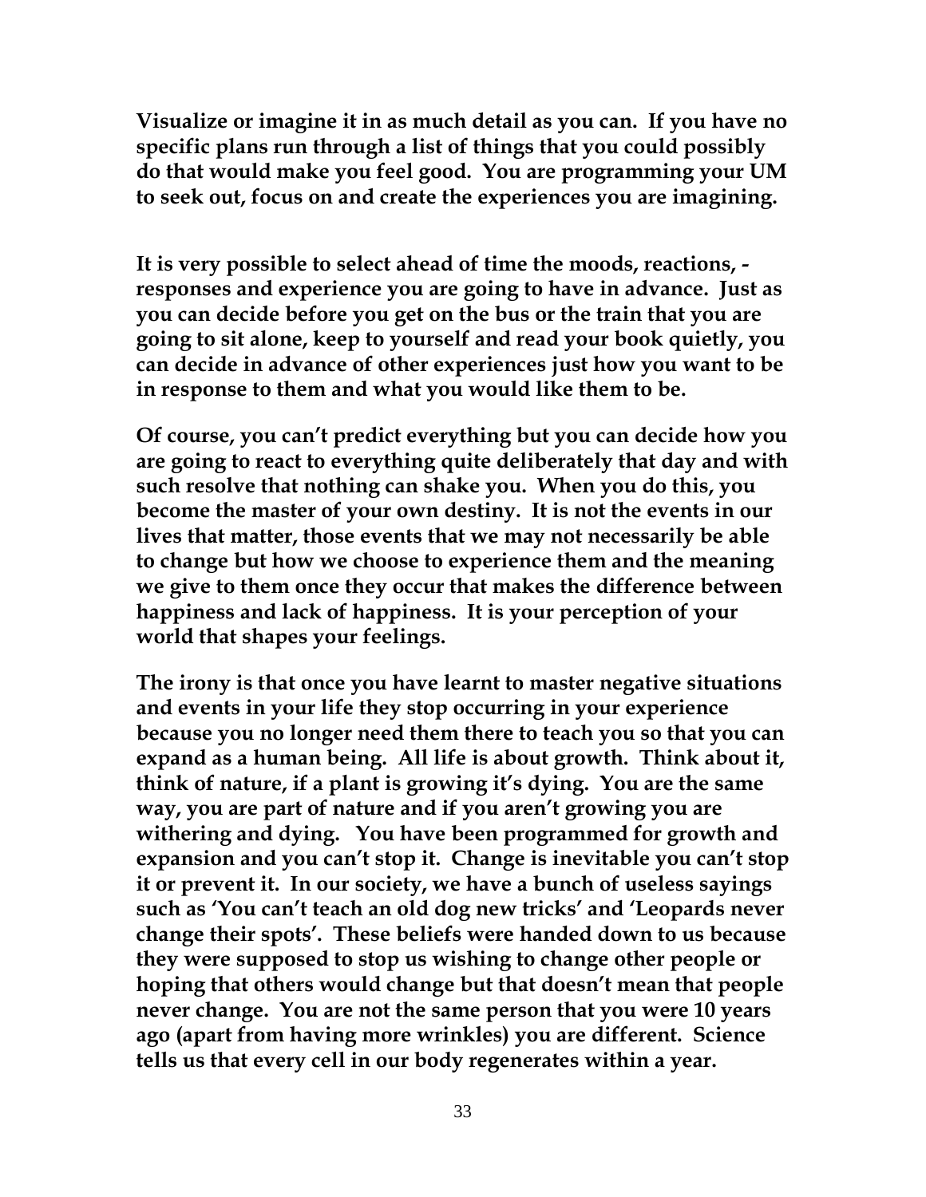**Visualize or imagine it in as much detail as you can. If you have no specific plans run through a list of things that you could possibly do that would make you feel good. You are programming your UM to seek out, focus on and create the experiences you are imagining.**

**It is very possible to select ahead of time the moods, reactions, - responses and experience you are going to have in advance. Just as you can decide before you get on the bus or the train that you are going to sit alone, keep to yourself and read your book quietly, you can decide in advance of other experiences just how you want to be in response to them and what you would like them to be.**

**Of course, you can't predict everything but you can decide how you are going to react to everything quite deliberately that day and with such resolve that nothing can shake you. When you do this, you become the master of your own destiny. It is not the events in our lives that matter, those events that we may not necessarily be able to change but how we choose to experience them and the meaning we give to them once they occur that makes the difference between happiness and lack of happiness. It is your perception of your world that shapes your feelings.**

**The irony is that once you have learnt to master negative situations and events in your life they stop occurring in your experience because you no longer need them there to teach you so that you can expand as a human being. All life is about growth. Think about it, think of nature, if a plant is growing it's dying. You are the same way, you are part of nature and if you aren't growing you are withering and dying. You have been programmed for growth and expansion and you can't stop it. Change is inevitable you can't stop it or prevent it. In our society, we have a bunch of useless sayings such as 'You can't teach an old dog new tricks' and 'Leopards never change their spots'. These beliefs were handed down to us because they were supposed to stop us wishing to change other people or hoping that others would change but that doesn't mean that people never change. You are not the same person that you were 10 years ago (apart from having more wrinkles) you are different. Science tells us that every cell in our body regenerates within a year.**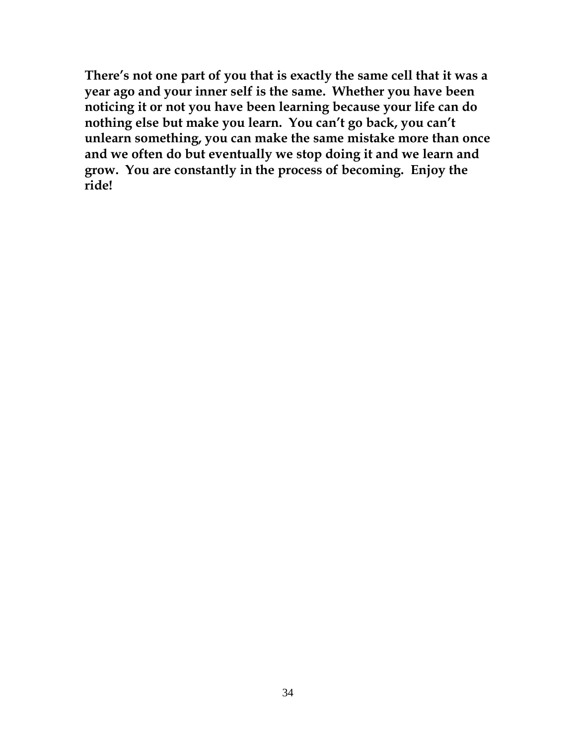**There's not one part of you that is exactly the same cell that it was a year ago and your inner self is the same. Whether you have been noticing it or not you have been learning because your life can do nothing else but make you learn. You can't go back, you can't unlearn something, you can make the same mistake more than once and we often do but eventually we stop doing it and we learn and grow. You are constantly in the process of becoming. Enjoy the ride!**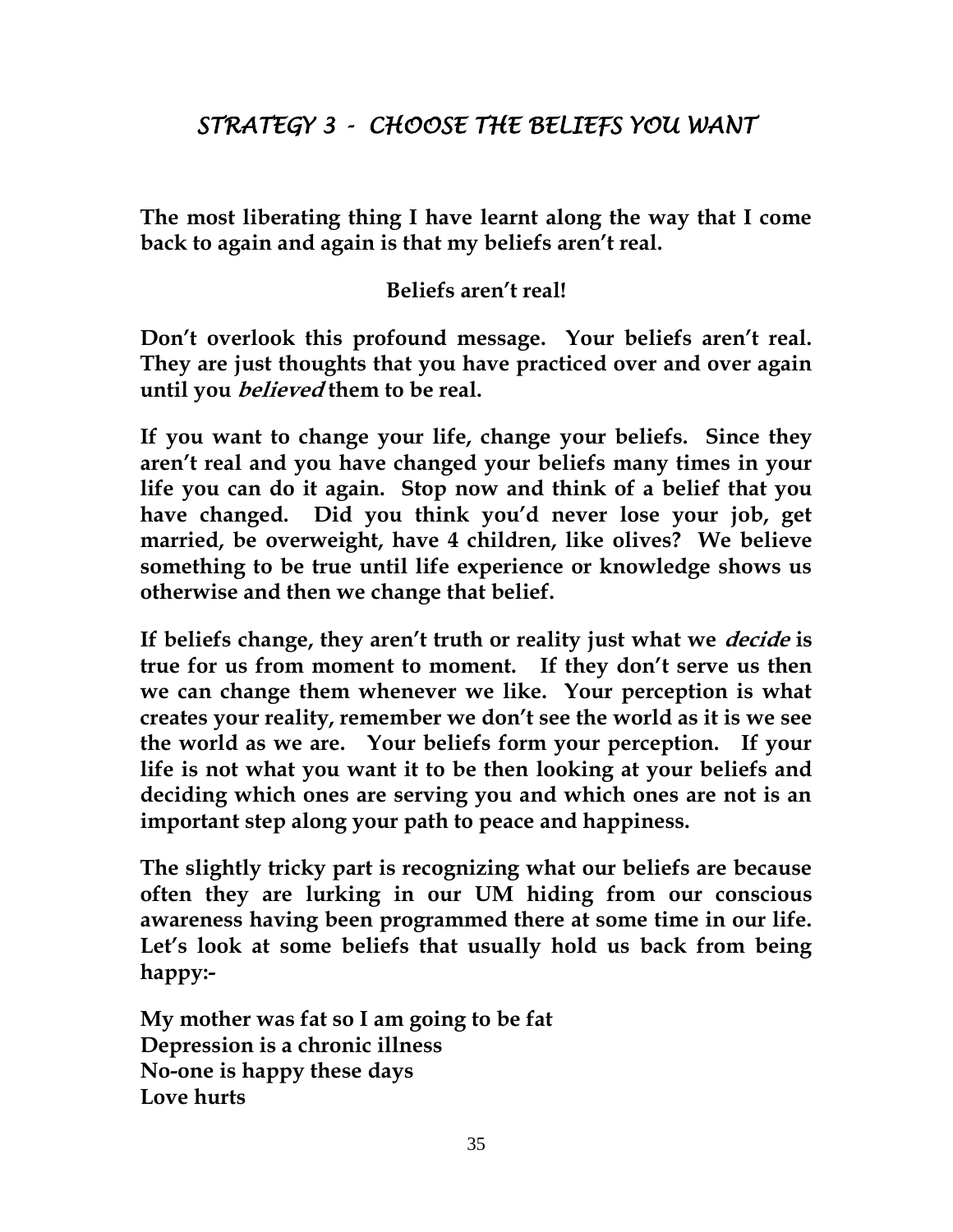## *STRATEGY 3 - CHOOSE THE BELIEFS YOU WANT*

**The most liberating thing I have learnt along the way that I come back to again and again is that my beliefs aren't real.**

**Beliefs aren't real!**

**Don't overlook this profound message. Your beliefs aren't real. They are just thoughts that you have practiced over and over again until you *believed* them to be real.**

**If you want to change your life, change your beliefs. Since they aren't real and you have changed your beliefs many times in your life you can do it again. Stop now and think of a belief that you have changed. Did you think you'd never lose your job, get married, be overweight, have 4 children, like olives? We believe something to be true until life experience or knowledge shows us otherwise and then we change that belief.**

**If beliefs change, they aren't truth or reality just what we *decide* is true for us from moment to moment. If they don't serve us then we can change them whenever we like. Your perception is what creates your reality, remember we don't see the world as it is we see the world as we are. Your beliefs form your perception. If your life is not what you want it to be then looking at your beliefs and deciding which ones are serving you and which ones are not is an important step along your path to peace and happiness.**

**The slightly tricky part is recognizing what our beliefs are because often they are lurking in our UM hiding from our conscious awareness having been programmed there at some time in our life. Let's look at some beliefs that usually hold us back from being happy:-**

**My mother was fat so I am going to be fat**
**Depression is a chronic illness**
**No-one is happy these days**
**Love hurts**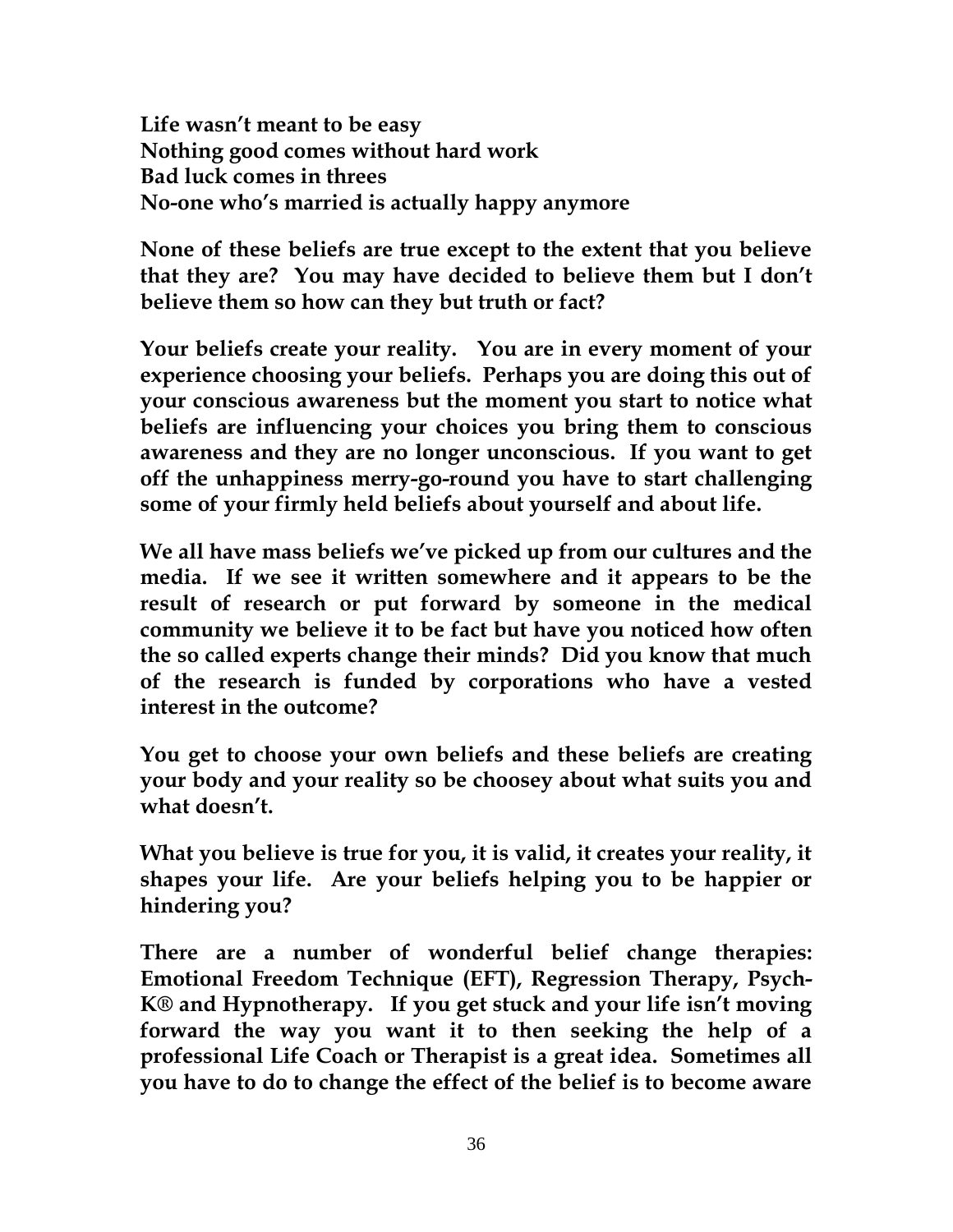**Life wasn't meant to be easy**
**Nothing good comes without hard work**
**Bad luck comes in threes**
**No-one who's married is actually happy anymore**

**None of these beliefs are true except to the extent that you believe that they are? You may have decided to believe them but I don't believe them so how can they but truth or fact?**

**Your beliefs create your reality. You are in every moment of your experience choosing your beliefs. Perhaps you are doing this out of your conscious awareness but the moment you start to notice what beliefs are influencing your choices you bring them to conscious awareness and they are no longer unconscious. If you want to get off the unhappiness merry-go-round you have to start challenging some of your firmly held beliefs about yourself and about life.**

**We all have mass beliefs we've picked up from our cultures and the media. If we see it written somewhere and it appears to be the result of research or put forward by someone in the medical community we believe it to be fact but have you noticed how often the so called experts change their minds? Did you know that much of the research is funded by corporations who have a vested interest in the outcome?**

**You get to choose your own beliefs and these beliefs are creating your body and your reality so be choosey about what suits you and what doesn't.**

**What you believe is true for you, it is valid, it creates your reality, it shapes your life. Are your beliefs helping you to be happier or hindering you?**

**There are a number of wonderful belief change therapies: Emotional Freedom Technique (EFT), Regression Therapy, Psych-K® and Hypnotherapy. If you get stuck and your life isn't moving forward the way you want it to then seeking the help of a professional Life Coach or Therapist is a great idea. Sometimes all you have to do to change the effect of the belief is to become aware**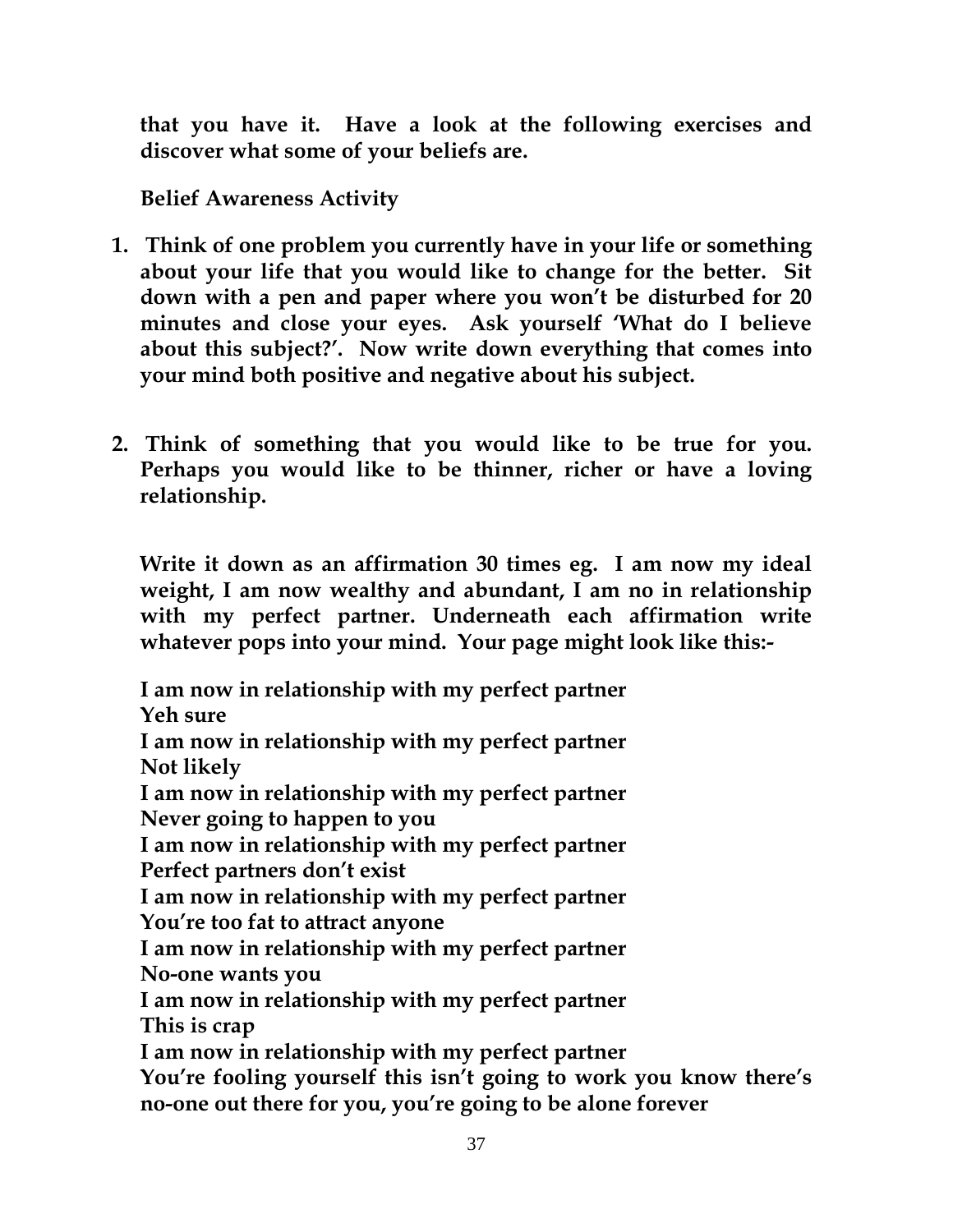**that you have it. Have a look at the following exercises and discover what some of your beliefs are.**

**Belief Awareness Activity**

1. **Think of one problem you currently have in your life or something about your life that you would like to change for the better. Sit down with a pen and paper where you won't be disturbed for 20 minutes and close your eyes. Ask yourself 'What do I believe about this subject?'. Now write down everything that comes into your mind both positive and negative about his subject.**

2. **Think of something that you would like to be true for you. Perhaps you would like to be thinner, richer or have a loving relationship.**

   **Write it down as an affirmation 30 times eg. I am now my ideal weight, I am now wealthy and abundant, I am no in relationship with my perfect partner. Underneath each affirmation write whatever pops into your mind. Your page might look like this:-**

   **I am now in relationship with my perfect partner**
   **Yeh sure**
   **I am now in relationship with my perfect partner**
   **Not likely**
   **I am now in relationship with my perfect partner**
   **Never going to happen to you**
   **I am now in relationship with my perfect partner**
   **Perfect partners don't exist**
   **I am now in relationship with my perfect partner**
   **You're too fat to attract anyone**
   **I am now in relationship with my perfect partner**
   **No-one wants you**
   **I am now in relationship with my perfect partner**
   **This is crap**
   **I am now in relationship with my perfect partner**
   **You're fooling yourself this isn't going to work you know there's no-one out there for you, you're going to be alone forever**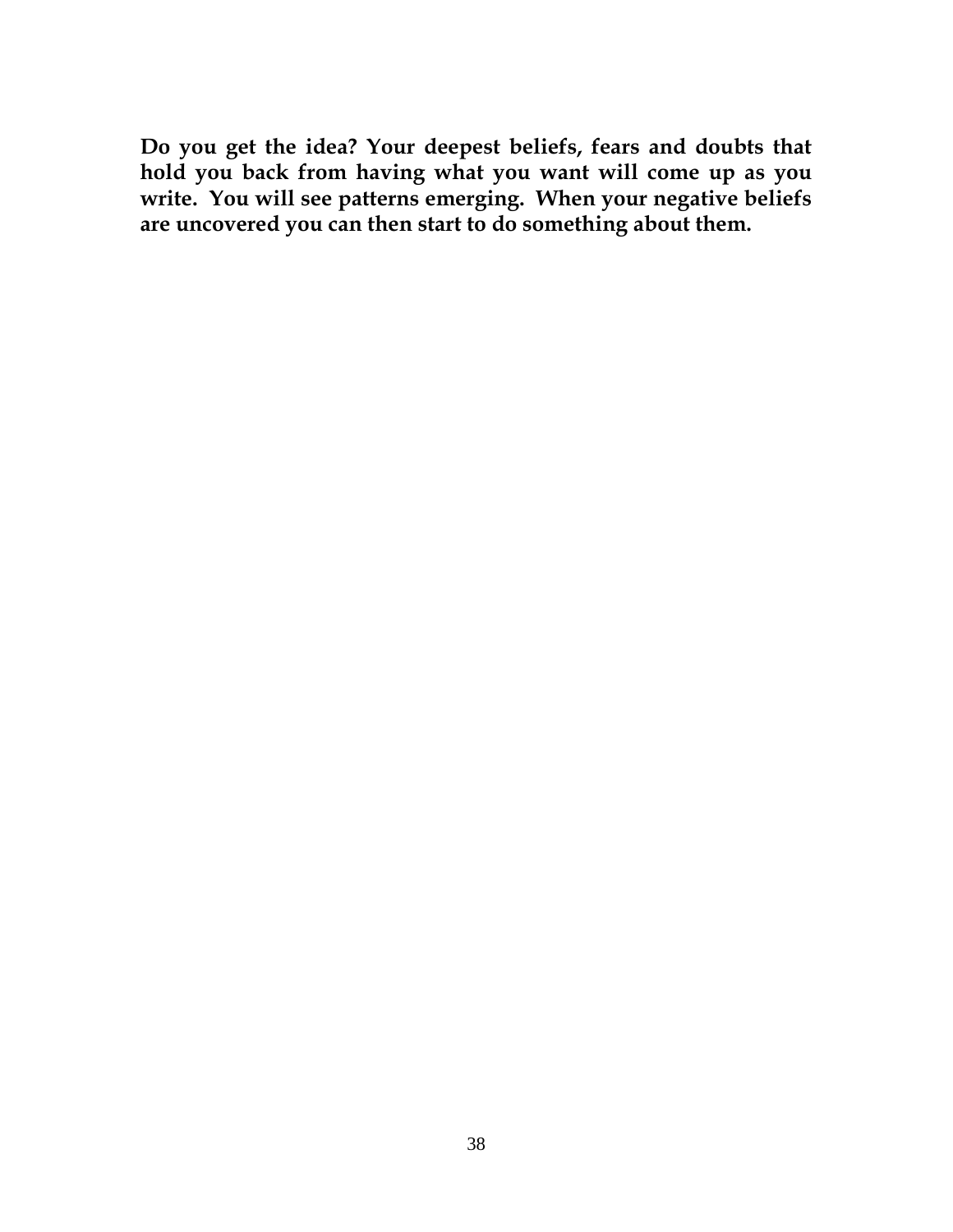**Do you get the idea? Your deepest beliefs, fears and doubts that hold you back from having what you want will come up as you write. You will see patterns emerging. When your negative beliefs are uncovered you can then start to do something about them.**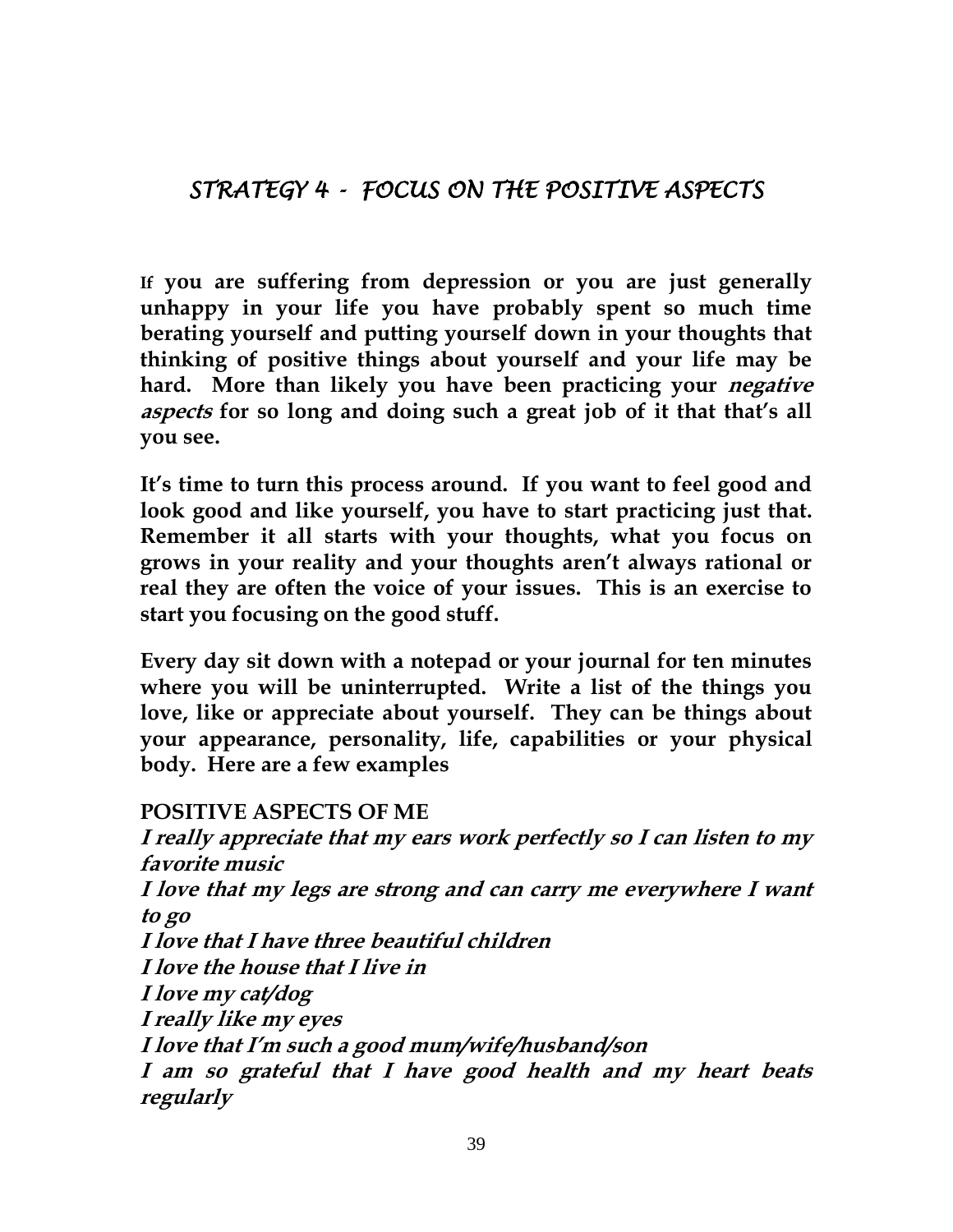# *STRATEGY 4 - FOCUS ON THE POSITIVE ASPECTS*

**If you are suffering from depression or you are just generally unhappy in your life you have probably spent so much time berating yourself and putting yourself down in your thoughts that thinking of positive things about yourself and your life may be hard. More than likely you have been practicing your *negative aspects* for so long and doing such a great job of it that that's all you see.**

**It's time to turn this process around. If you want to feel good and look good and like yourself, you have to start practicing just that. Remember it all starts with your thoughts, what you focus on grows in your reality and your thoughts aren't always rational or real they are often the voice of your issues. This is an exercise to start you focusing on the good stuff.**

**Every day sit down with a notepad or your journal for ten minutes where you will be uninterrupted. Write a list of the things you love, like or appreciate about yourself. They can be things about your appearance, personality, life, capabilities or your physical body. Here are a few examples**

**POSITIVE ASPECTS OF ME**

***I really appreciate that my ears work perfectly so I can listen to my favorite music***

***I love that my legs are strong and can carry me everywhere I want to go***

***I love that I have three beautiful children***

***I love the house that I live in***

***I love my cat/dog***

***I really like my eyes***

***I love that I'm such a good mum/wife/husband/son***

***I am so grateful that I have good health and my heart beats regularly***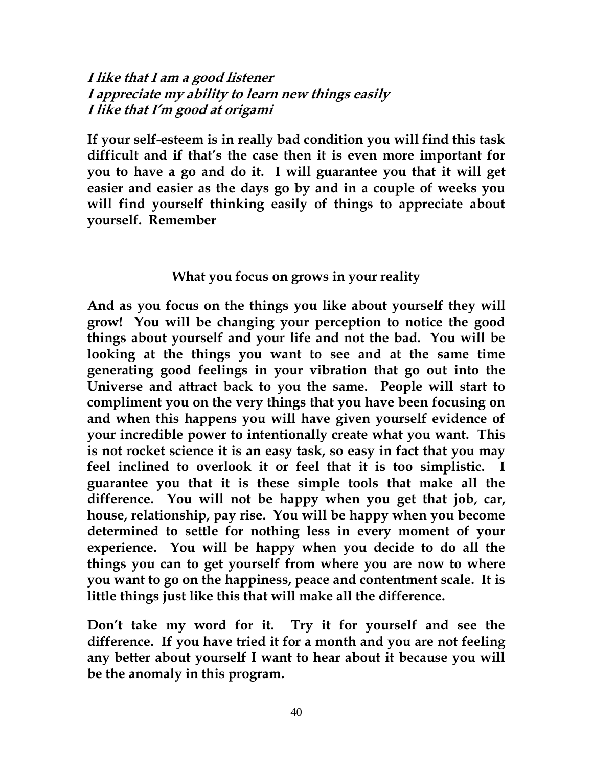***I like that I am a good listener***
***I appreciate my ability to learn new things easily***
***I like that I'm good at origami***

**If your self-esteem is in really bad condition you will find this task difficult and if that's the case then it is even more important for you to have a go and do it. I will guarantee you that it will get easier and easier as the days go by and in a couple of weeks you will find yourself thinking easily of things to appreciate about yourself. Remember**

**What you focus on grows in your reality**

**And as you focus on the things you like about yourself they will grow! You will be changing your perception to notice the good things about yourself and your life and not the bad. You will be looking at the things you want to see and at the same time generating good feelings in your vibration that go out into the Universe and attract back to you the same. People will start to compliment you on the very things that you have been focusing on and when this happens you will have given yourself evidence of your incredible power to intentionally create what you want. This is not rocket science it is an easy task, so easy in fact that you may feel inclined to overlook it or feel that it is too simplistic. I guarantee you that it is these simple tools that make all the difference. You will not be happy when you get that job, car, house, relationship, pay rise. You will be happy when you become determined to settle for nothing less in every moment of your experience. You will be happy when you decide to do all the things you can to get yourself from where you are now to where you want to go on the happiness, peace and contentment scale. It is little things just like this that will make all the difference.**

**Don't take my word for it. Try it for yourself and see the difference. If you have tried it for a month and you are not feeling any better about yourself I want to hear about it because you will be the anomaly in this program.**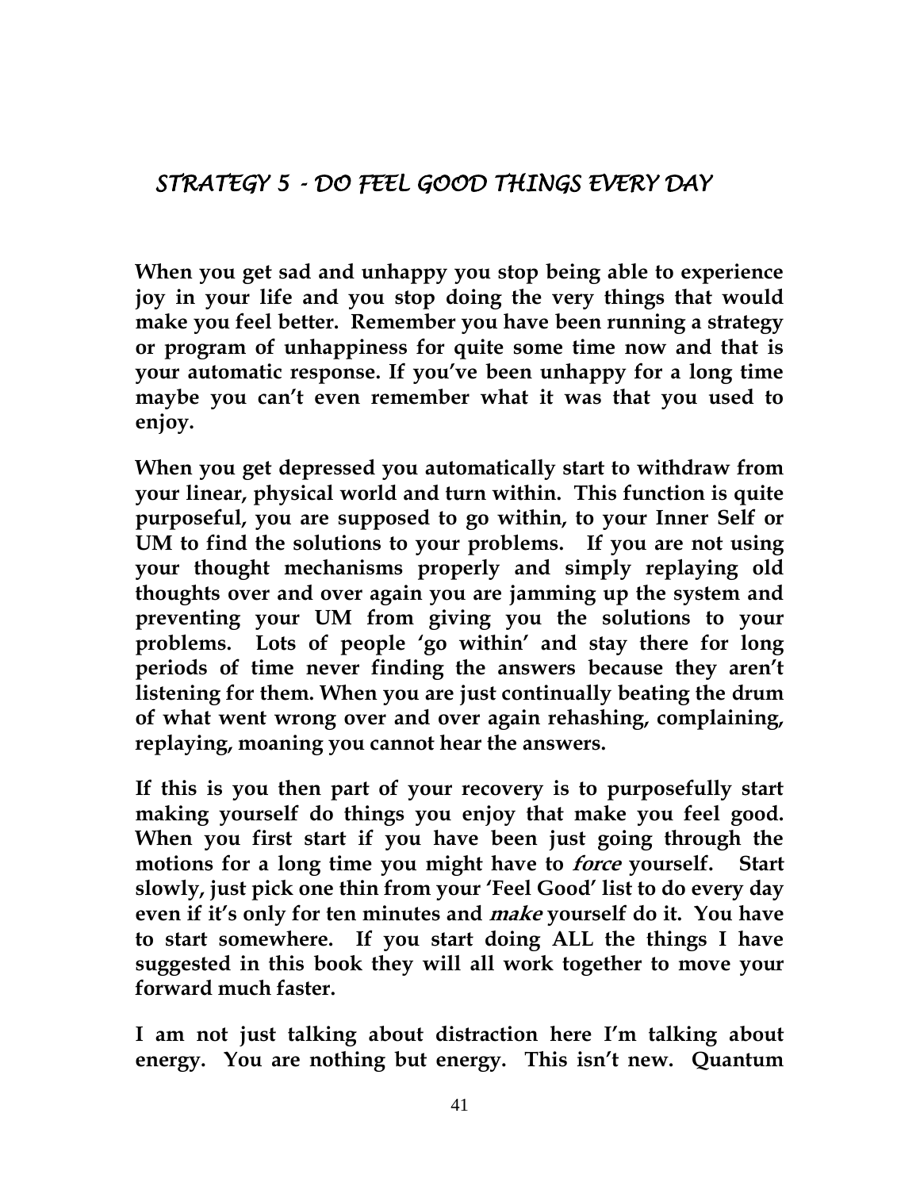## *STRATEGY 5 - DO FEEL GOOD THINGS EVERY DAY*

**When you get sad and unhappy you stop being able to experience joy in your life and you stop doing the very things that would make you feel better. Remember you have been running a strategy or program of unhappiness for quite some time now and that is your automatic response. If you've been unhappy for a long time maybe you can't even remember what it was that you used to enjoy.**

**When you get depressed you automatically start to withdraw from your linear, physical world and turn within. This function is quite purposeful, you are supposed to go within, to your Inner Self or UM to find the solutions to your problems. If you are not using your thought mechanisms properly and simply replaying old thoughts over and over again you are jamming up the system and preventing your UM from giving you the solutions to your problems. Lots of people 'go within' and stay there for long periods of time never finding the answers because they aren't listening for them. When you are just continually beating the drum of what went wrong over and over again rehashing, complaining, replaying, moaning you cannot hear the answers.**

**If this is you then part of your recovery is to purposefully start making yourself do things you enjoy that make you feel good. When you first start if you have been just going through the motions for a long time you might have to *force* yourself. Start slowly, just pick one thin from your 'Feel Good' list to do every day even if it's only for ten minutes and *make* yourself do it. You have to start somewhere. If you start doing ALL the things I have suggested in this book they will all work together to move your forward much faster.**

**I am not just talking about distraction here I'm talking about energy. You are nothing but energy. This isn't new. Quantum**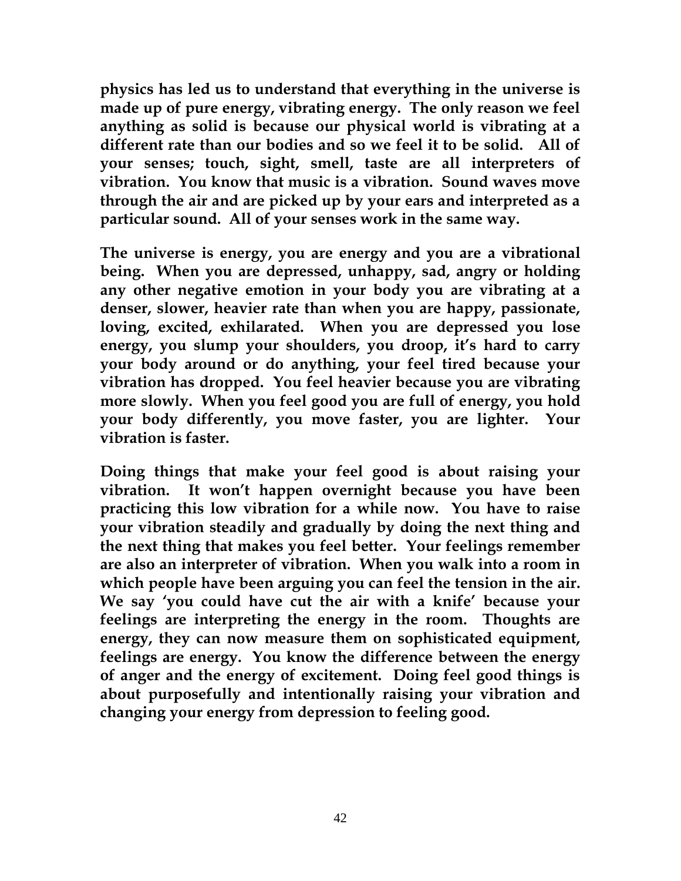**physics has led us to understand that everything in the universe is made up of pure energy, vibrating energy. The only reason we feel anything as solid is because our physical world is vibrating at a different rate than our bodies and so we feel it to be solid. All of your senses; touch, sight, smell, taste are all interpreters of vibration. You know that music is a vibration. Sound waves move through the air and are picked up by your ears and interpreted as a particular sound. All of your senses work in the same way.**

**The universe is energy, you are energy and you are a vibrational being. When you are depressed, unhappy, sad, angry or holding any other negative emotion in your body you are vibrating at a denser, slower, heavier rate than when you are happy, passionate, loving, excited, exhilarated. When you are depressed you lose energy, you slump your shoulders, you droop, it's hard to carry your body around or do anything, your feel tired because your vibration has dropped. You feel heavier because you are vibrating more slowly. When you feel good you are full of energy, you hold your body differently, you move faster, you are lighter. Your vibration is faster.**

**Doing things that make your feel good is about raising your vibration. It won't happen overnight because you have been practicing this low vibration for a while now. You have to raise your vibration steadily and gradually by doing the next thing and the next thing that makes you feel better. Your feelings remember are also an interpreter of vibration. When you walk into a room in which people have been arguing you can feel the tension in the air. We say 'you could have cut the air with a knife' because your feelings are interpreting the energy in the room. Thoughts are energy, they can now measure them on sophisticated equipment, feelings are energy. You know the difference between the energy of anger and the energy of excitement. Doing feel good things is about purposefully and intentionally raising your vibration and changing your energy from depression to feeling good.**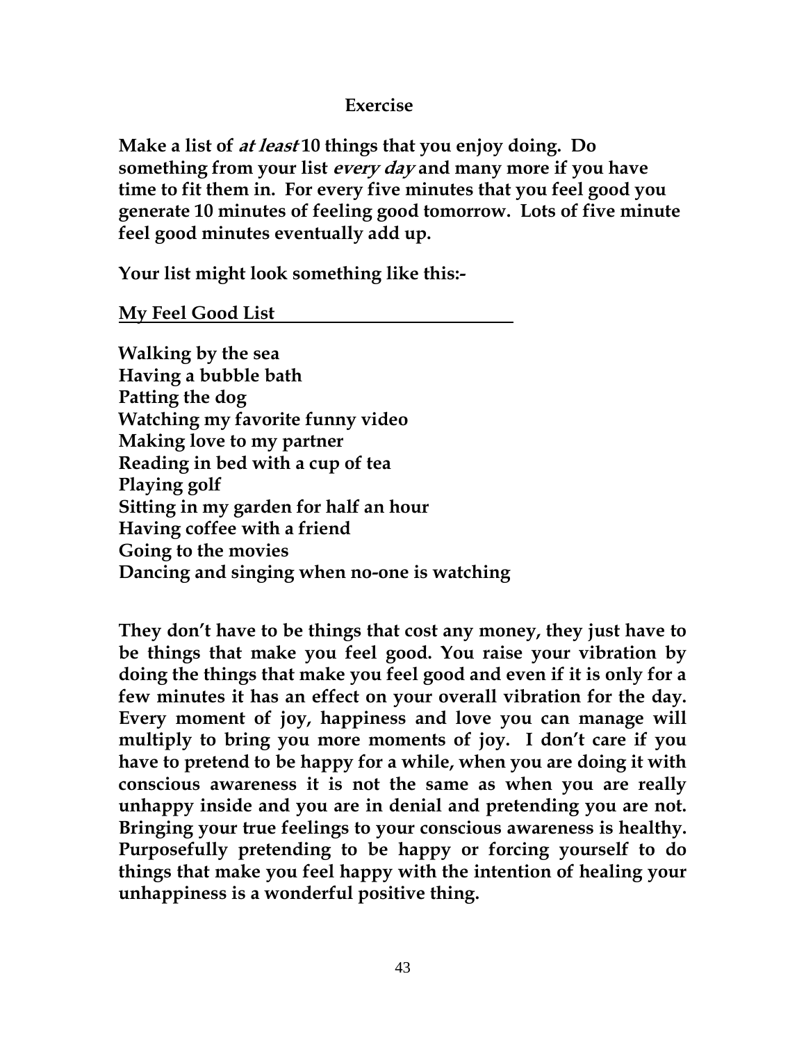## Exercise

**Make a list of *at least* 10 things that you enjoy doing. Do something from your list *every day* and many more if you have time to fit them in. For every five minutes that you feel good you generate 10 minutes of feeling good tomorrow. Lots of five minute feel good minutes eventually add up.**

**Your list might look something like this:-**

**<u>My Feel Good List</u>**

**Walking by the sea**
**Having a bubble bath**
**Patting the dog**
**Watching my favorite funny video**
**Making love to my partner**
**Reading in bed with a cup of tea**
**Playing golf**
**Sitting in my garden for half an hour**
**Having coffee with a friend**
**Going to the movies**
**Dancing and singing when no-one is watching**

**They don't have to be things that cost any money, they just have to be things that make you feel good. You raise your vibration by doing the things that make you feel good and even if it is only for a few minutes it has an effect on your overall vibration for the day. Every moment of joy, happiness and love you can manage will multiply to bring you more moments of joy. I don't care if you have to pretend to be happy for a while, when you are doing it with conscious awareness it is not the same as when you are really unhappy inside and you are in denial and pretending you are not. Bringing your true feelings to your conscious awareness is healthy. Purposefully pretending to be happy or forcing yourself to do things that make you feel happy with the intention of healing your unhappiness is a wonderful positive thing.**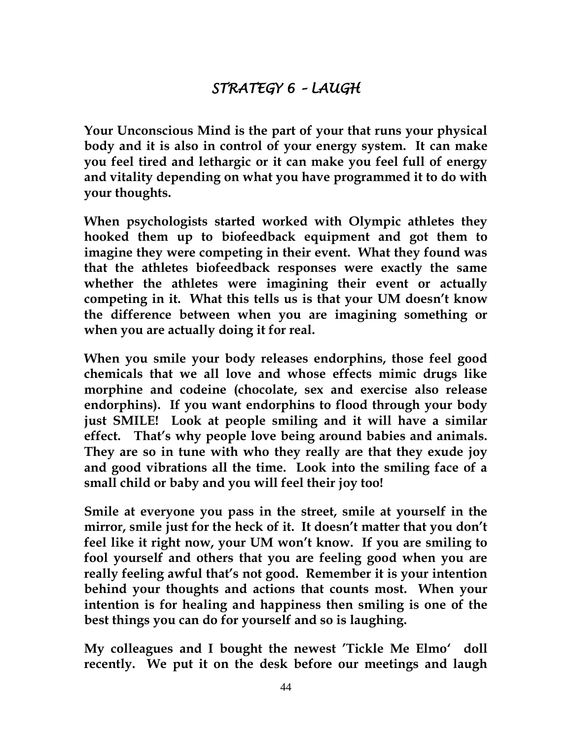## *STRATEGY 6 – LAUGH*

**Your Unconscious Mind is the part of your that runs your physical body and it is also in control of your energy system. It can make you feel tired and lethargic or it can make you feel full of energy and vitality depending on what you have programmed it to do with your thoughts.**

**When psychologists started worked with Olympic athletes they hooked them up to biofeedback equipment and got them to imagine they were competing in their event. What they found was that the athletes biofeedback responses were exactly the same whether the athletes were imagining their event or actually competing in it. What this tells us is that your UM doesn't know the difference between when you are imagining something or when you are actually doing it for real.**

**When you smile your body releases endorphins, those feel good chemicals that we all love and whose effects mimic drugs like morphine and codeine (chocolate, sex and exercise also release endorphins). If you want endorphins to flood through your body just SMILE! Look at people smiling and it will have a similar effect. That's why people love being around babies and animals. They are so in tune with who they really are that they exude joy and good vibrations all the time. Look into the smiling face of a small child or baby and you will feel their joy too!**

**Smile at everyone you pass in the street, smile at yourself in the mirror, smile just for the heck of it. It doesn't matter that you don't feel like it right now, your UM won't know. If you are smiling to fool yourself and others that you are feeling good when you are really feeling awful that's not good. Remember it is your intention behind your thoughts and actions that counts most. When your intention is for healing and happiness then smiling is one of the best things you can do for yourself and so is laughing.**

**My colleagues and I bought the newest 'Tickle Me Elmo' doll recently. We put it on the desk before our meetings and laugh**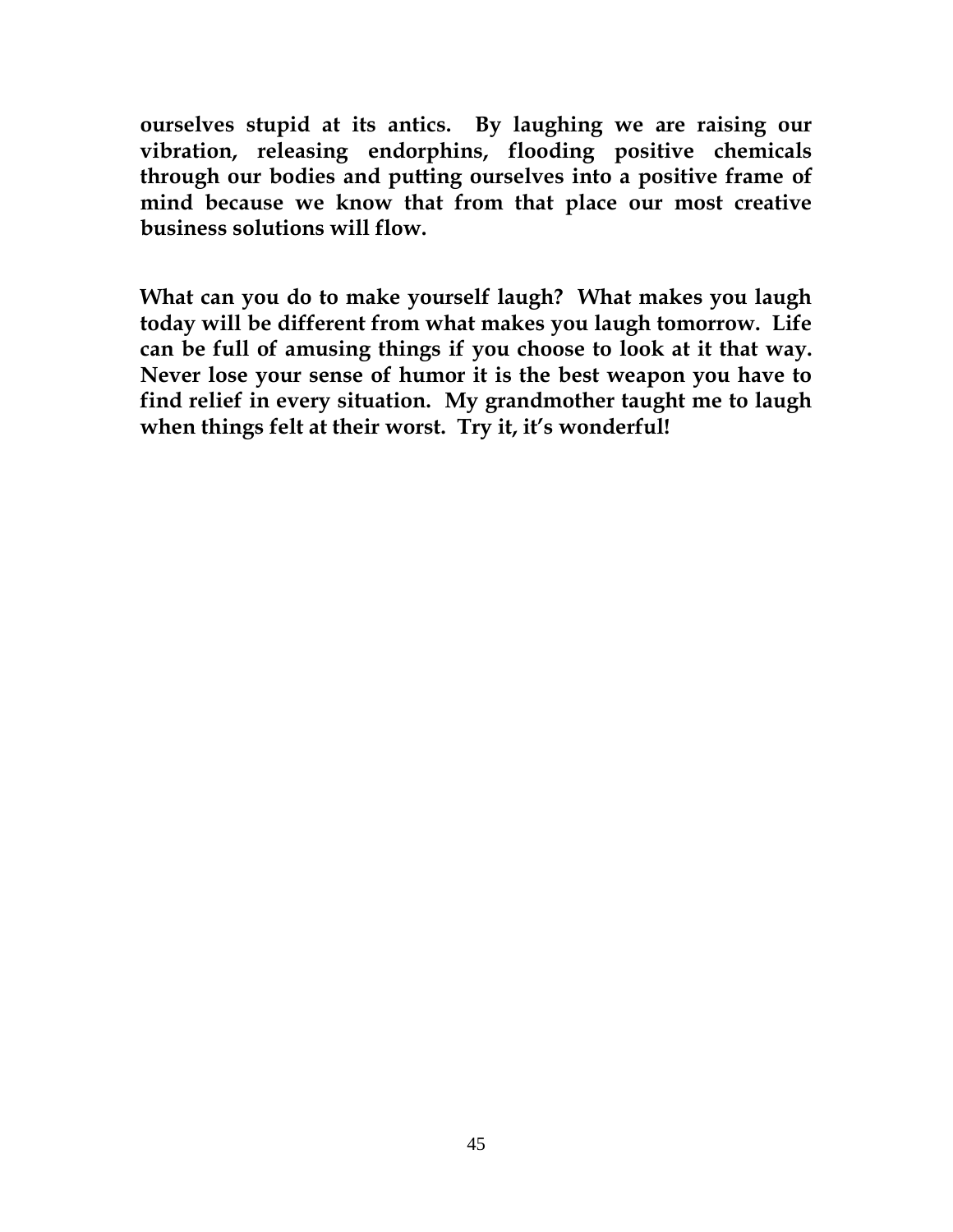**ourselves stupid at its antics. By laughing we are raising our vibration, releasing endorphins, flooding positive chemicals through our bodies and putting ourselves into a positive frame of mind because we know that from that place our most creative business solutions will flow.**

**What can you do to make yourself laugh? What makes you laugh today will be different from what makes you laugh tomorrow. Life can be full of amusing things if you choose to look at it that way. Never lose your sense of humor it is the best weapon you have to find relief in every situation. My grandmother taught me to laugh when things felt at their worst. Try it, it's wonderful!**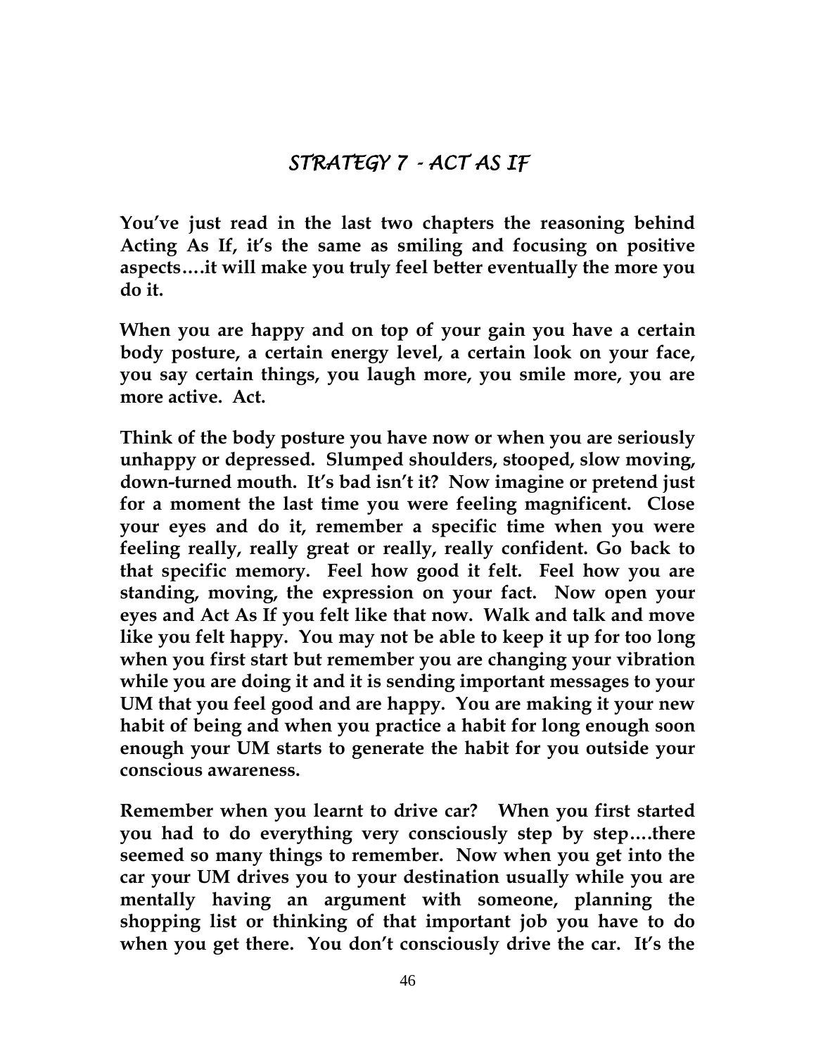## *STRATEGY 7 - ACT AS IF*

**You've just read in the last two chapters the reasoning behind Acting As If, it's the same as smiling and focusing on positive aspects….it will make you truly feel better eventually the more you do it.**

**When you are happy and on top of your gain you have a certain body posture, a certain energy level, a certain look on your face, you say certain things, you laugh more, you smile more, you are more active. Act.**

**Think of the body posture you have now or when you are seriously unhappy or depressed. Slumped shoulders, stooped, slow moving, down-turned mouth. It's bad isn't it? Now imagine or pretend just for a moment the last time you were feeling magnificent. Close your eyes and do it, remember a specific time when you were feeling really, really great or really, really confident. Go back to that specific memory. Feel how good it felt. Feel how you are standing, moving, the expression on your fact. Now open your eyes and Act As If you felt like that now. Walk and talk and move like you felt happy. You may not be able to keep it up for too long when you first start but remember you are changing your vibration while you are doing it and it is sending important messages to your UM that you feel good and are happy. You are making it your new habit of being and when you practice a habit for long enough soon enough your UM starts to generate the habit for you outside your conscious awareness.**

**Remember when you learnt to drive car? When you first started you had to do everything very consciously step by step….there seemed so many things to remember. Now when you get into the car your UM drives you to your destination usually while you are mentally having an argument with someone, planning the shopping list or thinking of that important job you have to do when you get there. You don't consciously drive the car. It's the**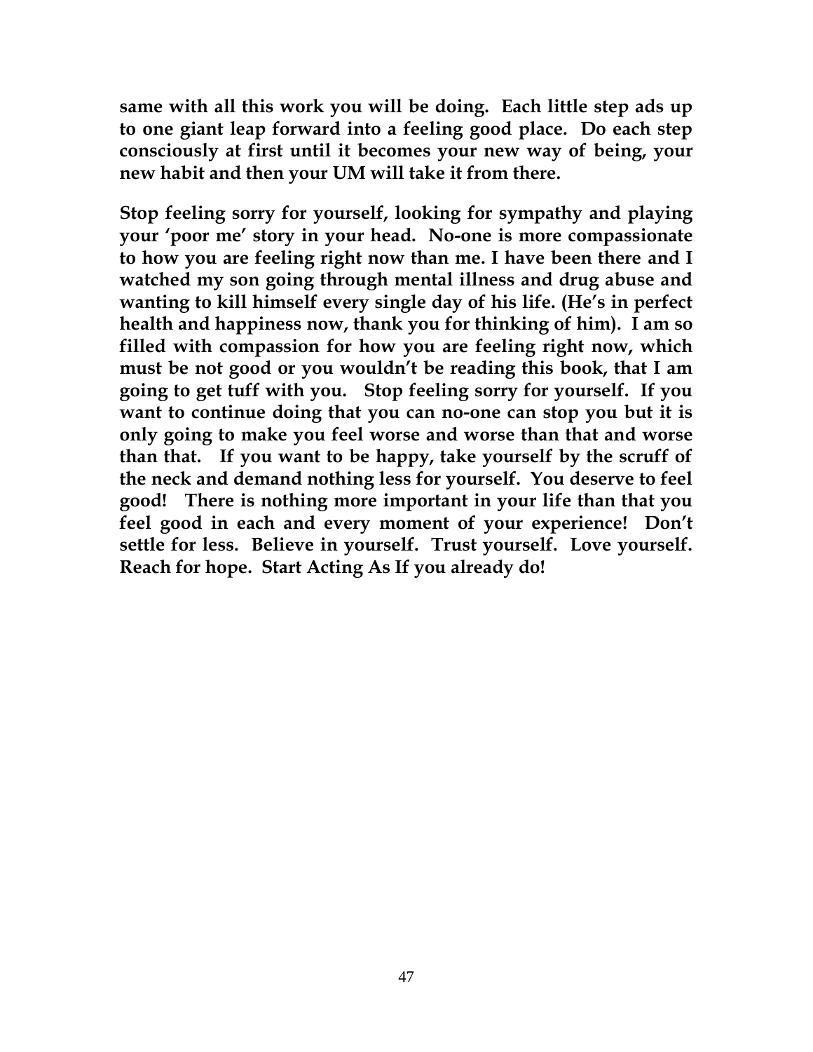**same with all this work you will be doing. Each little step ads up to one giant leap forward into a feeling good place. Do each step consciously at first until it becomes your new way of being, your new habit and then your UM will take it from there.**

**Stop feeling sorry for yourself, looking for sympathy and playing your 'poor me' story in your head. No-one is more compassionate to how you are feeling right now than me. I have been there and I watched my son going through mental illness and drug abuse and wanting to kill himself every single day of his life. (He's in perfect health and happiness now, thank you for thinking of him). I am so filled with compassion for how you are feeling right now, which must be not good or you wouldn't be reading this book, that I am going to get tuff with you. Stop feeling sorry for yourself. If you want to continue doing that you can no-one can stop you but it is only going to make you feel worse and worse than that and worse than that. If you want to be happy, take yourself by the scruff of the neck and demand nothing less for yourself. You deserve to feel good! There is nothing more important in your life than that you feel good in each and every moment of your experience! Don't settle for less. Believe in yourself. Trust yourself. Love yourself. Reach for hope. Start Acting As If you already do!**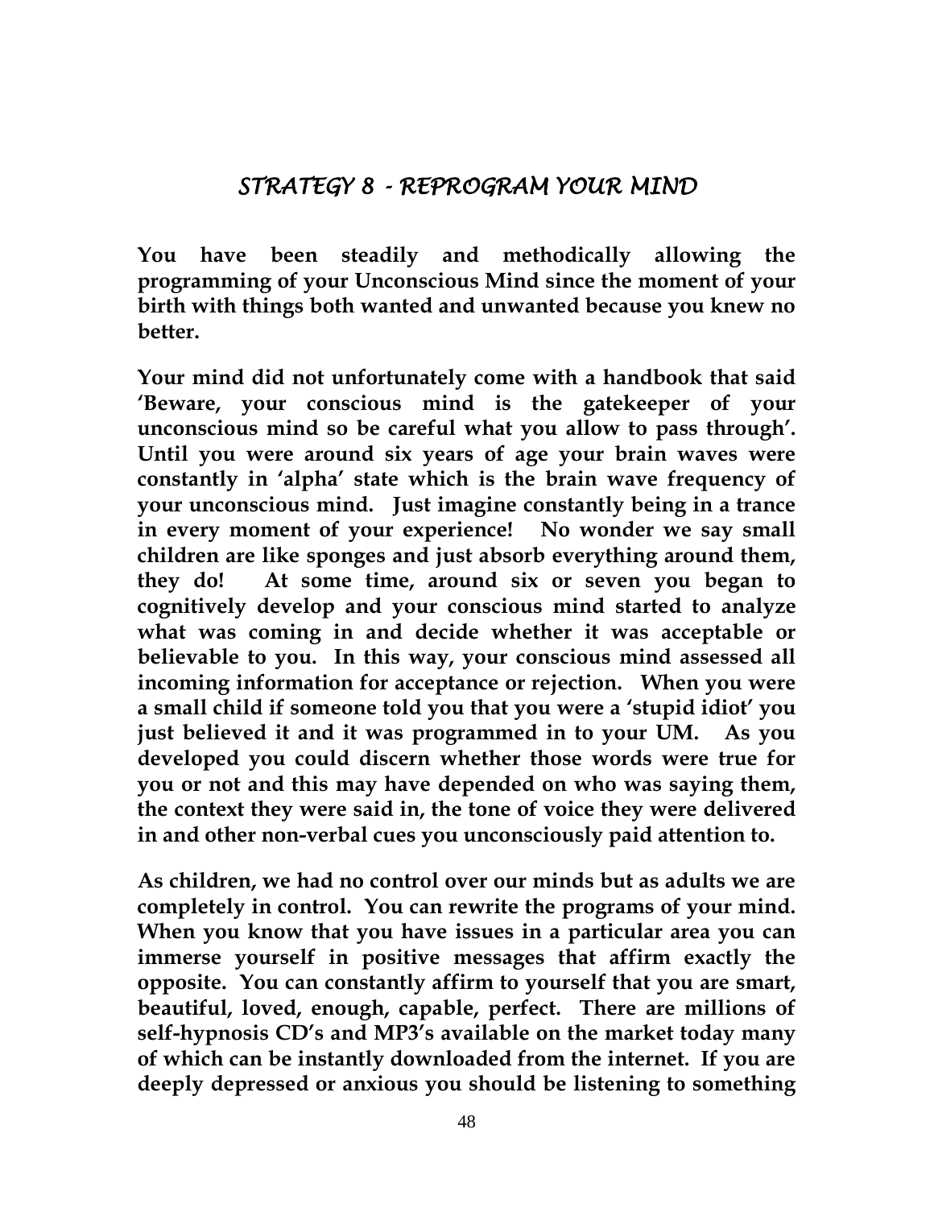# *STRATEGY 8 - REPROGRAM YOUR MIND*

**You have been steadily and methodically allowing the programming of your Unconscious Mind since the moment of your birth with things both wanted and unwanted because you knew no better.**

**Your mind did not unfortunately come with a handbook that said 'Beware, your conscious mind is the gatekeeper of your unconscious mind so be careful what you allow to pass through'. Until you were around six years of age your brain waves were constantly in 'alpha' state which is the brain wave frequency of your unconscious mind. Just imagine constantly being in a trance in every moment of your experience! No wonder we say small children are like sponges and just absorb everything around them, they do! At some time, around six or seven you began to cognitively develop and your conscious mind started to analyze what was coming in and decide whether it was acceptable or believable to you. In this way, your conscious mind assessed all incoming information for acceptance or rejection. When you were a small child if someone told you that you were a 'stupid idiot' you just believed it and it was programmed in to your UM. As you developed you could discern whether those words were true for you or not and this may have depended on who was saying them, the context they were said in, the tone of voice they were delivered in and other non-verbal cues you unconsciously paid attention to.**

**As children, we had no control over our minds but as adults we are completely in control. You can rewrite the programs of your mind. When you know that you have issues in a particular area you can immerse yourself in positive messages that affirm exactly the opposite. You can constantly affirm to yourself that you are smart, beautiful, loved, enough, capable, perfect. There are millions of self-hypnosis CD's and MP3's available on the market today many of which can be instantly downloaded from the internet. If you are deeply depressed or anxious you should be listening to something**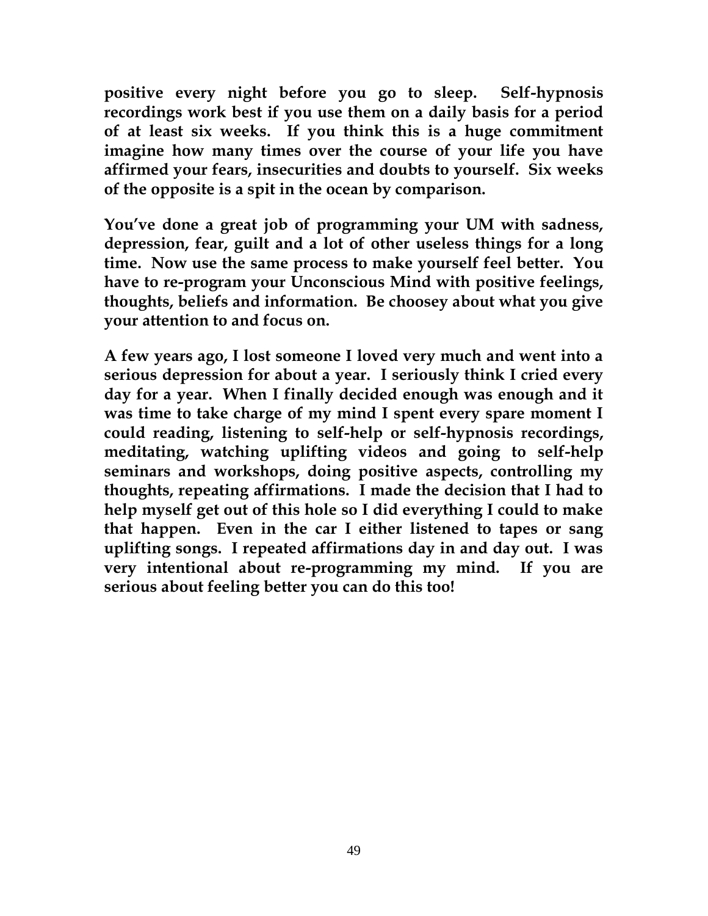**positive every night before you go to sleep. Self-hypnosis recordings work best if you use them on a daily basis for a period of at least six weeks. If you think this is a huge commitment imagine how many times over the course of your life you have affirmed your fears, insecurities and doubts to yourself. Six weeks of the opposite is a spit in the ocean by comparison.**

**You've done a great job of programming your UM with sadness, depression, fear, guilt and a lot of other useless things for a long time. Now use the same process to make yourself feel better. You have to re-program your Unconscious Mind with positive feelings, thoughts, beliefs and information. Be choosey about what you give your attention to and focus on.**

**A few years ago, I lost someone I loved very much and went into a serious depression for about a year. I seriously think I cried every day for a year. When I finally decided enough was enough and it was time to take charge of my mind I spent every spare moment I could reading, listening to self-help or self-hypnosis recordings, meditating, watching uplifting videos and going to self-help seminars and workshops, doing positive aspects, controlling my thoughts, repeating affirmations. I made the decision that I had to help myself get out of this hole so I did everything I could to make that happen. Even in the car I either listened to tapes or sang uplifting songs. I repeated affirmations day in and day out. I was very intentional about re-programming my mind. If you are serious about feeling better you can do this too!**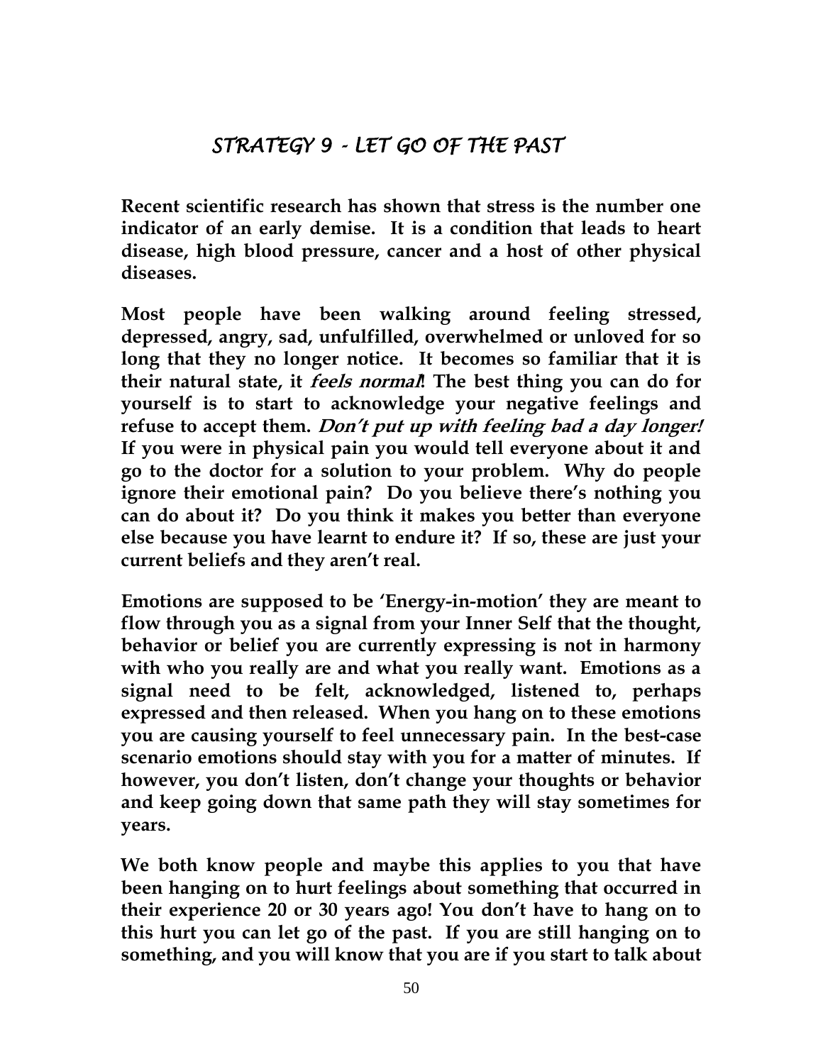# *STRATEGY 9 - LET GO OF THE PAST*

**Recent scientific research has shown that stress is the number one indicator of an early demise. It is a condition that leads to heart disease, high blood pressure, cancer and a host of other physical diseases.**

**Most people have been walking around feeling stressed, depressed, angry, sad, unfulfilled, overwhelmed or unloved for so long that they no longer notice. It becomes so familiar that it is their natural state, it *feels normal*! The best thing you can do for yourself is to start to acknowledge your negative feelings and refuse to accept them. *Don't put up with feeling bad a day longer!* If you were in physical pain you would tell everyone about it and go to the doctor for a solution to your problem. Why do people ignore their emotional pain? Do you believe there's nothing you can do about it? Do you think it makes you better than everyone else because you have learnt to endure it? If so, these are just your current beliefs and they aren't real.**

**Emotions are supposed to be 'Energy-in-motion' they are meant to flow through you as a signal from your Inner Self that the thought, behavior or belief you are currently expressing is not in harmony with who you really are and what you really want. Emotions as a signal need to be felt, acknowledged, listened to, perhaps expressed and then released. When you hang on to these emotions you are causing yourself to feel unnecessary pain. In the best-case scenario emotions should stay with you for a matter of minutes. If however, you don't listen, don't change your thoughts or behavior and keep going down that same path they will stay sometimes for years.**

**We both know people and maybe this applies to you that have been hanging on to hurt feelings about something that occurred in their experience 20 or 30 years ago! You don't have to hang on to this hurt you can let go of the past. If you are still hanging on to something, and you will know that you are if you start to talk about**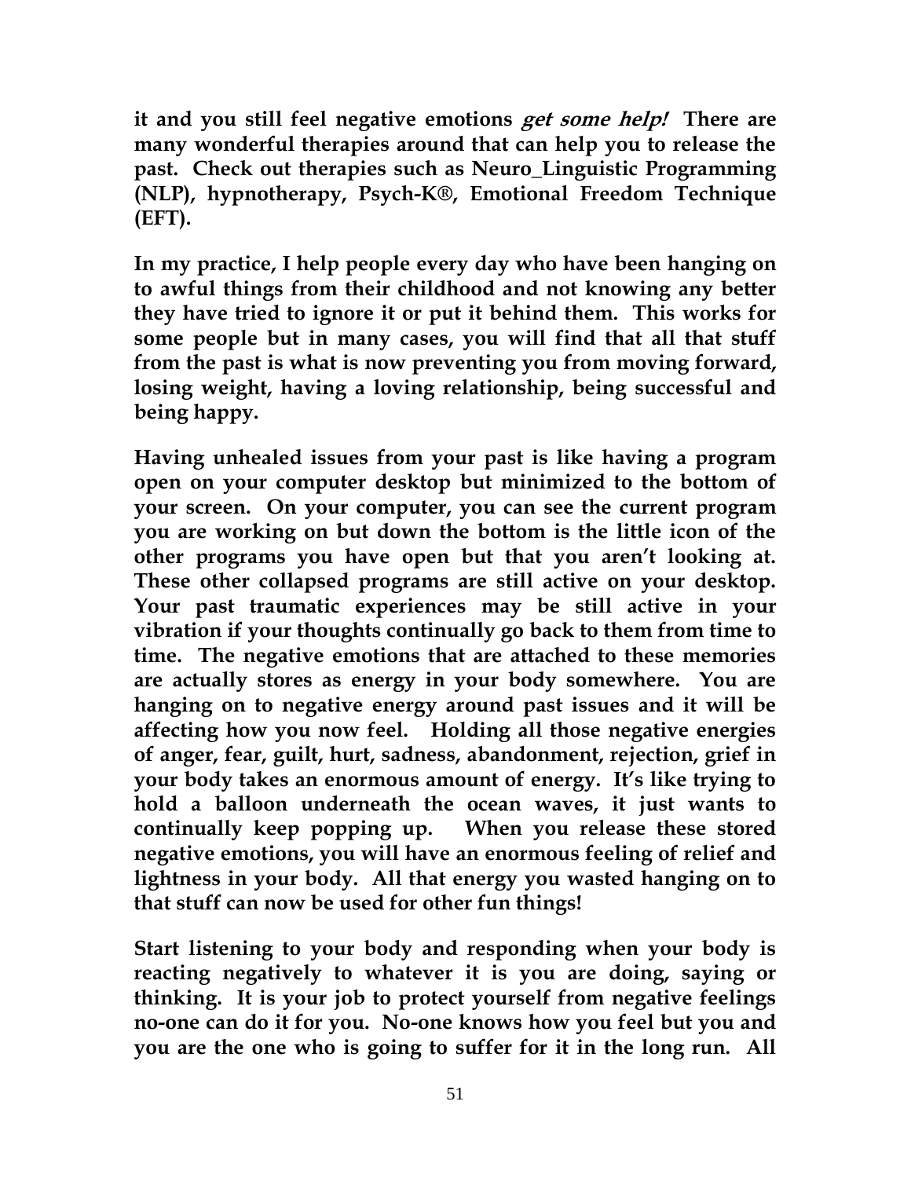**it and you still feel negative emotions *get some help!* There are many wonderful therapies around that can help you to release the past. Check out therapies such as Neuro_Linguistic Programming (NLP), hypnotherapy, Psych-K®, Emotional Freedom Technique (EFT).**

**In my practice, I help people every day who have been hanging on to awful things from their childhood and not knowing any better they have tried to ignore it or put it behind them. This works for some people but in many cases, you will find that all that stuff from the past is what is now preventing you from moving forward, losing weight, having a loving relationship, being successful and being happy.**

**Having unhealed issues from your past is like having a program open on your computer desktop but minimized to the bottom of your screen. On your computer, you can see the current program you are working on but down the bottom is the little icon of the other programs you have open but that you aren't looking at. These other collapsed programs are still active on your desktop. Your past traumatic experiences may be still active in your vibration if your thoughts continually go back to them from time to time. The negative emotions that are attached to these memories are actually stores as energy in your body somewhere. You are hanging on to negative energy around past issues and it will be affecting how you now feel. Holding all those negative energies of anger, fear, guilt, hurt, sadness, abandonment, rejection, grief in your body takes an enormous amount of energy. It's like trying to hold a balloon underneath the ocean waves, it just wants to continually keep popping up. When you release these stored negative emotions, you will have an enormous feeling of relief and lightness in your body. All that energy you wasted hanging on to that stuff can now be used for other fun things!**

**Start listening to your body and responding when your body is reacting negatively to whatever it is you are doing, saying or thinking. It is your job to protect yourself from negative feelings no-one can do it for you. No-one knows how you feel but you and you are the one who is going to suffer for it in the long run. All**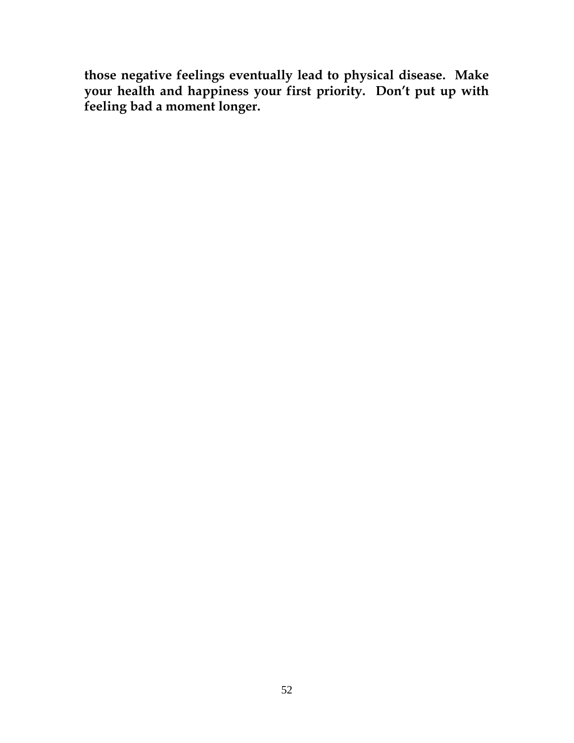**those negative feelings eventually lead to physical disease. Make your health and happiness your first priority. Don't put up with feeling bad a moment longer.**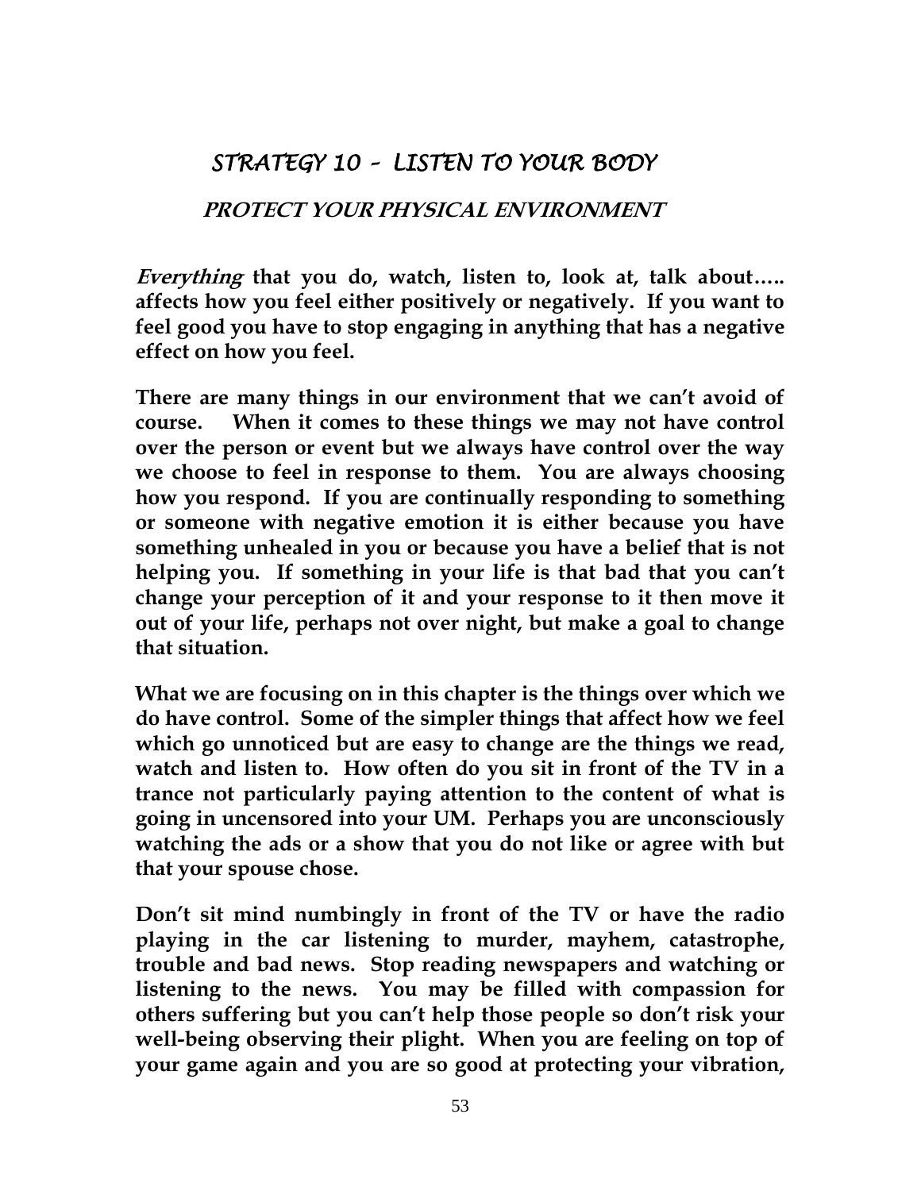## *STRATEGY 10 – LISTEN TO YOUR BODY*

### *PROTECT YOUR PHYSICAL ENVIRONMENT*

***Everything*** **that you do, watch, listen to, look at, talk about….. affects how you feel either positively or negatively. If you want to feel good you have to stop engaging in anything that has a negative effect on how you feel.**

**There are many things in our environment that we can't avoid of course. When it comes to these things we may not have control over the person or event but we always have control over the way we choose to feel in response to them. You are always choosing how you respond. If you are continually responding to something or someone with negative emotion it is either because you have something unhealed in you or because you have a belief that is not helping you. If something in your life is that bad that you can't change your perception of it and your response to it then move it out of your life, perhaps not over night, but make a goal to change that situation.**

**What we are focusing on in this chapter is the things over which we do have control. Some of the simpler things that affect how we feel which go unnoticed but are easy to change are the things we read, watch and listen to. How often do you sit in front of the TV in a trance not particularly paying attention to the content of what is going in uncensored into your UM. Perhaps you are unconsciously watching the ads or a show that you do not like or agree with but that your spouse chose.**

**Don't sit mind numbingly in front of the TV or have the radio playing in the car listening to murder, mayhem, catastrophe, trouble and bad news. Stop reading newspapers and watching or listening to the news. You may be filled with compassion for others suffering but you can't help those people so don't risk your well-being observing their plight. When you are feeling on top of your game again and you are so good at protecting your vibration,**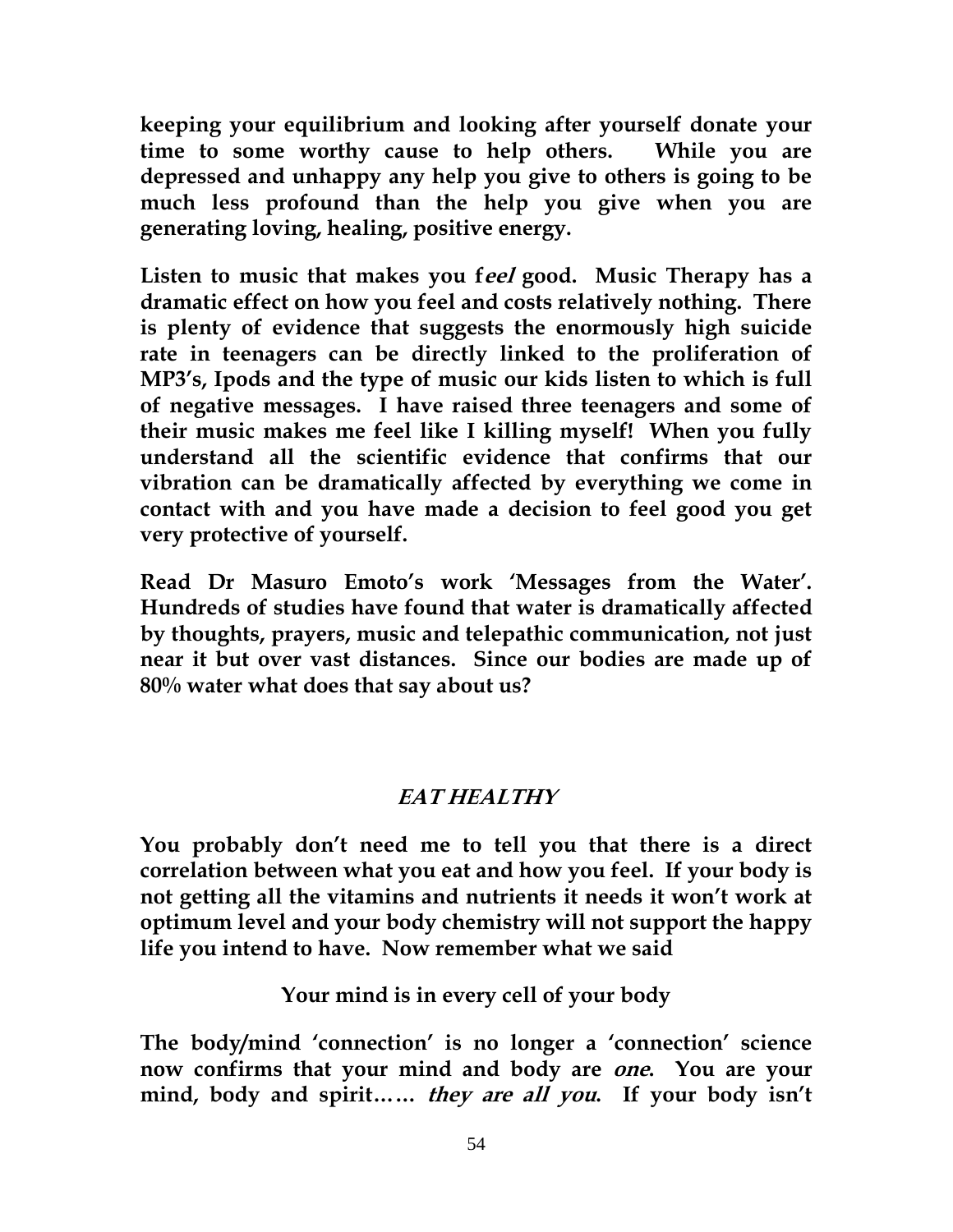**keeping your equilibrium and looking after yourself donate your time to some worthy cause to help others. While you are depressed and unhappy any help you give to others is going to be much less profound than the help you give when you are generating loving, healing, positive energy.**

**Listen to music that makes you f*eel* good. Music Therapy has a dramatic effect on how you feel and costs relatively nothing. There is plenty of evidence that suggests the enormously high suicide rate in teenagers can be directly linked to the proliferation of MP3's, Ipods and the type of music our kids listen to which is full of negative messages. I have raised three teenagers and some of their music makes me feel like I killing myself! When you fully understand all the scientific evidence that confirms that our vibration can be dramatically affected by everything we come in contact with and you have made a decision to feel good you get very protective of yourself.**

**Read Dr Masuro Emoto's work 'Messages from the Water'. Hundreds of studies have found that water is dramatically affected by thoughts, prayers, music and telepathic communication, not just near it but over vast distances. Since our bodies are made up of 80% water what does that say about us?**

## ***EAT HEALTHY***

**You probably don't need me to tell you that there is a direct correlation between what you eat and how you feel. If your body is not getting all the vitamins and nutrients it needs it won't work at optimum level and your body chemistry will not support the happy life you intend to have. Now remember what we said**

**Your mind is in every cell of your body**

**The body/mind 'connection' is no longer a 'connection' science now confirms that your mind and body are *one*. You are your mind, body and spirit…… *they are all you*. If your body isn't**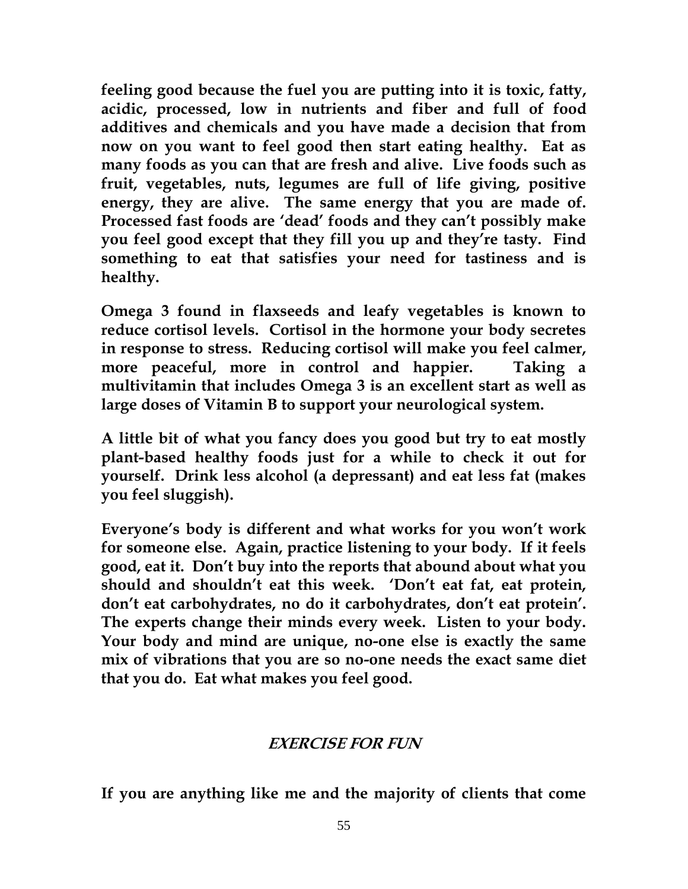**feeling good because the fuel you are putting into it is toxic, fatty, acidic, processed, low in nutrients and fiber and full of food additives and chemicals and you have made a decision that from now on you want to feel good then start eating healthy. Eat as many foods as you can that are fresh and alive. Live foods such as fruit, vegetables, nuts, legumes are full of life giving, positive energy, they are alive. The same energy that you are made of. Processed fast foods are 'dead' foods and they can't possibly make you feel good except that they fill you up and they're tasty. Find something to eat that satisfies your need for tastiness and is healthy.**

**Omega 3 found in flaxseeds and leafy vegetables is known to reduce cortisol levels. Cortisol in the hormone your body secretes in response to stress. Reducing cortisol will make you feel calmer, more peaceful, more in control and happier. Taking a multivitamin that includes Omega 3 is an excellent start as well as large doses of Vitamin B to support your neurological system.**

**A little bit of what you fancy does you good but try to eat mostly plant-based healthy foods just for a while to check it out for yourself. Drink less alcohol (a depressant) and eat less fat (makes you feel sluggish).**

**Everyone's body is different and what works for you won't work for someone else. Again, practice listening to your body. If it feels good, eat it. Don't buy into the reports that abound about what you should and shouldn't eat this week. 'Don't eat fat, eat protein, don't eat carbohydrates, no do it carbohydrates, don't eat protein'. The experts change their minds every week. Listen to your body. Your body and mind are unique, no-one else is exactly the same mix of vibrations that you are so no-one needs the exact same diet that you do. Eat what makes you feel good.**

## ***EXERCISE FOR FUN***

**If you are anything like me and the majority of clients that come**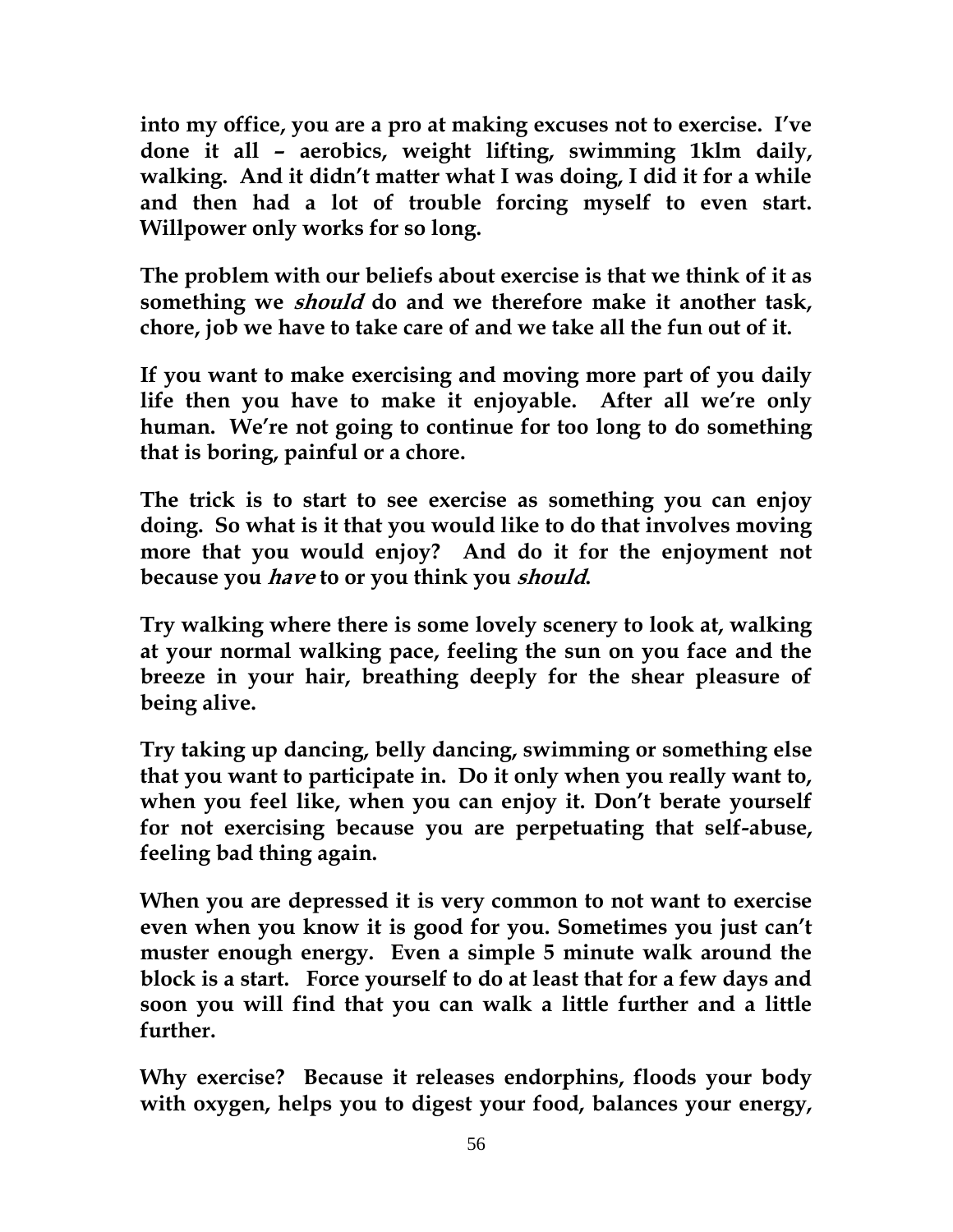**into my office, you are a pro at making excuses not to exercise. I've done it all – aerobics, weight lifting, swimming 1klm daily, walking. And it didn't matter what I was doing, I did it for a while and then had a lot of trouble forcing myself to even start. Willpower only works for so long.**

**The problem with our beliefs about exercise is that we think of it as something we *should* do and we therefore make it another task, chore, job we have to take care of and we take all the fun out of it.**

**If you want to make exercising and moving more part of you daily life then you have to make it enjoyable. After all we're only human. We're not going to continue for too long to do something that is boring, painful or a chore.**

**The trick is to start to see exercise as something you can enjoy doing. So what is it that you would like to do that involves moving more that you would enjoy? And do it for the enjoyment not because you *have* to or you think you *should*.**

**Try walking where there is some lovely scenery to look at, walking at your normal walking pace, feeling the sun on you face and the breeze in your hair, breathing deeply for the shear pleasure of being alive.**

**Try taking up dancing, belly dancing, swimming or something else that you want to participate in. Do it only when you really want to, when you feel like, when you can enjoy it. Don't berate yourself for not exercising because you are perpetuating that self-abuse, feeling bad thing again.**

**When you are depressed it is very common to not want to exercise even when you know it is good for you. Sometimes you just can't muster enough energy. Even a simple 5 minute walk around the block is a start. Force yourself to do at least that for a few days and soon you will find that you can walk a little further and a little further.**

**Why exercise? Because it releases endorphins, floods your body with oxygen, helps you to digest your food, balances your energy,**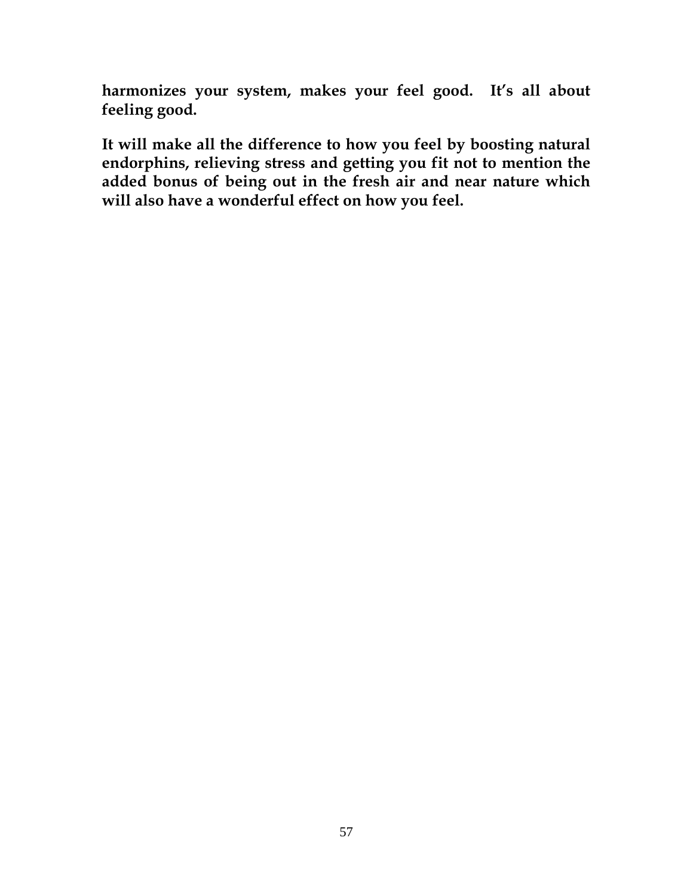**harmonizes your system, makes your feel good. It's all about feeling good.**

**It will make all the difference to how you feel by boosting natural endorphins, relieving stress and getting you fit not to mention the added bonus of being out in the fresh air and near nature which will also have a wonderful effect on how you feel.**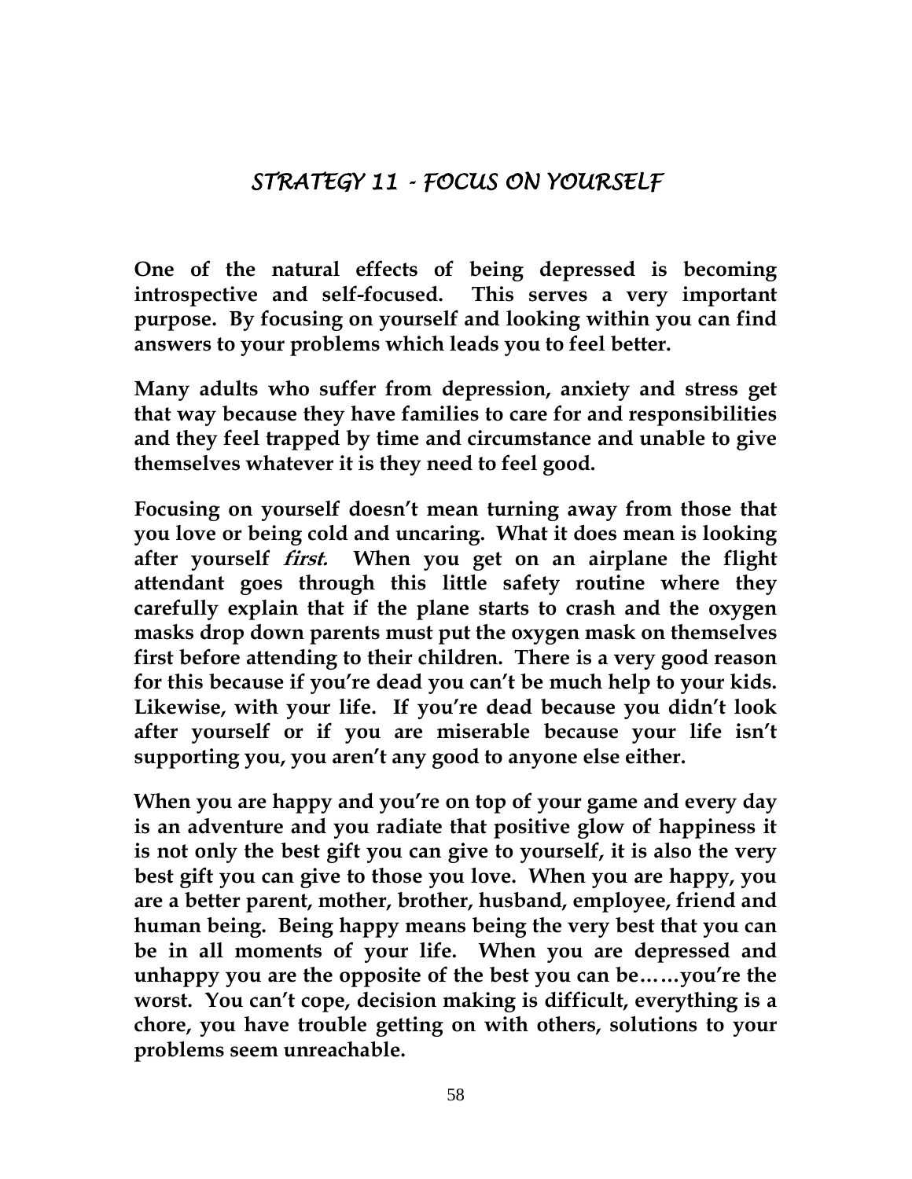## *STRATEGY 11 - FOCUS ON YOURSELF*

**One of the natural effects of being depressed is becoming introspective and self-focused. This serves a very important purpose. By focusing on yourself and looking within you can find answers to your problems which leads you to feel better.**

**Many adults who suffer from depression, anxiety and stress get that way because they have families to care for and responsibilities and they feel trapped by time and circumstance and unable to give themselves whatever it is they need to feel good.**

**Focusing on yourself doesn't mean turning away from those that you love or being cold and uncaring. What it does mean is looking after yourself *first.* When you get on an airplane the flight attendant goes through this little safety routine where they carefully explain that if the plane starts to crash and the oxygen masks drop down parents must put the oxygen mask on themselves first before attending to their children. There is a very good reason for this because if you're dead you can't be much help to your kids. Likewise, with your life. If you're dead because you didn't look after yourself or if you are miserable because your life isn't supporting you, you aren't any good to anyone else either.**

**When you are happy and you're on top of your game and every day is an adventure and you radiate that positive glow of happiness it is not only the best gift you can give to yourself, it is also the very best gift you can give to those you love. When you are happy, you are a better parent, mother, brother, husband, employee, friend and human being. Being happy means being the very best that you can be in all moments of your life. When you are depressed and unhappy you are the opposite of the best you can be……you're the worst. You can't cope, decision making is difficult, everything is a chore, you have trouble getting on with others, solutions to your problems seem unreachable.**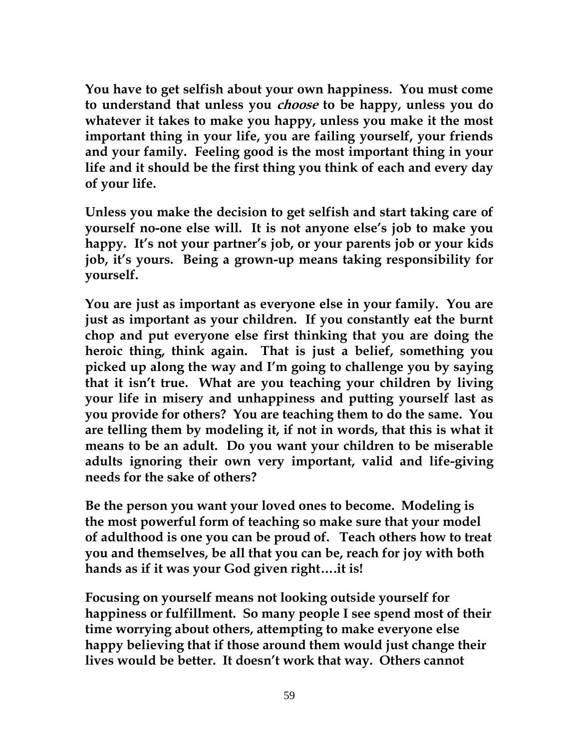**You have to get selfish about your own happiness. You must come to understand that unless you *choose* to be happy, unless you do whatever it takes to make you happy, unless you make it the most important thing in your life, you are failing yourself, your friends and your family. Feeling good is the most important thing in your life and it should be the first thing you think of each and every day of your life.**

**Unless you make the decision to get selfish and start taking care of yourself no-one else will. It is not anyone else's job to make you happy. It's not your partner's job, or your parents job or your kids job, it's yours. Being a grown-up means taking responsibility for yourself.**

**You are just as important as everyone else in your family. You are just as important as your children. If you constantly eat the burnt chop and put everyone else first thinking that you are doing the heroic thing, think again. That is just a belief, something you picked up along the way and I'm going to challenge you by saying that it isn't true. What are you teaching your children by living your life in misery and unhappiness and putting yourself last as you provide for others? You are teaching them to do the same. You are telling them by modeling it, if not in words, that this is what it means to be an adult. Do you want your children to be miserable adults ignoring their own very important, valid and life-giving needs for the sake of others?**

**Be the person you want your loved ones to become. Modeling is the most powerful form of teaching so make sure that your model of adulthood is one you can be proud of. Teach others how to treat you and themselves, be all that you can be, reach for joy with both hands as if it was your God given right….it is!**

**Focusing on yourself means not looking outside yourself for happiness or fulfillment. So many people I see spend most of their time worrying about others, attempting to make everyone else happy believing that if those around them would just change their lives would be better. It doesn't work that way. Others cannot**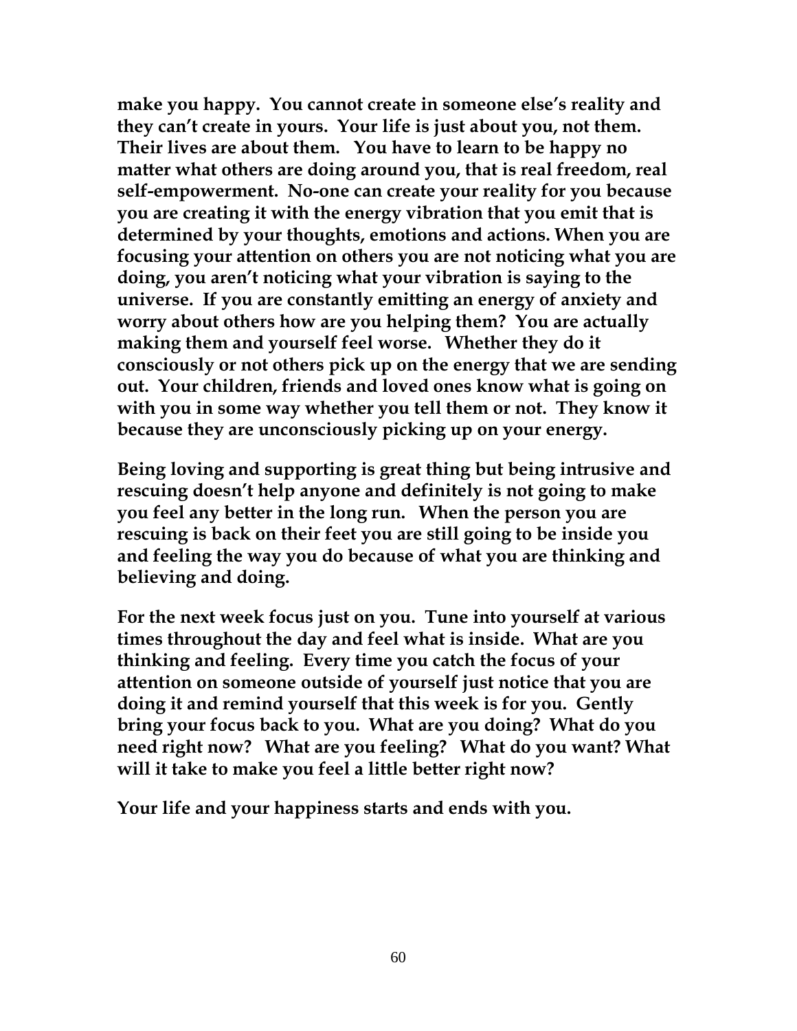**make you happy. You cannot create in someone else's reality and they can't create in yours. Your life is just about you, not them. Their lives are about them. You have to learn to be happy no matter what others are doing around you, that is real freedom, real self-empowerment. No-one can create your reality for you because you are creating it with the energy vibration that you emit that is determined by your thoughts, emotions and actions. When you are focusing your attention on others you are not noticing what you are doing, you aren't noticing what your vibration is saying to the universe. If you are constantly emitting an energy of anxiety and worry about others how are you helping them? You are actually making them and yourself feel worse. Whether they do it consciously or not others pick up on the energy that we are sending out. Your children, friends and loved ones know what is going on with you in some way whether you tell them or not. They know it because they are unconsciously picking up on your energy.**

**Being loving and supporting is great thing but being intrusive and rescuing doesn't help anyone and definitely is not going to make you feel any better in the long run. When the person you are rescuing is back on their feet you are still going to be inside you and feeling the way you do because of what you are thinking and believing and doing.**

**For the next week focus just on you. Tune into yourself at various times throughout the day and feel what is inside. What are you thinking and feeling. Every time you catch the focus of your attention on someone outside of yourself just notice that you are doing it and remind yourself that this week is for you. Gently bring your focus back to you. What are you doing? What do you need right now? What are you feeling? What do you want? What will it take to make you feel a little better right now?**

**Your life and your happiness starts and ends with you.**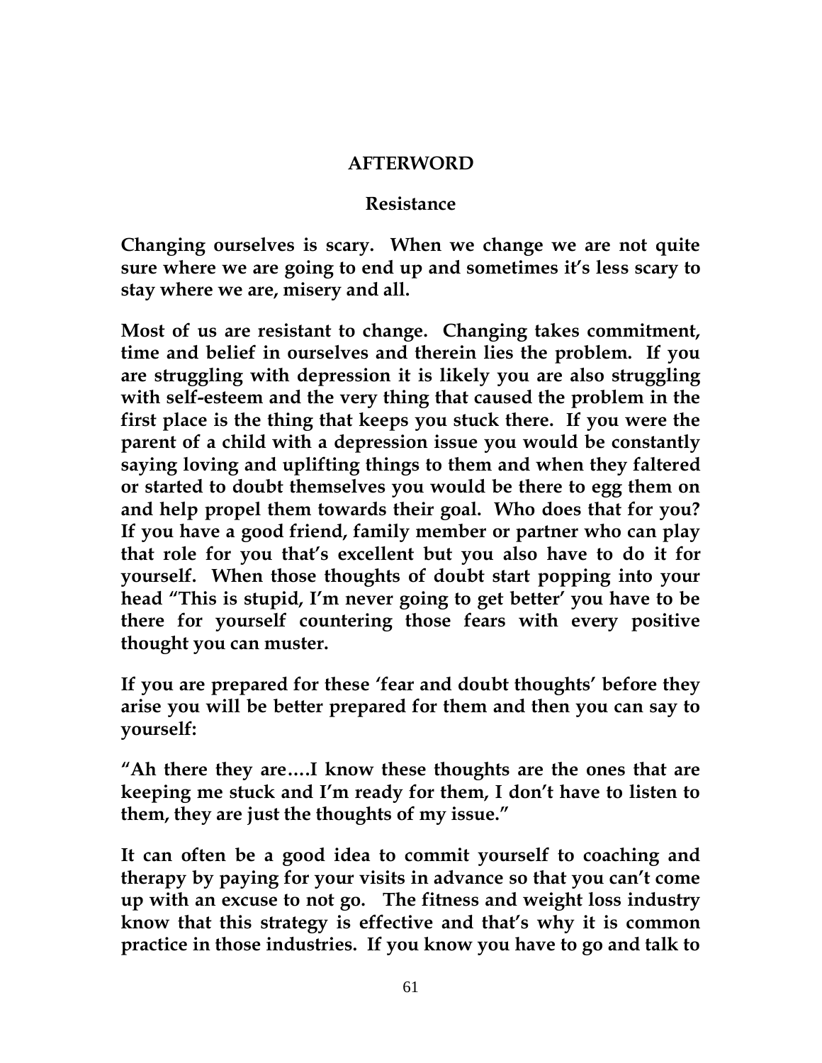# AFTERWORD

## Resistance

**Changing ourselves is scary. When we change we are not quite sure where we are going to end up and sometimes it's less scary to stay where we are, misery and all.**

**Most of us are resistant to change. Changing takes commitment, time and belief in ourselves and therein lies the problem. If you are struggling with depression it is likely you are also struggling with self-esteem and the very thing that caused the problem in the first place is the thing that keeps you stuck there. If you were the parent of a child with a depression issue you would be constantly saying loving and uplifting things to them and when they faltered or started to doubt themselves you would be there to egg them on and help propel them towards their goal. Who does that for you? If you have a good friend, family member or partner who can play that role for you that's excellent but you also have to do it for yourself. When those thoughts of doubt start popping into your head "This is stupid, I'm never going to get better' you have to be there for yourself countering those fears with every positive thought you can muster.**

**If you are prepared for these 'fear and doubt thoughts' before they arise you will be better prepared for them and then you can say to yourself:**

**"Ah there they are….I know these thoughts are the ones that are keeping me stuck and I'm ready for them, I don't have to listen to them, they are just the thoughts of my issue."**

**It can often be a good idea to commit yourself to coaching and therapy by paying for your visits in advance so that you can't come up with an excuse to not go. The fitness and weight loss industry know that this strategy is effective and that's why it is common practice in those industries. If you know you have to go and talk to**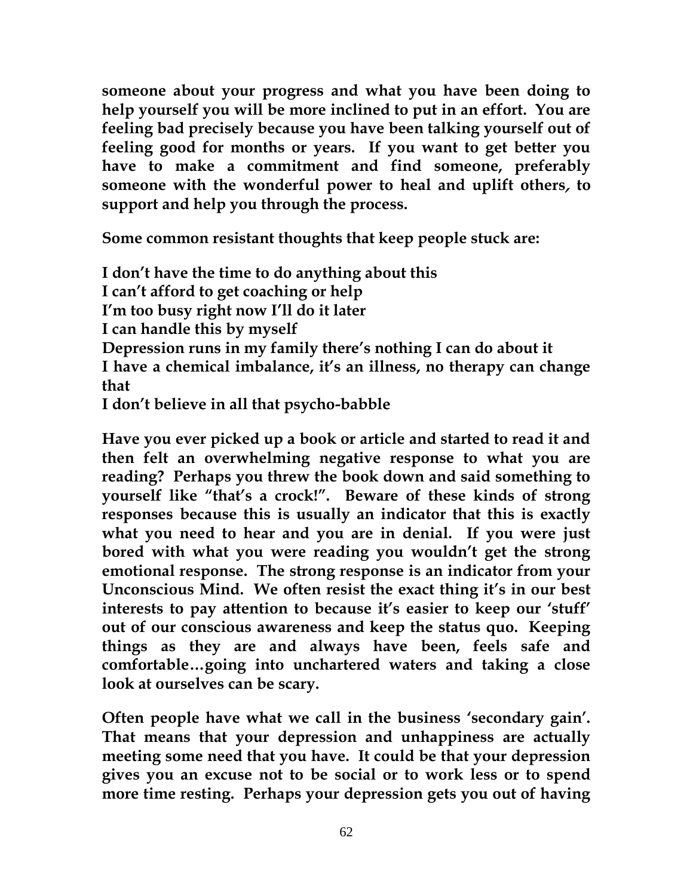**someone about your progress and what you have been doing to help yourself you will be more inclined to put in an effort. You are feeling bad precisely because you have been talking yourself out of feeling good for months or years. If you want to get better you have to make a commitment and find someone, preferably someone with the wonderful power to heal and uplift others, to support and help you through the process.**

**Some common resistant thoughts that keep people stuck are:**

**I don't have the time to do anything about this**
**I can't afford to get coaching or help**
**I'm too busy right now I'll do it later**
**I can handle this by myself**
**Depression runs in my family there's nothing I can do about it**
**I have a chemical imbalance, it's an illness, no therapy can change that**
**I don't believe in all that psycho-babble**

**Have you ever picked up a book or article and started to read it and then felt an overwhelming negative response to what you are reading? Perhaps you threw the book down and said something to yourself like "that's a crock!". Beware of these kinds of strong responses because this is usually an indicator that this is exactly what you need to hear and you are in denial. If you were just bored with what you were reading you wouldn't get the strong emotional response. The strong response is an indicator from your Unconscious Mind. We often resist the exact thing it's in our best interests to pay attention to because it's easier to keep our 'stuff' out of our conscious awareness and keep the status quo. Keeping things as they are and always have been, feels safe and comfortable…going into unchartered waters and taking a close look at ourselves can be scary.**

**Often people have what we call in the business 'secondary gain'. That means that your depression and unhappiness are actually meeting some need that you have. It could be that your depression gives you an excuse not to be social or to work less or to spend more time resting. Perhaps your depression gets you out of having**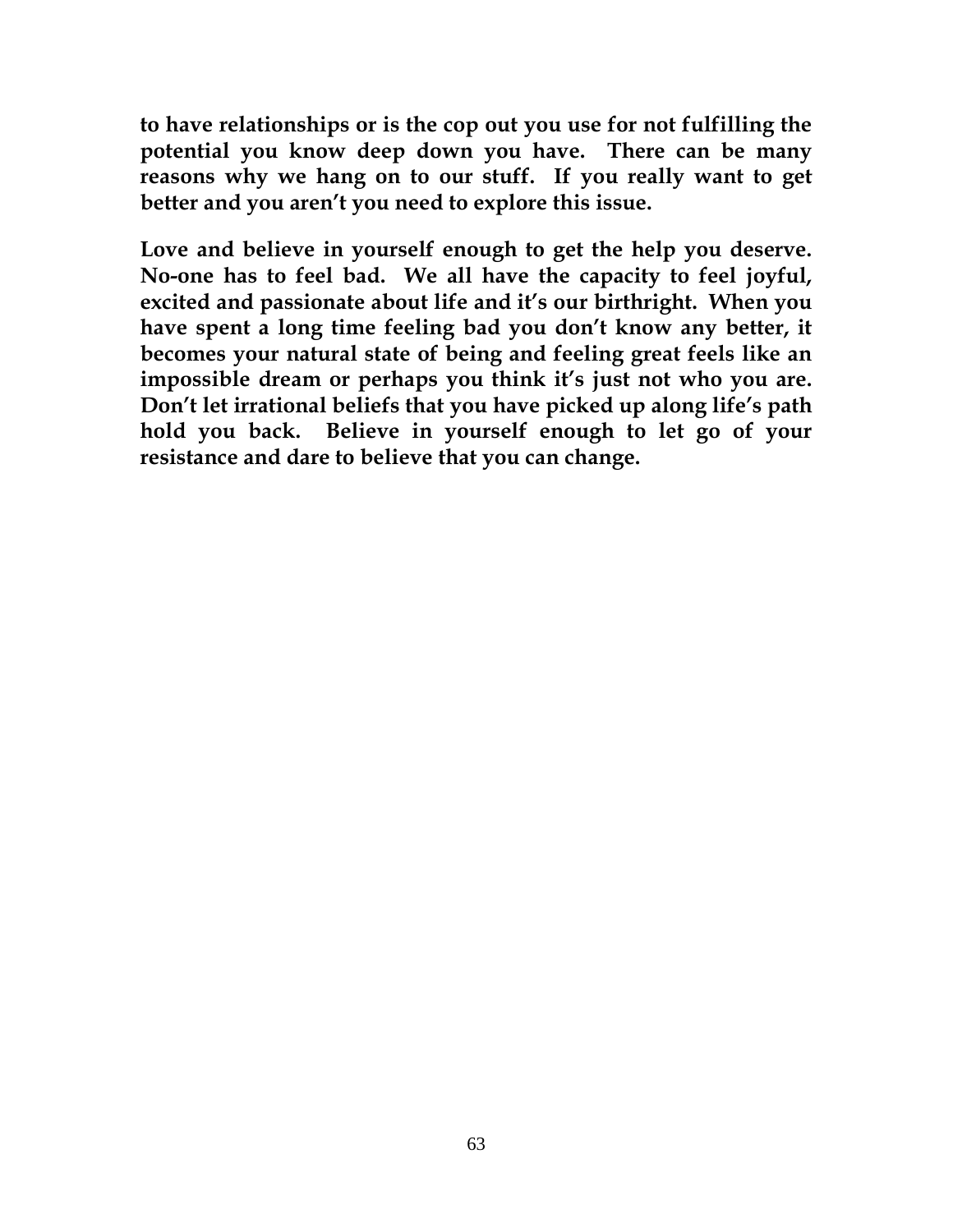**to have relationships or is the cop out you use for not fulfilling the potential you know deep down you have. There can be many reasons why we hang on to our stuff. If you really want to get better and you aren't you need to explore this issue.**

**Love and believe in yourself enough to get the help you deserve. No-one has to feel bad. We all have the capacity to feel joyful, excited and passionate about life and it's our birthright. When you have spent a long time feeling bad you don't know any better, it becomes your natural state of being and feeling great feels like an impossible dream or perhaps you think it's just not who you are. Don't let irrational beliefs that you have picked up along life's path hold you back. Believe in yourself enough to let go of your resistance and dare to believe that you can change.**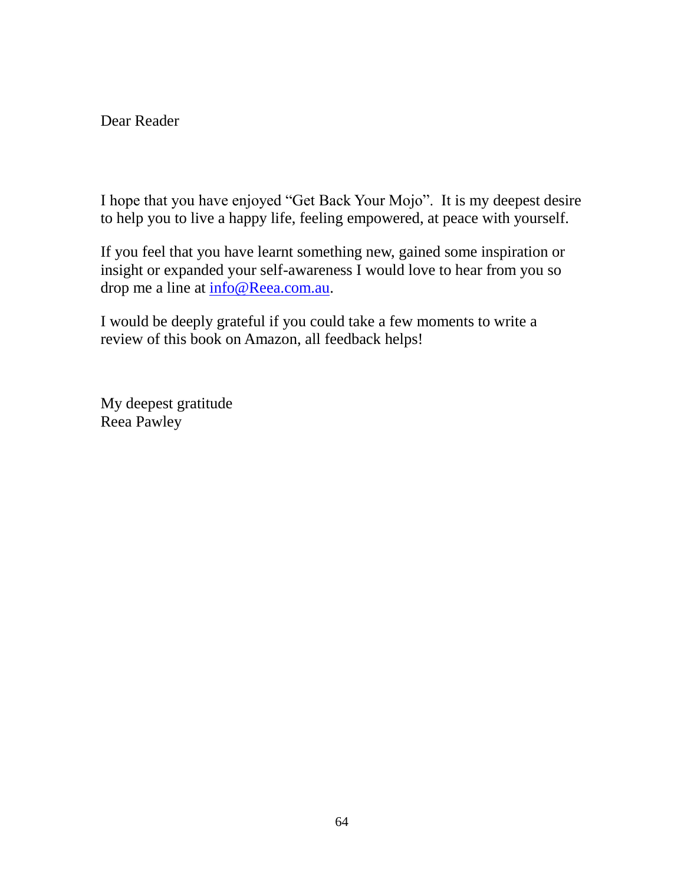Dear Reader

I hope that you have enjoyed “Get Back Your Mojo”. It is my deepest desire to help you to live a happy life, feeling empowered, at peace with yourself.

If you feel that you have learnt something new, gained some inspiration or insight or expanded your self-awareness I would love to hear from you so drop me a line at info@Reea.com.au.

I would be deeply grateful if you could take a few moments to write a review of this book on Amazon, all feedback helps!

My deepest gratitude
Reea Pawley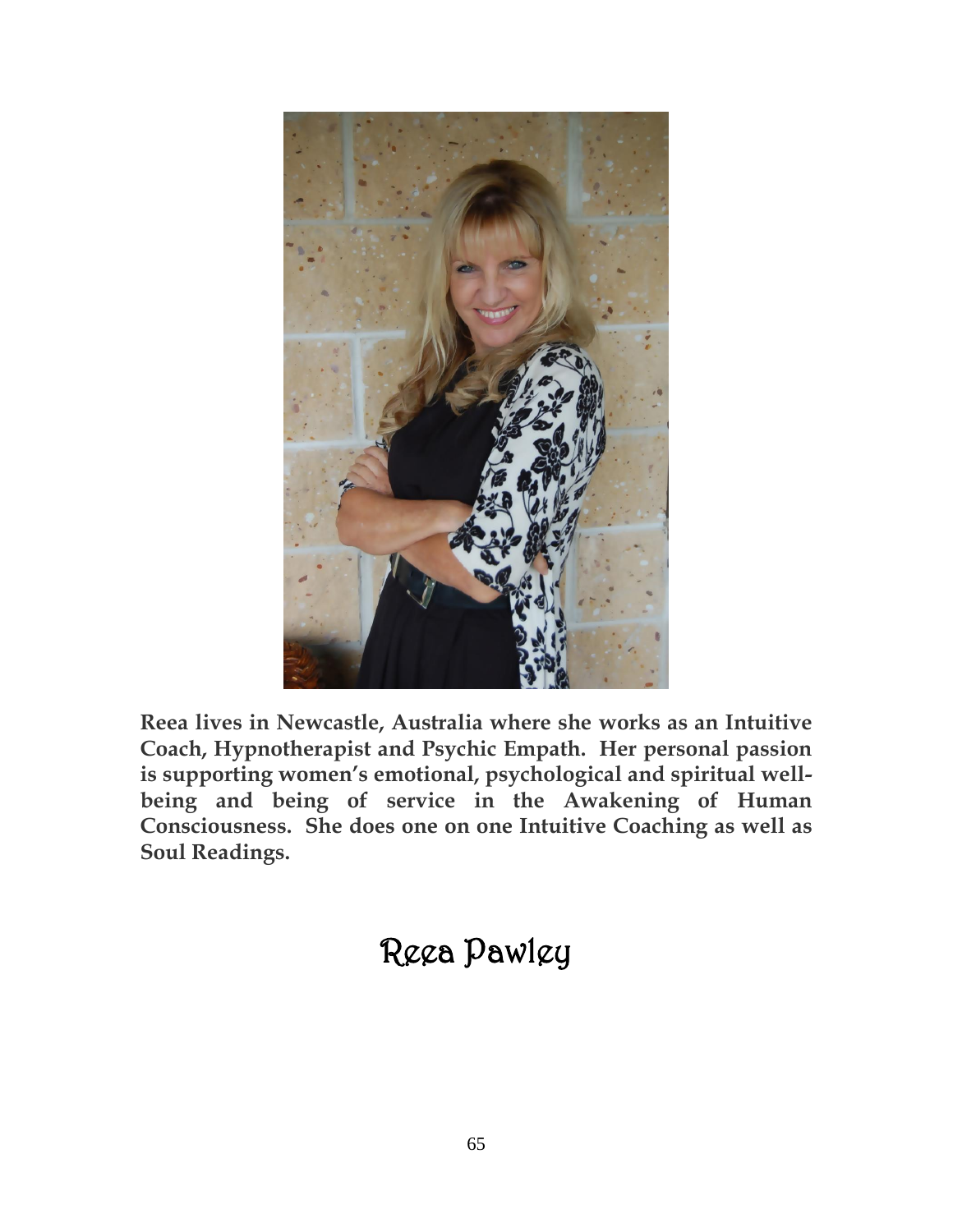**Reea lives in Newcastle, Australia where she works as an Intuitive Coach, Hypnotherapist and Psychic Empath. Her personal passion is supporting women's emotional, psychological and spiritual well-being and being of service in the Awakening of Human Consciousness. She does one on one Intuitive Coaching as well as Soul Readings.**

# Reea Pawley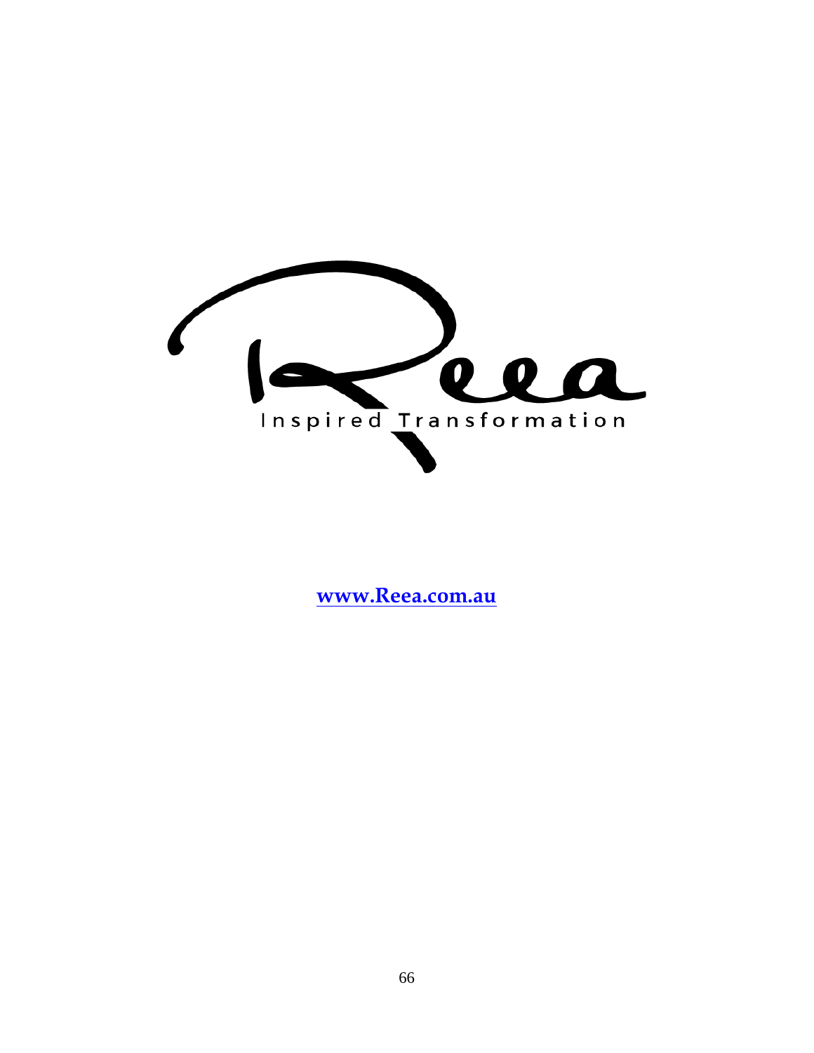Reea

Inspired Transformation

www.Reea.com.au